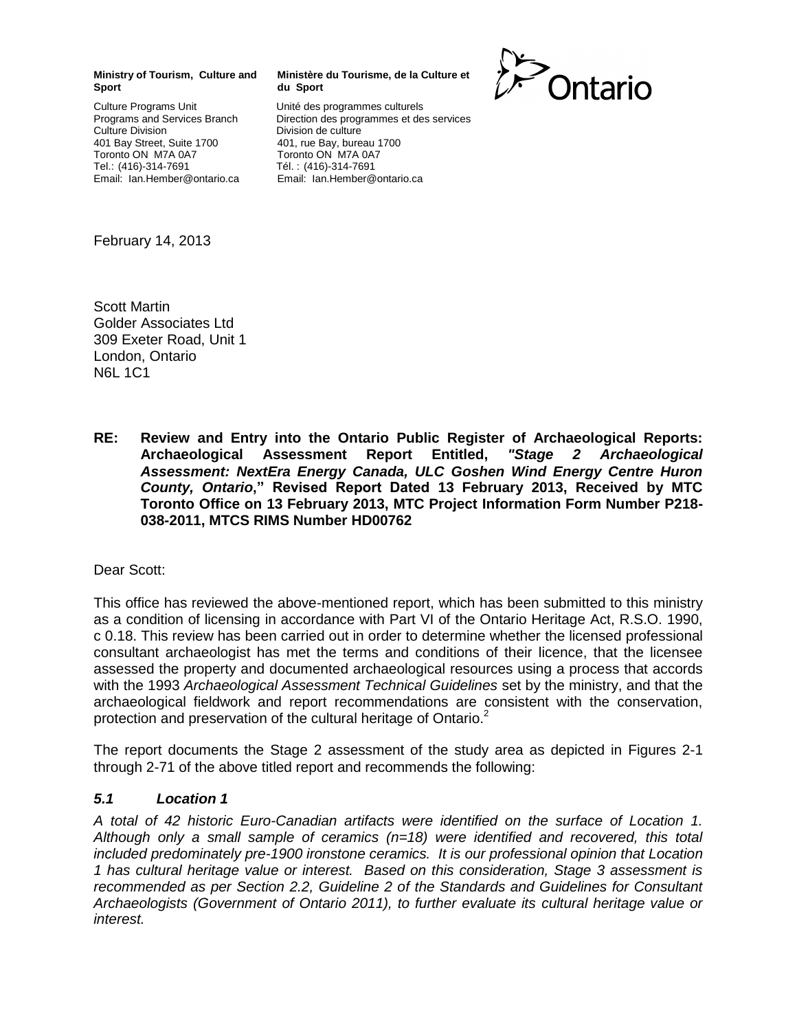**Ministry of Tourism, Culture and Sport**

Culture Programs Unit
Programs and Services Branch
Culture Division
401 Bay Street, Suite 1700
Toronto ON M7A 0A7
Tel.: (416)-314-7691
Email: Ian.Hember@ontario.ca

**Ministère du Tourisme, de la Culture et du Sport**

Unité des programmes culturels
Direction des programmes et des services
Division de culture
401, rue Bay, bureau 1700
Toronto ON M7A 0A7
Tél. : (416)-314-7691
Email: Ian.Hember@ontario.ca

Ontario

February 14, 2013

Scott Martin
Golder Associates Ltd
309 Exeter Road, Unit 1
London, Ontario
N6L 1C1

**RE: Review and Entry into the Ontario Public Register of Archaeological Reports: Archaeological Assessment Report Entitled, *"Stage 2 Archaeological Assessment: NextEra Energy Canada, ULC Goshen Wind Energy Centre Huron County, Ontario*," Revised Report Dated 13 February 2013, Received by MTC Toronto Office on 13 February 2013, MTC Project Information Form Number P218-038-2011, MTCS RIMS Number HD00762**

Dear Scott:

This office has reviewed the above-mentioned report, which has been submitted to this ministry as a condition of licensing in accordance with Part VI of the Ontario Heritage Act, R.S.O. 1990, c 0.18. This review has been carried out in order to determine whether the licensed professional consultant archaeologist has met the terms and conditions of their licence, that the licensee assessed the property and documented archaeological resources using a process that accords with the 1993 *Archaeological Assessment Technical Guidelines* set by the ministry, and that the archaeological fieldwork and report recommendations are consistent with the conservation, protection and preservation of the cultural heritage of Ontario.[2]

The report documents the Stage 2 assessment of the study area as depicted in Figures 2-1 through 2-71 of the above titled report and recommends the following:

### *5.1 Location 1*

*A total of 42 historic Euro-Canadian artifacts were identified on the surface of Location 1. Although only a small sample of ceramics (n=18) were identified and recovered, this total included predominately pre-1900 ironstone ceramics. It is our professional opinion that Location 1 has cultural heritage value or interest. Based on this consideration, Stage 3 assessment is recommended as per Section 2.2, Guideline 2 of the Standards and Guidelines for Consultant Archaeologists (Government of Ontario 2011), to further evaluate its cultural heritage value or interest.*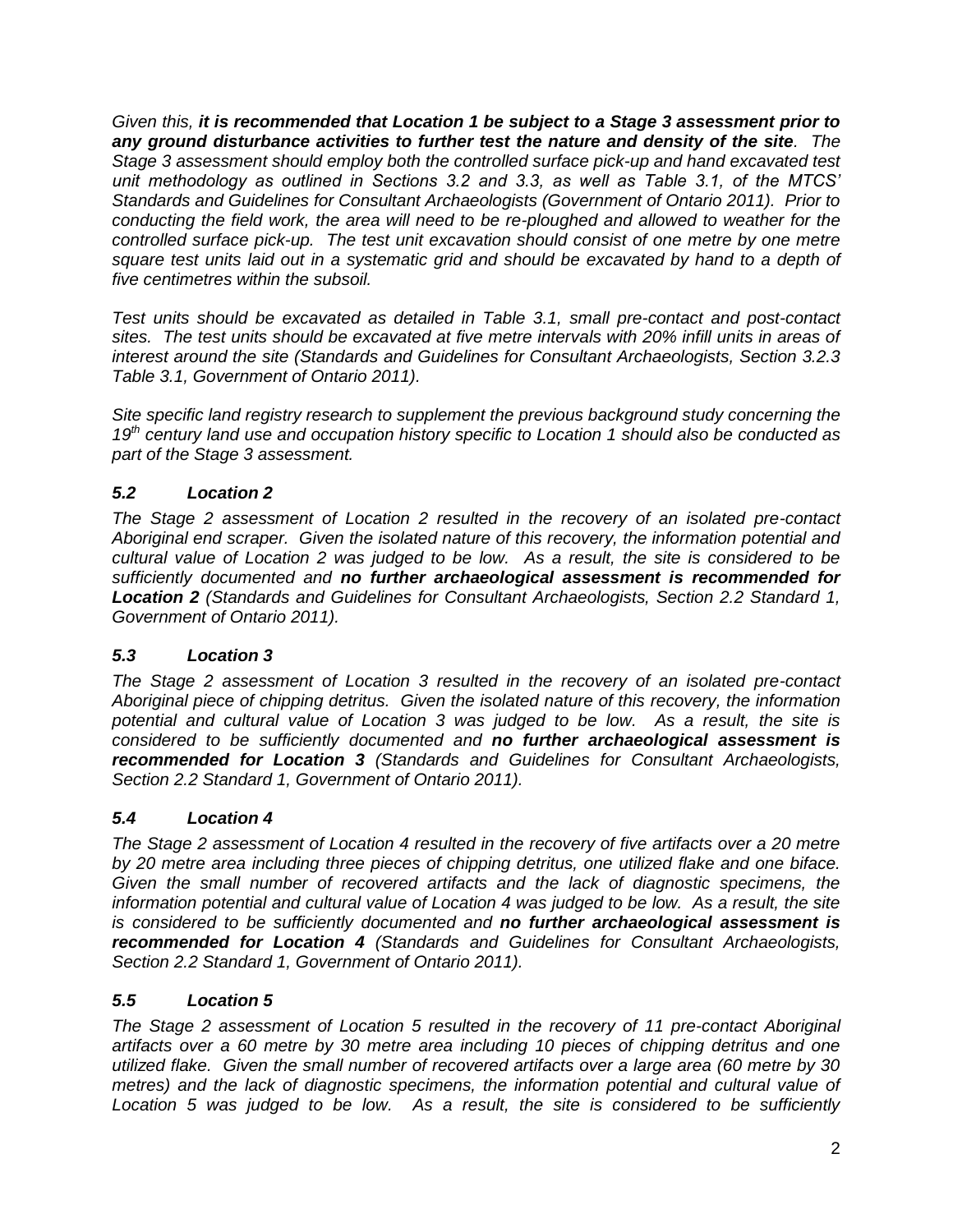*Given this, **it is recommended that Location 1 be subject to a Stage 3 assessment prior to any ground disturbance activities to further test the nature and density of the site**. The Stage 3 assessment should employ both the controlled surface pick-up and hand excavated test unit methodology as outlined in Sections 3.2 and 3.3, as well as Table 3.1, of the MTCS' Standards and Guidelines for Consultant Archaeologists (Government of Ontario 2011). Prior to conducting the field work, the area will need to be re-ploughed and allowed to weather for the controlled surface pick-up. The test unit excavation should consist of one metre by one metre square test units laid out in a systematic grid and should be excavated by hand to a depth of five centimetres within the subsoil.*

*Test units should be excavated as detailed in Table 3.1, small pre-contact and post-contact sites. The test units should be excavated at five metre intervals with 20% infill units in areas of interest around the site (Standards and Guidelines for Consultant Archaeologists, Section 3.2.3 Table 3.1, Government of Ontario 2011).*

*Site specific land registry research to supplement the previous background study concerning the 19th century land use and occupation history specific to Location 1 should also be conducted as part of the Stage 3 assessment.*

### *5.2 Location 2*

*The Stage 2 assessment of Location 2 resulted in the recovery of an isolated pre-contact Aboriginal end scraper. Given the isolated nature of this recovery, the information potential and cultural value of Location 2 was judged to be low. As a result, the site is considered to be sufficiently documented and **no further archaeological assessment is recommended for Location 2** (Standards and Guidelines for Consultant Archaeologists, Section 2.2 Standard 1, Government of Ontario 2011).*

### *5.3 Location 3*

*The Stage 2 assessment of Location 3 resulted in the recovery of an isolated pre-contact Aboriginal piece of chipping detritus. Given the isolated nature of this recovery, the information potential and cultural value of Location 3 was judged to be low. As a result, the site is considered to be sufficiently documented and **no further archaeological assessment is recommended for Location 3** (Standards and Guidelines for Consultant Archaeologists, Section 2.2 Standard 1, Government of Ontario 2011).*

### *5.4 Location 4*

*The Stage 2 assessment of Location 4 resulted in the recovery of five artifacts over a 20 metre by 20 metre area including three pieces of chipping detritus, one utilized flake and one biface. Given the small number of recovered artifacts and the lack of diagnostic specimens, the information potential and cultural value of Location 4 was judged to be low. As a result, the site is considered to be sufficiently documented and **no further archaeological assessment is recommended for Location 4** (Standards and Guidelines for Consultant Archaeologists, Section 2.2 Standard 1, Government of Ontario 2011).*

### *5.5 Location 5*

*The Stage 2 assessment of Location 5 resulted in the recovery of 11 pre-contact Aboriginal artifacts over a 60 metre by 30 metre area including 10 pieces of chipping detritus and one utilized flake. Given the small number of recovered artifacts over a large area (60 metre by 30 metres) and the lack of diagnostic specimens, the information potential and cultural value of Location 5 was judged to be low. As a result, the site is considered to be sufficiently*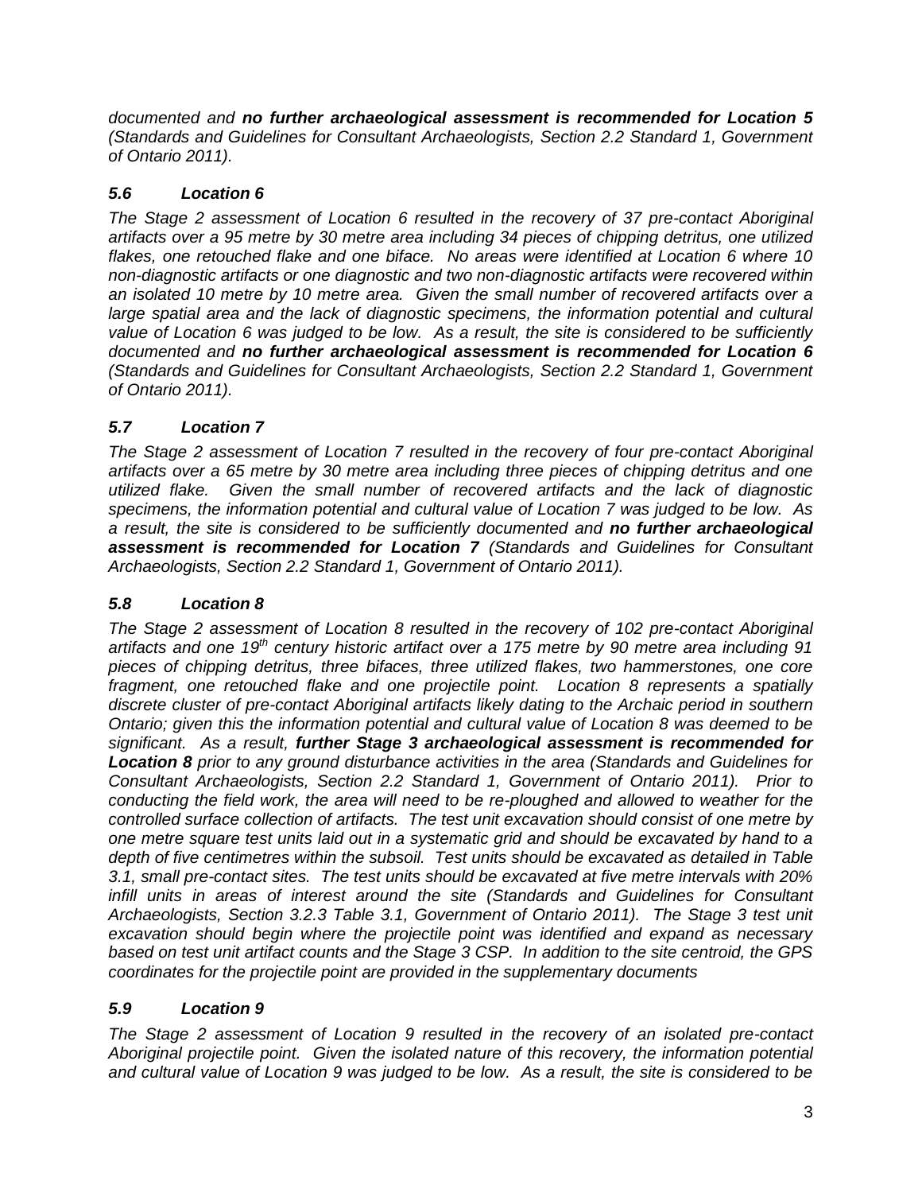*documented and **no further archaeological assessment is recommended for Location 5** (Standards and Guidelines for Consultant Archaeologists, Section 2.2 Standard 1, Government of Ontario 2011).*

### *5.6 Location 6*

*The Stage 2 assessment of Location 6 resulted in the recovery of 37 pre-contact Aboriginal artifacts over a 95 metre by 30 metre area including 34 pieces of chipping detritus, one utilized flakes, one retouched flake and one biface. No areas were identified at Location 6 where 10 non-diagnostic artifacts or one diagnostic and two non-diagnostic artifacts were recovered within an isolated 10 metre by 10 metre area. Given the small number of recovered artifacts over a large spatial area and the lack of diagnostic specimens, the information potential and cultural value of Location 6 was judged to be low. As a result, the site is considered to be sufficiently documented and **no further archaeological assessment is recommended for Location 6** (Standards and Guidelines for Consultant Archaeologists, Section 2.2 Standard 1, Government of Ontario 2011).*

### *5.7 Location 7*

*The Stage 2 assessment of Location 7 resulted in the recovery of four pre-contact Aboriginal artifacts over a 65 metre by 30 metre area including three pieces of chipping detritus and one utilized flake. Given the small number of recovered artifacts and the lack of diagnostic specimens, the information potential and cultural value of Location 7 was judged to be low. As a result, the site is considered to be sufficiently documented and **no further archaeological assessment is recommended for Location 7** (Standards and Guidelines for Consultant Archaeologists, Section 2.2 Standard 1, Government of Ontario 2011).*

### *5.8 Location 8*

*The Stage 2 assessment of Location 8 resulted in the recovery of 102 pre-contact Aboriginal artifacts and one 19th century historic artifact over a 175 metre by 90 metre area including 91 pieces of chipping detritus, three bifaces, three utilized flakes, two hammerstones, one core fragment, one retouched flake and one projectile point. Location 8 represents a spatially discrete cluster of pre-contact Aboriginal artifacts likely dating to the Archaic period in southern Ontario; given this the information potential and cultural value of Location 8 was deemed to be significant. As a result, **further Stage 3 archaeological assessment is recommended for Location 8** prior to any ground disturbance activities in the area (Standards and Guidelines for Consultant Archaeologists, Section 2.2 Standard 1, Government of Ontario 2011). Prior to conducting the field work, the area will need to be re-ploughed and allowed to weather for the controlled surface collection of artifacts. The test unit excavation should consist of one metre by one metre square test units laid out in a systematic grid and should be excavated by hand to a depth of five centimetres within the subsoil. Test units should be excavated as detailed in Table 3.1, small pre-contact sites. The test units should be excavated at five metre intervals with 20% infill units in areas of interest around the site (Standards and Guidelines for Consultant Archaeologists, Section 3.2.3 Table 3.1, Government of Ontario 2011). The Stage 3 test unit excavation should begin where the projectile point was identified and expand as necessary based on test unit artifact counts and the Stage 3 CSP. In addition to the site centroid, the GPS coordinates for the projectile point are provided in the supplementary documents*

### *5.9 Location 9*

*The Stage 2 assessment of Location 9 resulted in the recovery of an isolated pre-contact Aboriginal projectile point. Given the isolated nature of this recovery, the information potential and cultural value of Location 9 was judged to be low. As a result, the site is considered to be*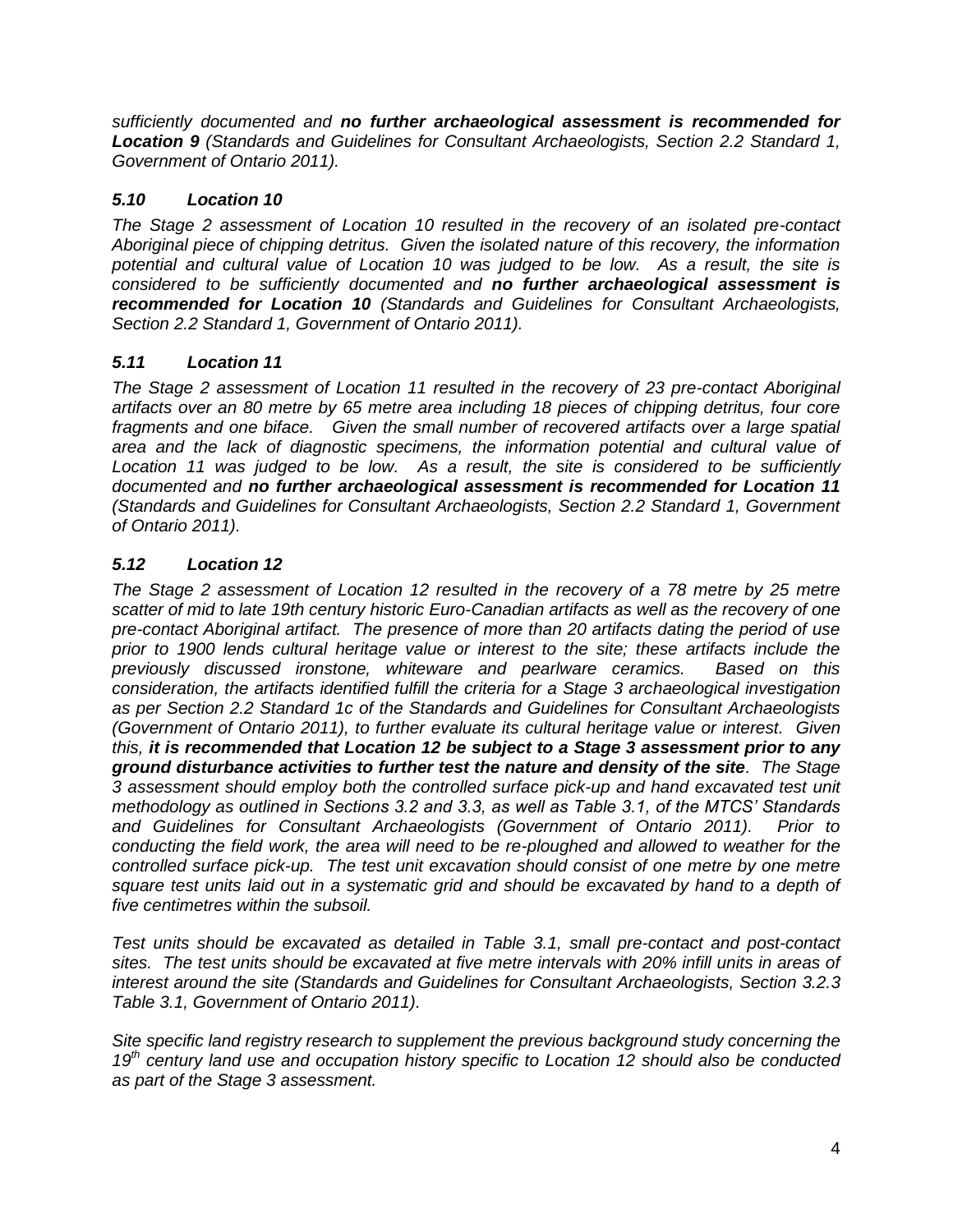*sufficiently documented and **no further archaeological assessment is recommended for Location 9** (Standards and Guidelines for Consultant Archaeologists, Section 2.2 Standard 1, Government of Ontario 2011).*

### *5.10 Location 10*

*The Stage 2 assessment of Location 10 resulted in the recovery of an isolated pre-contact Aboriginal piece of chipping detritus. Given the isolated nature of this recovery, the information potential and cultural value of Location 10 was judged to be low. As a result, the site is considered to be sufficiently documented and **no further archaeological assessment is recommended for Location 10** (Standards and Guidelines for Consultant Archaeologists, Section 2.2 Standard 1, Government of Ontario 2011).*

### *5.11 Location 11*

*The Stage 2 assessment of Location 11 resulted in the recovery of 23 pre-contact Aboriginal artifacts over an 80 metre by 65 metre area including 18 pieces of chipping detritus, four core fragments and one biface. Given the small number of recovered artifacts over a large spatial area and the lack of diagnostic specimens, the information potential and cultural value of Location 11 was judged to be low. As a result, the site is considered to be sufficiently documented and **no further archaeological assessment is recommended for Location 11** (Standards and Guidelines for Consultant Archaeologists, Section 2.2 Standard 1, Government of Ontario 2011).*

### *5.12 Location 12*

*The Stage 2 assessment of Location 12 resulted in the recovery of a 78 metre by 25 metre scatter of mid to late 19th century historic Euro-Canadian artifacts as well as the recovery of one pre-contact Aboriginal artifact. The presence of more than 20 artifacts dating the period of use prior to 1900 lends cultural heritage value or interest to the site; these artifacts include the previously discussed ironstone, whiteware and pearlware ceramics. Based on this consideration, the artifacts identified fulfill the criteria for a Stage 3 archaeological investigation as per Section 2.2 Standard 1c of the Standards and Guidelines for Consultant Archaeologists (Government of Ontario 2011), to further evaluate its cultural heritage value or interest. Given this, **it is recommended that Location 12 be subject to a Stage 3 assessment prior to any ground disturbance activities to further test the nature and density of the site**. The Stage 3 assessment should employ both the controlled surface pick-up and hand excavated test unit methodology as outlined in Sections 3.2 and 3.3, as well as Table 3.1, of the MTCS' Standards and Guidelines for Consultant Archaeologists (Government of Ontario 2011). Prior to conducting the field work, the area will need to be re-ploughed and allowed to weather for the controlled surface pick-up. The test unit excavation should consist of one metre by one metre square test units laid out in a systematic grid and should be excavated by hand to a depth of five centimetres within the subsoil.*

*Test units should be excavated as detailed in Table 3.1, small pre-contact and post-contact sites. The test units should be excavated at five metre intervals with 20% infill units in areas of interest around the site (Standards and Guidelines for Consultant Archaeologists, Section 3.2.3 Table 3.1, Government of Ontario 2011).*

*Site specific land registry research to supplement the previous background study concerning the 19th century land use and occupation history specific to Location 12 should also be conducted as part of the Stage 3 assessment.*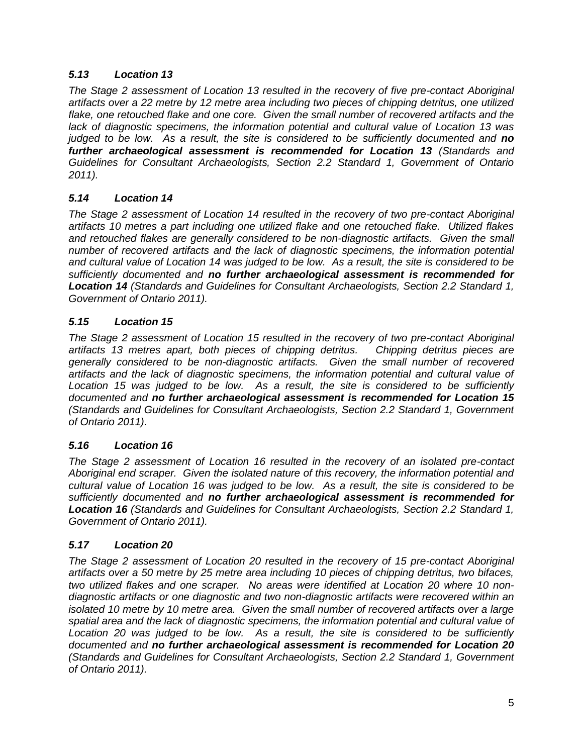### *5.13 Location 13*

*The Stage 2 assessment of Location 13 resulted in the recovery of five pre-contact Aboriginal artifacts over a 22 metre by 12 metre area including two pieces of chipping detritus, one utilized flake, one retouched flake and one core. Given the small number of recovered artifacts and the lack of diagnostic specimens, the information potential and cultural value of Location 13 was judged to be low. As a result, the site is considered to be sufficiently documented and **no further archaeological assessment is recommended for Location 13** (Standards and Guidelines for Consultant Archaeologists, Section 2.2 Standard 1, Government of Ontario 2011).*

### *5.14 Location 14*

*The Stage 2 assessment of Location 14 resulted in the recovery of two pre-contact Aboriginal artifacts 10 metres a part including one utilized flake and one retouched flake. Utilized flakes and retouched flakes are generally considered to be non-diagnostic artifacts. Given the small number of recovered artifacts and the lack of diagnostic specimens, the information potential and cultural value of Location 14 was judged to be low. As a result, the site is considered to be sufficiently documented and **no further archaeological assessment is recommended for Location 14** (Standards and Guidelines for Consultant Archaeologists, Section 2.2 Standard 1, Government of Ontario 2011).*

### *5.15 Location 15*

*The Stage 2 assessment of Location 15 resulted in the recovery of two pre-contact Aboriginal artifacts 13 metres apart, both pieces of chipping detritus. Chipping detritus pieces are generally considered to be non-diagnostic artifacts. Given the small number of recovered artifacts and the lack of diagnostic specimens, the information potential and cultural value of Location 15 was judged to be low. As a result, the site is considered to be sufficiently documented and **no further archaeological assessment is recommended for Location 15** (Standards and Guidelines for Consultant Archaeologists, Section 2.2 Standard 1, Government of Ontario 2011).*

### *5.16 Location 16*

*The Stage 2 assessment of Location 16 resulted in the recovery of an isolated pre-contact Aboriginal end scraper. Given the isolated nature of this recovery, the information potential and cultural value of Location 16 was judged to be low. As a result, the site is considered to be sufficiently documented and **no further archaeological assessment is recommended for Location 16** (Standards and Guidelines for Consultant Archaeologists, Section 2.2 Standard 1, Government of Ontario 2011).*

### *5.17 Location 20*

*The Stage 2 assessment of Location 20 resulted in the recovery of 15 pre-contact Aboriginal artifacts over a 50 metre by 25 metre area including 10 pieces of chipping detritus, two bifaces, two utilized flakes and one scraper. No areas were identified at Location 20 where 10 non-diagnostic artifacts or one diagnostic and two non-diagnostic artifacts were recovered within an isolated 10 metre by 10 metre area. Given the small number of recovered artifacts over a large spatial area and the lack of diagnostic specimens, the information potential and cultural value of Location 20 was judged to be low. As a result, the site is considered to be sufficiently documented and **no further archaeological assessment is recommended for Location 20** (Standards and Guidelines for Consultant Archaeologists, Section 2.2 Standard 1, Government of Ontario 2011).*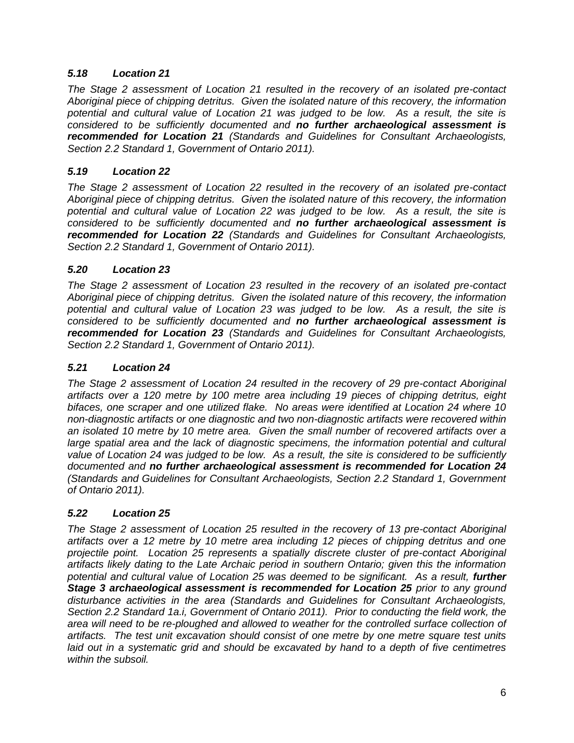### *5.18 Location 21*

*The Stage 2 assessment of Location 21 resulted in the recovery of an isolated pre-contact Aboriginal piece of chipping detritus. Given the isolated nature of this recovery, the information potential and cultural value of Location 21 was judged to be low. As a result, the site is considered to be sufficiently documented and **no further archaeological assessment is recommended for Location 21** (Standards and Guidelines for Consultant Archaeologists, Section 2.2 Standard 1, Government of Ontario 2011).*

### *5.19 Location 22*

*The Stage 2 assessment of Location 22 resulted in the recovery of an isolated pre-contact Aboriginal piece of chipping detritus. Given the isolated nature of this recovery, the information potential and cultural value of Location 22 was judged to be low. As a result, the site is considered to be sufficiently documented and **no further archaeological assessment is recommended for Location 22** (Standards and Guidelines for Consultant Archaeologists, Section 2.2 Standard 1, Government of Ontario 2011).*

### *5.20 Location 23*

*The Stage 2 assessment of Location 23 resulted in the recovery of an isolated pre-contact Aboriginal piece of chipping detritus. Given the isolated nature of this recovery, the information potential and cultural value of Location 23 was judged to be low. As a result, the site is considered to be sufficiently documented and **no further archaeological assessment is recommended for Location 23** (Standards and Guidelines for Consultant Archaeologists, Section 2.2 Standard 1, Government of Ontario 2011).*

### *5.21 Location 24*

*The Stage 2 assessment of Location 24 resulted in the recovery of 29 pre-contact Aboriginal artifacts over a 120 metre by 100 metre area including 19 pieces of chipping detritus, eight bifaces, one scraper and one utilized flake. No areas were identified at Location 24 where 10 non-diagnostic artifacts or one diagnostic and two non-diagnostic artifacts were recovered within an isolated 10 metre by 10 metre area. Given the small number of recovered artifacts over a large spatial area and the lack of diagnostic specimens, the information potential and cultural value of Location 24 was judged to be low. As a result, the site is considered to be sufficiently documented and **no further archaeological assessment is recommended for Location 24** (Standards and Guidelines for Consultant Archaeologists, Section 2.2 Standard 1, Government of Ontario 2011).*

### *5.22 Location 25*

*The Stage 2 assessment of Location 25 resulted in the recovery of 13 pre-contact Aboriginal artifacts over a 12 metre by 10 metre area including 12 pieces of chipping detritus and one projectile point. Location 25 represents a spatially discrete cluster of pre-contact Aboriginal artifacts likely dating to the Late Archaic period in southern Ontario; given this the information potential and cultural value of Location 25 was deemed to be significant. As a result, **further Stage 3 archaeological assessment is recommended for Location 25** prior to any ground disturbance activities in the area (Standards and Guidelines for Consultant Archaeologists, Section 2.2 Standard 1a.i, Government of Ontario 2011). Prior to conducting the field work, the area will need to be re-ploughed and allowed to weather for the controlled surface collection of artifacts. The test unit excavation should consist of one metre by one metre square test units laid out in a systematic grid and should be excavated by hand to a depth of five centimetres within the subsoil.*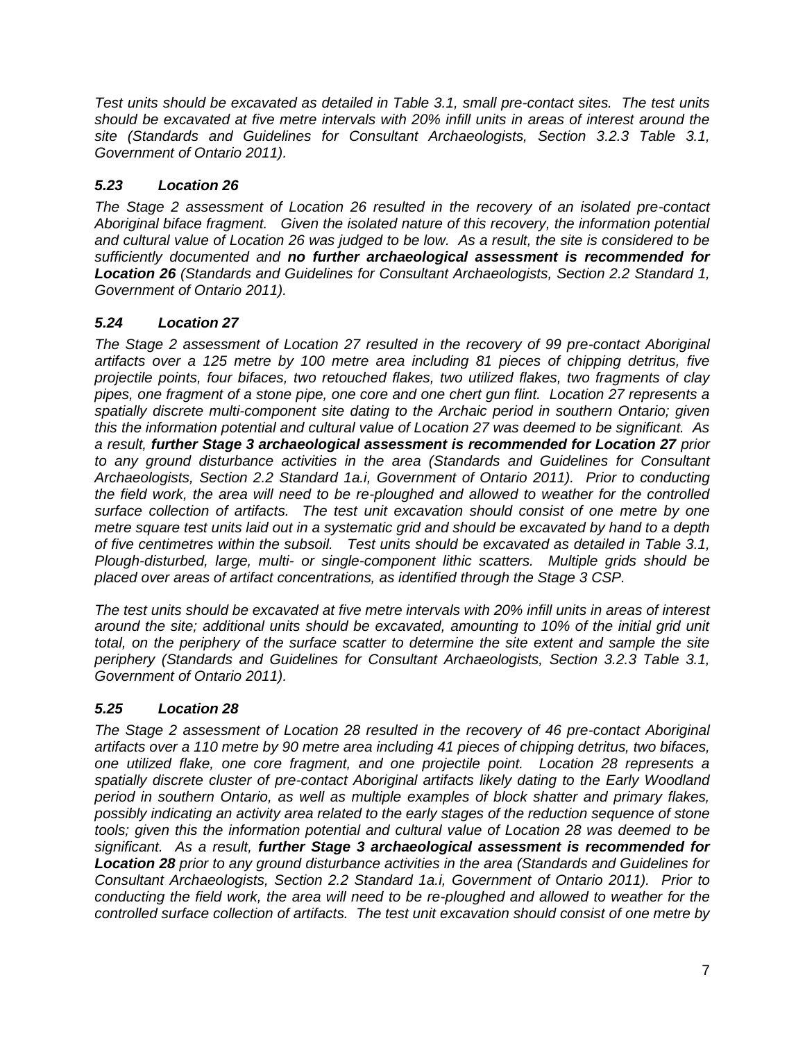*Test units should be excavated as detailed in Table 3.1, small pre-contact sites. The test units should be excavated at five metre intervals with 20% infill units in areas of interest around the site (Standards and Guidelines for Consultant Archaeologists, Section 3.2.3 Table 3.1, Government of Ontario 2011).*

### *5.23 Location 26*

*The Stage 2 assessment of Location 26 resulted in the recovery of an isolated pre-contact Aboriginal biface fragment. Given the isolated nature of this recovery, the information potential and cultural value of Location 26 was judged to be low. As a result, the site is considered to be sufficiently documented and **no further archaeological assessment is recommended for Location 26** (Standards and Guidelines for Consultant Archaeologists, Section 2.2 Standard 1, Government of Ontario 2011).*

### *5.24 Location 27*

*The Stage 2 assessment of Location 27 resulted in the recovery of 99 pre-contact Aboriginal artifacts over a 125 metre by 100 metre area including 81 pieces of chipping detritus, five projectile points, four bifaces, two retouched flakes, two utilized flakes, two fragments of clay pipes, one fragment of a stone pipe, one core and one chert gun flint. Location 27 represents a spatially discrete multi-component site dating to the Archaic period in southern Ontario; given this the information potential and cultural value of Location 27 was deemed to be significant. As a result, **further Stage 3 archaeological assessment is recommended for Location 27** prior to any ground disturbance activities in the area (Standards and Guidelines for Consultant Archaeologists, Section 2.2 Standard 1a.i, Government of Ontario 2011). Prior to conducting the field work, the area will need to be re-ploughed and allowed to weather for the controlled surface collection of artifacts. The test unit excavation should consist of one metre by one metre square test units laid out in a systematic grid and should be excavated by hand to a depth of five centimetres within the subsoil. Test units should be excavated as detailed in Table 3.1, Plough-disturbed, large, multi- or single-component lithic scatters. Multiple grids should be placed over areas of artifact concentrations, as identified through the Stage 3 CSP.*

*The test units should be excavated at five metre intervals with 20% infill units in areas of interest around the site; additional units should be excavated, amounting to 10% of the initial grid unit total, on the periphery of the surface scatter to determine the site extent and sample the site periphery (Standards and Guidelines for Consultant Archaeologists, Section 3.2.3 Table 3.1, Government of Ontario 2011).*

### *5.25 Location 28*

*The Stage 2 assessment of Location 28 resulted in the recovery of 46 pre-contact Aboriginal artifacts over a 110 metre by 90 metre area including 41 pieces of chipping detritus, two bifaces, one utilized flake, one core fragment, and one projectile point. Location 28 represents a spatially discrete cluster of pre-contact Aboriginal artifacts likely dating to the Early Woodland period in southern Ontario, as well as multiple examples of block shatter and primary flakes, possibly indicating an activity area related to the early stages of the reduction sequence of stone tools; given this the information potential and cultural value of Location 28 was deemed to be significant. As a result, **further Stage 3 archaeological assessment is recommended for Location 28** prior to any ground disturbance activities in the area (Standards and Guidelines for Consultant Archaeologists, Section 2.2 Standard 1a.i, Government of Ontario 2011). Prior to conducting the field work, the area will need to be re-ploughed and allowed to weather for the controlled surface collection of artifacts. The test unit excavation should consist of one metre by*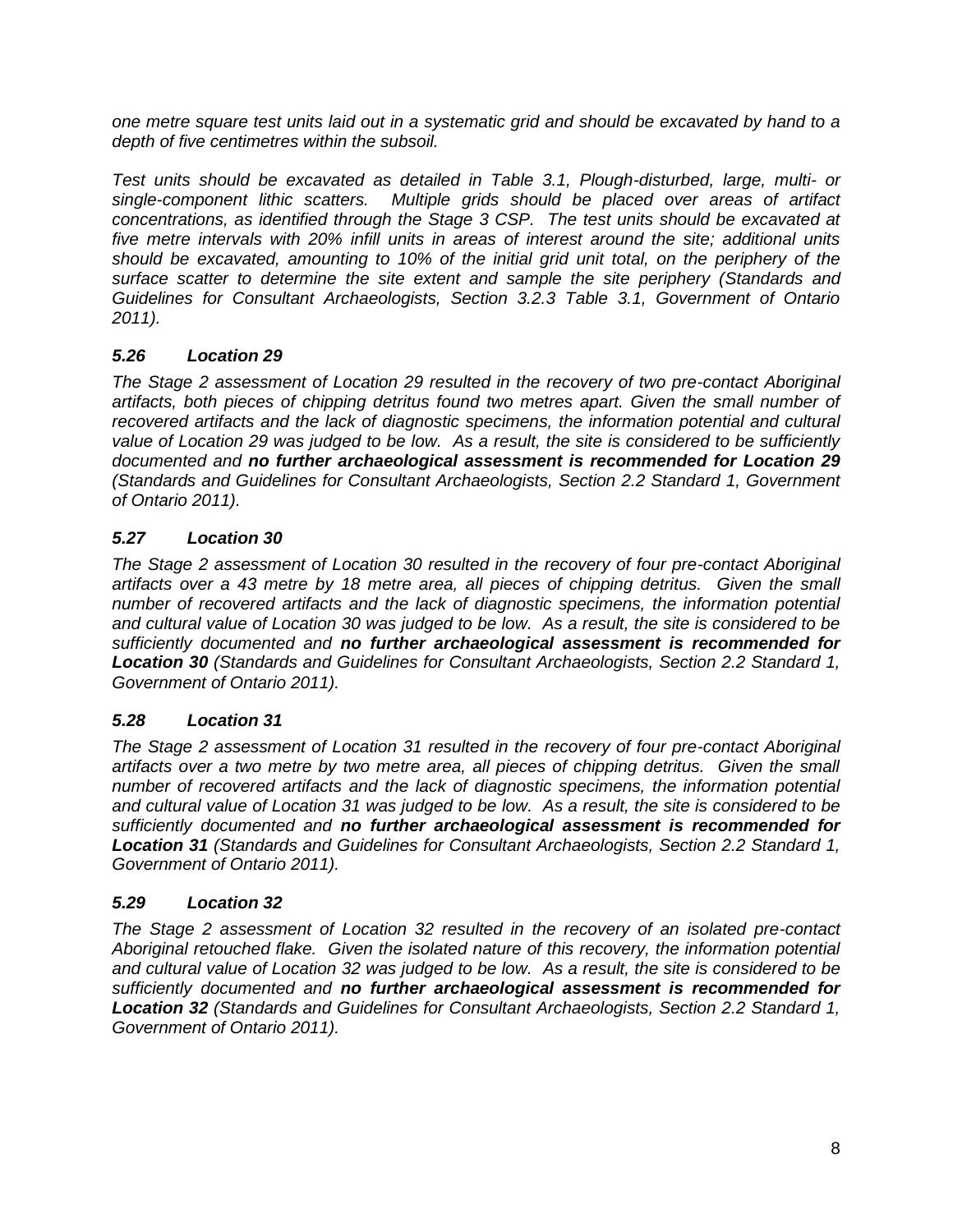*one metre square test units laid out in a systematic grid and should be excavated by hand to a depth of five centimetres within the subsoil.*

*Test units should be excavated as detailed in Table 3.1, Plough-disturbed, large, multi- or single-component lithic scatters. Multiple grids should be placed over areas of artifact concentrations, as identified through the Stage 3 CSP. The test units should be excavated at five metre intervals with 20% infill units in areas of interest around the site; additional units should be excavated, amounting to 10% of the initial grid unit total, on the periphery of the surface scatter to determine the site extent and sample the site periphery (Standards and Guidelines for Consultant Archaeologists, Section 3.2.3 Table 3.1, Government of Ontario 2011).*

### *5.26 Location 29*

*The Stage 2 assessment of Location 29 resulted in the recovery of two pre-contact Aboriginal artifacts, both pieces of chipping detritus found two metres apart. Given the small number of recovered artifacts and the lack of diagnostic specimens, the information potential and cultural value of Location 29 was judged to be low. As a result, the site is considered to be sufficiently documented and* ***no further archaeological assessment is recommended for Location 29*** *(Standards and Guidelines for Consultant Archaeologists, Section 2.2 Standard 1, Government of Ontario 2011).*

### *5.27 Location 30*

*The Stage 2 assessment of Location 30 resulted in the recovery of four pre-contact Aboriginal artifacts over a 43 metre by 18 metre area, all pieces of chipping detritus. Given the small number of recovered artifacts and the lack of diagnostic specimens, the information potential and cultural value of Location 30 was judged to be low. As a result, the site is considered to be sufficiently documented and* ***no further archaeological assessment is recommended for Location 30*** *(Standards and Guidelines for Consultant Archaeologists, Section 2.2 Standard 1, Government of Ontario 2011).*

### *5.28 Location 31*

*The Stage 2 assessment of Location 31 resulted in the recovery of four pre-contact Aboriginal artifacts over a two metre by two metre area, all pieces of chipping detritus. Given the small number of recovered artifacts and the lack of diagnostic specimens, the information potential and cultural value of Location 31 was judged to be low. As a result, the site is considered to be sufficiently documented and* ***no further archaeological assessment is recommended for Location 31*** *(Standards and Guidelines for Consultant Archaeologists, Section 2.2 Standard 1, Government of Ontario 2011).*

### *5.29 Location 32*

*The Stage 2 assessment of Location 32 resulted in the recovery of an isolated pre-contact Aboriginal retouched flake. Given the isolated nature of this recovery, the information potential and cultural value of Location 32 was judged to be low. As a result, the site is considered to be sufficiently documented and* ***no further archaeological assessment is recommended for Location 32*** *(Standards and Guidelines for Consultant Archaeologists, Section 2.2 Standard 1, Government of Ontario 2011).*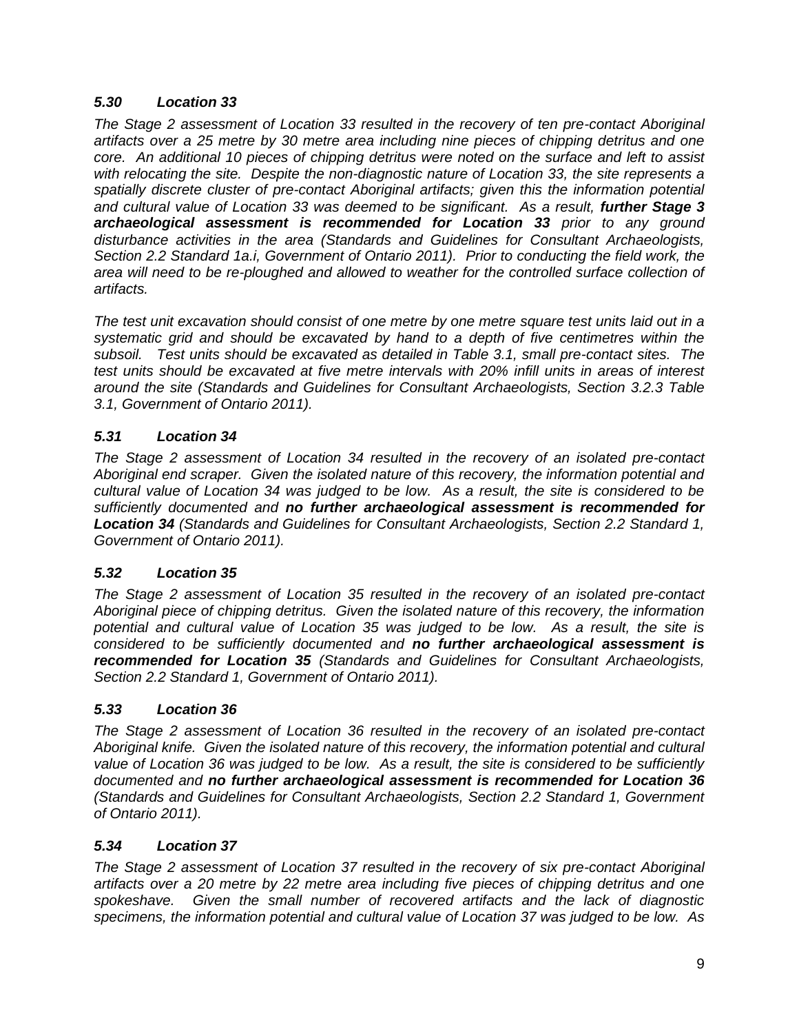### *5.30 Location 33*

*The Stage 2 assessment of Location 33 resulted in the recovery of ten pre-contact Aboriginal artifacts over a 25 metre by 30 metre area including nine pieces of chipping detritus and one core. An additional 10 pieces of chipping detritus were noted on the surface and left to assist with relocating the site. Despite the non-diagnostic nature of Location 33, the site represents a spatially discrete cluster of pre-contact Aboriginal artifacts; given this the information potential and cultural value of Location 33 was deemed to be significant. As a result,* ***further Stage 3 archaeological assessment is recommended for Location 33*** *prior to any ground disturbance activities in the area (Standards and Guidelines for Consultant Archaeologists, Section 2.2 Standard 1a.i, Government of Ontario 2011). Prior to conducting the field work, the area will need to be re-ploughed and allowed to weather for the controlled surface collection of artifacts.*

*The test unit excavation should consist of one metre by one metre square test units laid out in a systematic grid and should be excavated by hand to a depth of five centimetres within the subsoil. Test units should be excavated as detailed in Table 3.1, small pre-contact sites. The test units should be excavated at five metre intervals with 20% infill units in areas of interest around the site (Standards and Guidelines for Consultant Archaeologists, Section 3.2.3 Table 3.1, Government of Ontario 2011).*

### *5.31 Location 34*

*The Stage 2 assessment of Location 34 resulted in the recovery of an isolated pre-contact Aboriginal end scraper. Given the isolated nature of this recovery, the information potential and cultural value of Location 34 was judged to be low. As a result, the site is considered to be sufficiently documented and* ***no further archaeological assessment is recommended for Location 34*** *(Standards and Guidelines for Consultant Archaeologists, Section 2.2 Standard 1, Government of Ontario 2011).*

### *5.32 Location 35*

*The Stage 2 assessment of Location 35 resulted in the recovery of an isolated pre-contact Aboriginal piece of chipping detritus. Given the isolated nature of this recovery, the information potential and cultural value of Location 35 was judged to be low. As a result, the site is considered to be sufficiently documented and* ***no further archaeological assessment is recommended for Location 35*** *(Standards and Guidelines for Consultant Archaeologists, Section 2.2 Standard 1, Government of Ontario 2011).*

### *5.33 Location 36*

*The Stage 2 assessment of Location 36 resulted in the recovery of an isolated pre-contact Aboriginal knife. Given the isolated nature of this recovery, the information potential and cultural value of Location 36 was judged to be low. As a result, the site is considered to be sufficiently documented and* ***no further archaeological assessment is recommended for Location 36*** *(Standards and Guidelines for Consultant Archaeologists, Section 2.2 Standard 1, Government of Ontario 2011).*

### *5.34 Location 37*

*The Stage 2 assessment of Location 37 resulted in the recovery of six pre-contact Aboriginal artifacts over a 20 metre by 22 metre area including five pieces of chipping detritus and one spokeshave. Given the small number of recovered artifacts and the lack of diagnostic specimens, the information potential and cultural value of Location 37 was judged to be low. As*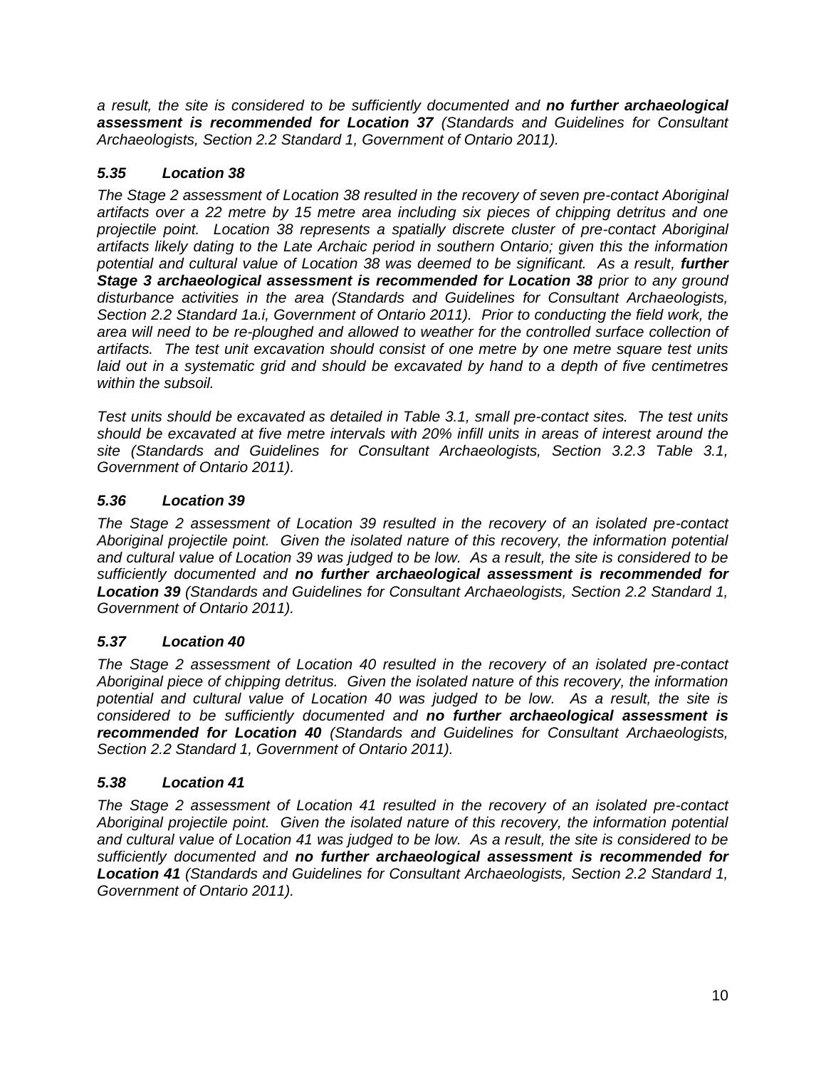*a result, the site is considered to be sufficiently documented and **no further archaeological assessment is recommended for Location 37** (Standards and Guidelines for Consultant Archaeologists, Section 2.2 Standard 1, Government of Ontario 2011).*

### *5.35 Location 38*

*The Stage 2 assessment of Location 38 resulted in the recovery of seven pre-contact Aboriginal artifacts over a 22 metre by 15 metre area including six pieces of chipping detritus and one projectile point. Location 38 represents a spatially discrete cluster of pre-contact Aboriginal artifacts likely dating to the Late Archaic period in southern Ontario; given this the information potential and cultural value of Location 38 was deemed to be significant. As a result, **further Stage 3 archaeological assessment is recommended for Location 38** prior to any ground disturbance activities in the area (Standards and Guidelines for Consultant Archaeologists, Section 2.2 Standard 1a.i, Government of Ontario 2011). Prior to conducting the field work, the area will need to be re-ploughed and allowed to weather for the controlled surface collection of artifacts. The test unit excavation should consist of one metre by one metre square test units laid out in a systematic grid and should be excavated by hand to a depth of five centimetres within the subsoil.*

*Test units should be excavated as detailed in Table 3.1, small pre-contact sites. The test units should be excavated at five metre intervals with 20% infill units in areas of interest around the site (Standards and Guidelines for Consultant Archaeologists, Section 3.2.3 Table 3.1, Government of Ontario 2011).*

### *5.36 Location 39*

*The Stage 2 assessment of Location 39 resulted in the recovery of an isolated pre-contact Aboriginal projectile point. Given the isolated nature of this recovery, the information potential and cultural value of Location 39 was judged to be low. As a result, the site is considered to be sufficiently documented and **no further archaeological assessment is recommended for Location 39** (Standards and Guidelines for Consultant Archaeologists, Section 2.2 Standard 1, Government of Ontario 2011).*

### *5.37 Location 40*

*The Stage 2 assessment of Location 40 resulted in the recovery of an isolated pre-contact Aboriginal piece of chipping detritus. Given the isolated nature of this recovery, the information potential and cultural value of Location 40 was judged to be low. As a result, the site is considered to be sufficiently documented and **no further archaeological assessment is recommended for Location 40** (Standards and Guidelines for Consultant Archaeologists, Section 2.2 Standard 1, Government of Ontario 2011).*

### *5.38 Location 41*

*The Stage 2 assessment of Location 41 resulted in the recovery of an isolated pre-contact Aboriginal projectile point. Given the isolated nature of this recovery, the information potential and cultural value of Location 41 was judged to be low. As a result, the site is considered to be sufficiently documented and **no further archaeological assessment is recommended for Location 41** (Standards and Guidelines for Consultant Archaeologists, Section 2.2 Standard 1, Government of Ontario 2011).*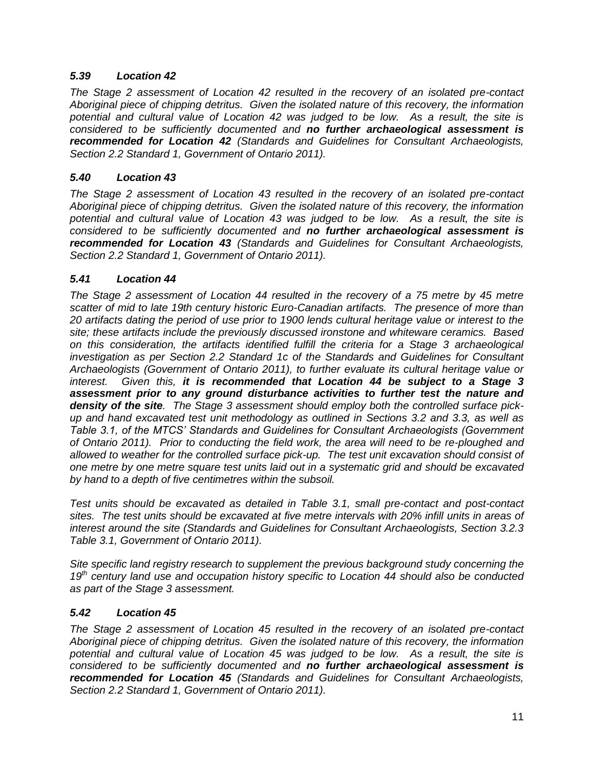### *5.39 Location 42*

*The Stage 2 assessment of Location 42 resulted in the recovery of an isolated pre-contact Aboriginal piece of chipping detritus. Given the isolated nature of this recovery, the information potential and cultural value of Location 42 was judged to be low. As a result, the site is considered to be sufficiently documented and **no further archaeological assessment is recommended for Location 42** (Standards and Guidelines for Consultant Archaeologists, Section 2.2 Standard 1, Government of Ontario 2011).*

### *5.40 Location 43*

*The Stage 2 assessment of Location 43 resulted in the recovery of an isolated pre-contact Aboriginal piece of chipping detritus. Given the isolated nature of this recovery, the information potential and cultural value of Location 43 was judged to be low. As a result, the site is considered to be sufficiently documented and **no further archaeological assessment is recommended for Location 43** (Standards and Guidelines for Consultant Archaeologists, Section 2.2 Standard 1, Government of Ontario 2011).*

### *5.41 Location 44*

*The Stage 2 assessment of Location 44 resulted in the recovery of a 75 metre by 45 metre scatter of mid to late 19th century historic Euro-Canadian artifacts. The presence of more than 20 artifacts dating the period of use prior to 1900 lends cultural heritage value or interest to the site; these artifacts include the previously discussed ironstone and whiteware ceramics. Based on this consideration, the artifacts identified fulfill the criteria for a Stage 3 archaeological investigation as per Section 2.2 Standard 1c of the Standards and Guidelines for Consultant Archaeologists (Government of Ontario 2011), to further evaluate its cultural heritage value or interest. Given this, **it is recommended that Location 44 be subject to a Stage 3 assessment prior to any ground disturbance activities to further test the nature and density of the site**. The Stage 3 assessment should employ both the controlled surface pick-up and hand excavated test unit methodology as outlined in Sections 3.2 and 3.3, as well as Table 3.1, of the MTCS' Standards and Guidelines for Consultant Archaeologists (Government of Ontario 2011). Prior to conducting the field work, the area will need to be re-ploughed and allowed to weather for the controlled surface pick-up. The test unit excavation should consist of one metre by one metre square test units laid out in a systematic grid and should be excavated by hand to a depth of five centimetres within the subsoil.*

*Test units should be excavated as detailed in Table 3.1, small pre-contact and post-contact sites. The test units should be excavated at five metre intervals with 20% infill units in areas of interest around the site (Standards and Guidelines for Consultant Archaeologists, Section 3.2.3 Table 3.1, Government of Ontario 2011).*

*Site specific land registry research to supplement the previous background study concerning the 19th century land use and occupation history specific to Location 44 should also be conducted as part of the Stage 3 assessment.*

### *5.42 Location 45*

*The Stage 2 assessment of Location 45 resulted in the recovery of an isolated pre-contact Aboriginal piece of chipping detritus. Given the isolated nature of this recovery, the information potential and cultural value of Location 45 was judged to be low. As a result, the site is considered to be sufficiently documented and **no further archaeological assessment is recommended for Location 45** (Standards and Guidelines for Consultant Archaeologists, Section 2.2 Standard 1, Government of Ontario 2011).*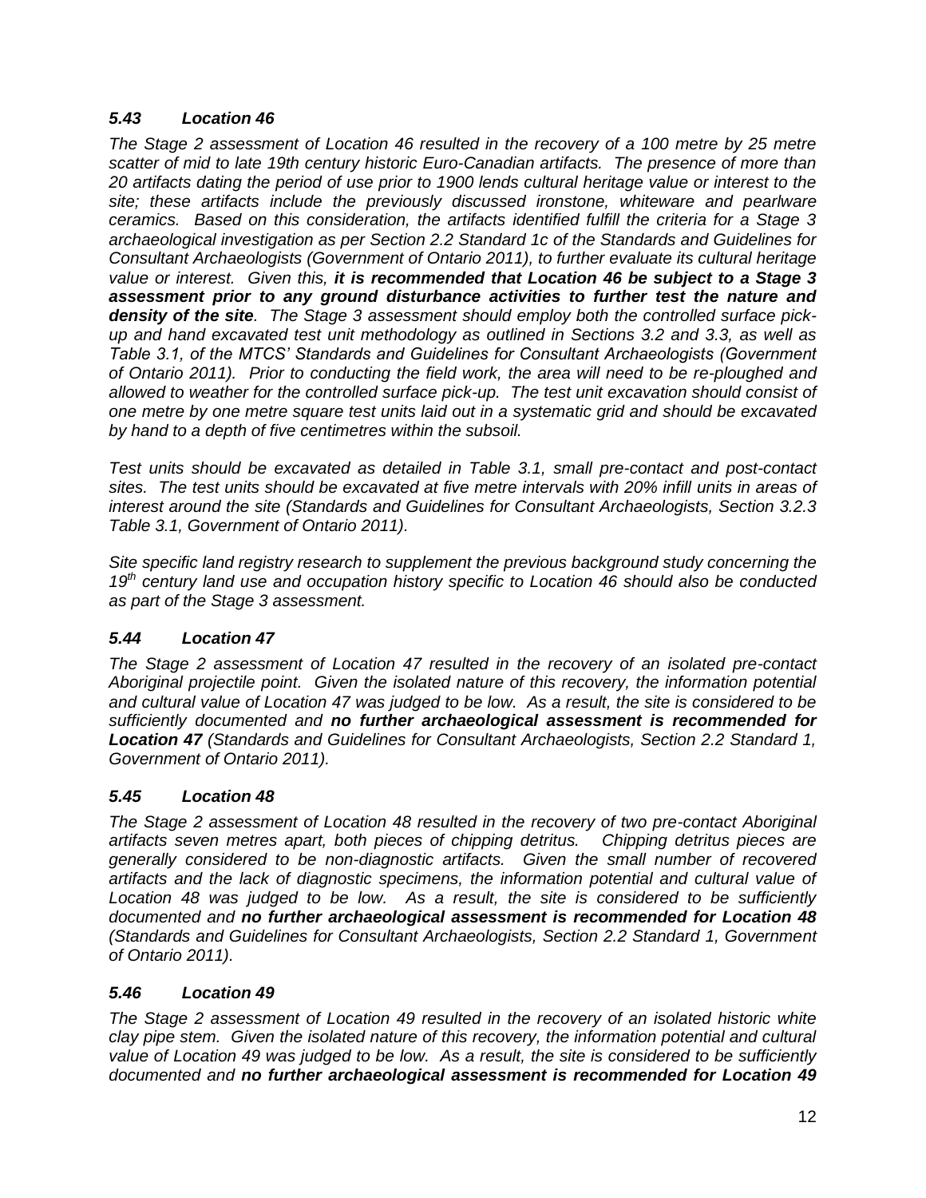### *5.43 Location 46*

*The Stage 2 assessment of Location 46 resulted in the recovery of a 100 metre by 25 metre scatter of mid to late 19th century historic Euro-Canadian artifacts. The presence of more than 20 artifacts dating the period of use prior to 1900 lends cultural heritage value or interest to the site; these artifacts include the previously discussed ironstone, whiteware and pearlware ceramics. Based on this consideration, the artifacts identified fulfill the criteria for a Stage 3 archaeological investigation as per Section 2.2 Standard 1c of the Standards and Guidelines for Consultant Archaeologists (Government of Ontario 2011), to further evaluate its cultural heritage value or interest. Given this,* ***it is recommended that Location 46 be subject to a Stage 3 assessment prior to any ground disturbance activities to further test the nature and density of the site****. The Stage 3 assessment should employ both the controlled surface pick-up and hand excavated test unit methodology as outlined in Sections 3.2 and 3.3, as well as Table 3.1, of the MTCS' Standards and Guidelines for Consultant Archaeologists (Government of Ontario 2011). Prior to conducting the field work, the area will need to be re-ploughed and allowed to weather for the controlled surface pick-up. The test unit excavation should consist of one metre by one metre square test units laid out in a systematic grid and should be excavated by hand to a depth of five centimetres within the subsoil.*

*Test units should be excavated as detailed in Table 3.1, small pre-contact and post-contact sites. The test units should be excavated at five metre intervals with 20% infill units in areas of interest around the site (Standards and Guidelines for Consultant Archaeologists, Section 3.2.3 Table 3.1, Government of Ontario 2011).*

*Site specific land registry research to supplement the previous background study concerning the 19th century land use and occupation history specific to Location 46 should also be conducted as part of the Stage 3 assessment.*

### *5.44 Location 47*

*The Stage 2 assessment of Location 47 resulted in the recovery of an isolated pre-contact Aboriginal projectile point. Given the isolated nature of this recovery, the information potential and cultural value of Location 47 was judged to be low. As a result, the site is considered to be sufficiently documented and* ***no further archaeological assessment is recommended for Location 47*** *(Standards and Guidelines for Consultant Archaeologists, Section 2.2 Standard 1, Government of Ontario 2011).*

### *5.45 Location 48*

*The Stage 2 assessment of Location 48 resulted in the recovery of two pre-contact Aboriginal artifacts seven metres apart, both pieces of chipping detritus. Chipping detritus pieces are generally considered to be non-diagnostic artifacts. Given the small number of recovered artifacts and the lack of diagnostic specimens, the information potential and cultural value of Location 48 was judged to be low. As a result, the site is considered to be sufficiently documented and* ***no further archaeological assessment is recommended for Location 48*** *(Standards and Guidelines for Consultant Archaeologists, Section 2.2 Standard 1, Government of Ontario 2011).*

### *5.46 Location 49*

*The Stage 2 assessment of Location 49 resulted in the recovery of an isolated historic white clay pipe stem. Given the isolated nature of this recovery, the information potential and cultural value of Location 49 was judged to be low. As a result, the site is considered to be sufficiently documented and* ***no further archaeological assessment is recommended for Location 49***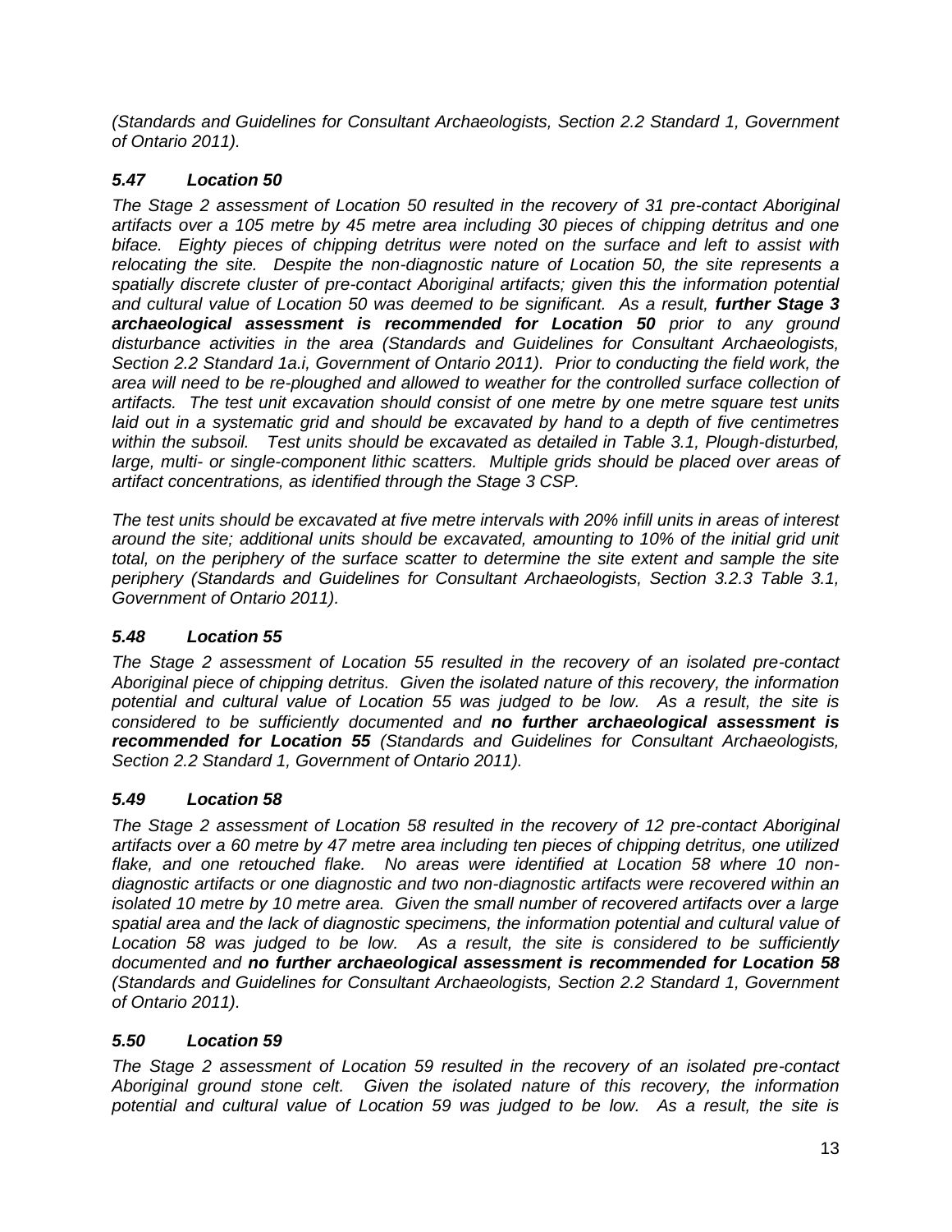*(Standards and Guidelines for Consultant Archaeologists, Section 2.2 Standard 1, Government of Ontario 2011).*

### *5.47 Location 50*

*The Stage 2 assessment of Location 50 resulted in the recovery of 31 pre-contact Aboriginal artifacts over a 105 metre by 45 metre area including 30 pieces of chipping detritus and one biface. Eighty pieces of chipping detritus were noted on the surface and left to assist with relocating the site. Despite the non-diagnostic nature of Location 50, the site represents a spatially discrete cluster of pre-contact Aboriginal artifacts; given this the information potential and cultural value of Location 50 was deemed to be significant. As a result,* ***further Stage 3 archaeological assessment is recommended for Location 50*** *prior to any ground disturbance activities in the area (Standards and Guidelines for Consultant Archaeologists, Section 2.2 Standard 1a.i, Government of Ontario 2011). Prior to conducting the field work, the area will need to be re-ploughed and allowed to weather for the controlled surface collection of artifacts. The test unit excavation should consist of one metre by one metre square test units laid out in a systematic grid and should be excavated by hand to a depth of five centimetres within the subsoil. Test units should be excavated as detailed in Table 3.1, Plough-disturbed, large, multi- or single-component lithic scatters. Multiple grids should be placed over areas of artifact concentrations, as identified through the Stage 3 CSP.*

*The test units should be excavated at five metre intervals with 20% infill units in areas of interest around the site; additional units should be excavated, amounting to 10% of the initial grid unit total, on the periphery of the surface scatter to determine the site extent and sample the site periphery (Standards and Guidelines for Consultant Archaeologists, Section 3.2.3 Table 3.1, Government of Ontario 2011).*

### *5.48 Location 55*

*The Stage 2 assessment of Location 55 resulted in the recovery of an isolated pre-contact Aboriginal piece of chipping detritus. Given the isolated nature of this recovery, the information potential and cultural value of Location 55 was judged to be low. As a result, the site is considered to be sufficiently documented and* ***no further archaeological assessment is recommended for Location 55*** *(Standards and Guidelines for Consultant Archaeologists, Section 2.2 Standard 1, Government of Ontario 2011).*

### *5.49 Location 58*

*The Stage 2 assessment of Location 58 resulted in the recovery of 12 pre-contact Aboriginal artifacts over a 60 metre by 47 metre area including ten pieces of chipping detritus, one utilized flake, and one retouched flake. No areas were identified at Location 58 where 10 non-diagnostic artifacts or one diagnostic and two non-diagnostic artifacts were recovered within an isolated 10 metre by 10 metre area. Given the small number of recovered artifacts over a large spatial area and the lack of diagnostic specimens, the information potential and cultural value of Location 58 was judged to be low. As a result, the site is considered to be sufficiently documented and* ***no further archaeological assessment is recommended for Location 58*** *(Standards and Guidelines for Consultant Archaeologists, Section 2.2 Standard 1, Government of Ontario 2011).*

### *5.50 Location 59*

*The Stage 2 assessment of Location 59 resulted in the recovery of an isolated pre-contact Aboriginal ground stone celt. Given the isolated nature of this recovery, the information potential and cultural value of Location 59 was judged to be low. As a result, the site is*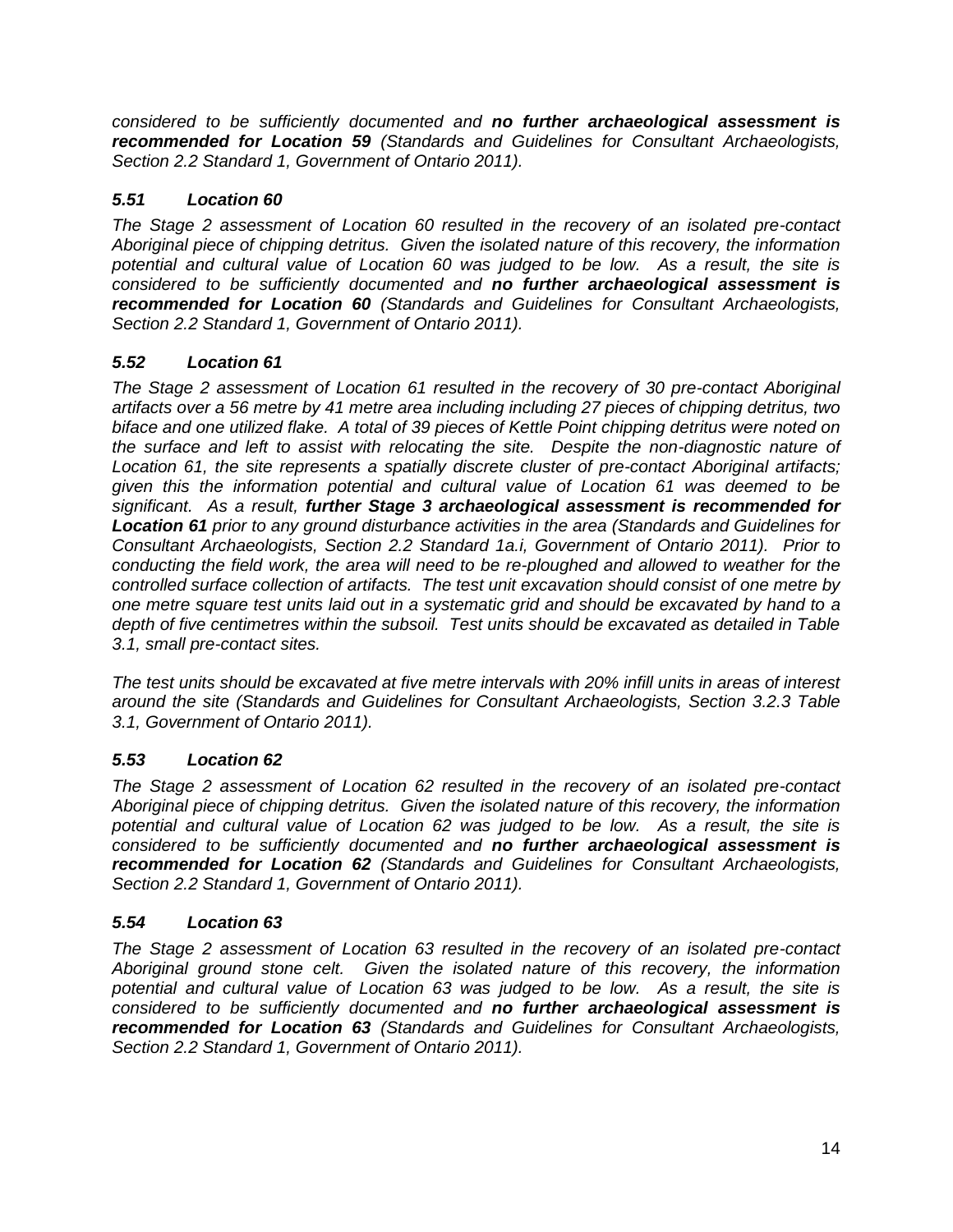*considered to be sufficiently documented and **no further archaeological assessment is recommended for Location 59** (Standards and Guidelines for Consultant Archaeologists, Section 2.2 Standard 1, Government of Ontario 2011).*

### *5.51 Location 60*

*The Stage 2 assessment of Location 60 resulted in the recovery of an isolated pre-contact Aboriginal piece of chipping detritus. Given the isolated nature of this recovery, the information potential and cultural value of Location 60 was judged to be low. As a result, the site is considered to be sufficiently documented and **no further archaeological assessment is recommended for Location 60** (Standards and Guidelines for Consultant Archaeologists, Section 2.2 Standard 1, Government of Ontario 2011).*

### *5.52 Location 61*

*The Stage 2 assessment of Location 61 resulted in the recovery of 30 pre-contact Aboriginal artifacts over a 56 metre by 41 metre area including including 27 pieces of chipping detritus, two biface and one utilized flake. A total of 39 pieces of Kettle Point chipping detritus were noted on the surface and left to assist with relocating the site. Despite the non-diagnostic nature of Location 61, the site represents a spatially discrete cluster of pre-contact Aboriginal artifacts; given this the information potential and cultural value of Location 61 was deemed to be significant. As a result, **further Stage 3 archaeological assessment is recommended for Location 61** prior to any ground disturbance activities in the area (Standards and Guidelines for Consultant Archaeologists, Section 2.2 Standard 1a.i, Government of Ontario 2011). Prior to conducting the field work, the area will need to be re-ploughed and allowed to weather for the controlled surface collection of artifacts. The test unit excavation should consist of one metre by one metre square test units laid out in a systematic grid and should be excavated by hand to a depth of five centimetres within the subsoil. Test units should be excavated as detailed in Table 3.1, small pre-contact sites.*

*The test units should be excavated at five metre intervals with 20% infill units in areas of interest around the site (Standards and Guidelines for Consultant Archaeologists, Section 3.2.3 Table 3.1, Government of Ontario 2011).*

### *5.53 Location 62*

*The Stage 2 assessment of Location 62 resulted in the recovery of an isolated pre-contact Aboriginal piece of chipping detritus. Given the isolated nature of this recovery, the information potential and cultural value of Location 62 was judged to be low. As a result, the site is considered to be sufficiently documented and **no further archaeological assessment is recommended for Location 62** (Standards and Guidelines for Consultant Archaeologists, Section 2.2 Standard 1, Government of Ontario 2011).*

### *5.54 Location 63*

*The Stage 2 assessment of Location 63 resulted in the recovery of an isolated pre-contact Aboriginal ground stone celt. Given the isolated nature of this recovery, the information potential and cultural value of Location 63 was judged to be low. As a result, the site is considered to be sufficiently documented and **no further archaeological assessment is recommended for Location 63** (Standards and Guidelines for Consultant Archaeologists, Section 2.2 Standard 1, Government of Ontario 2011).*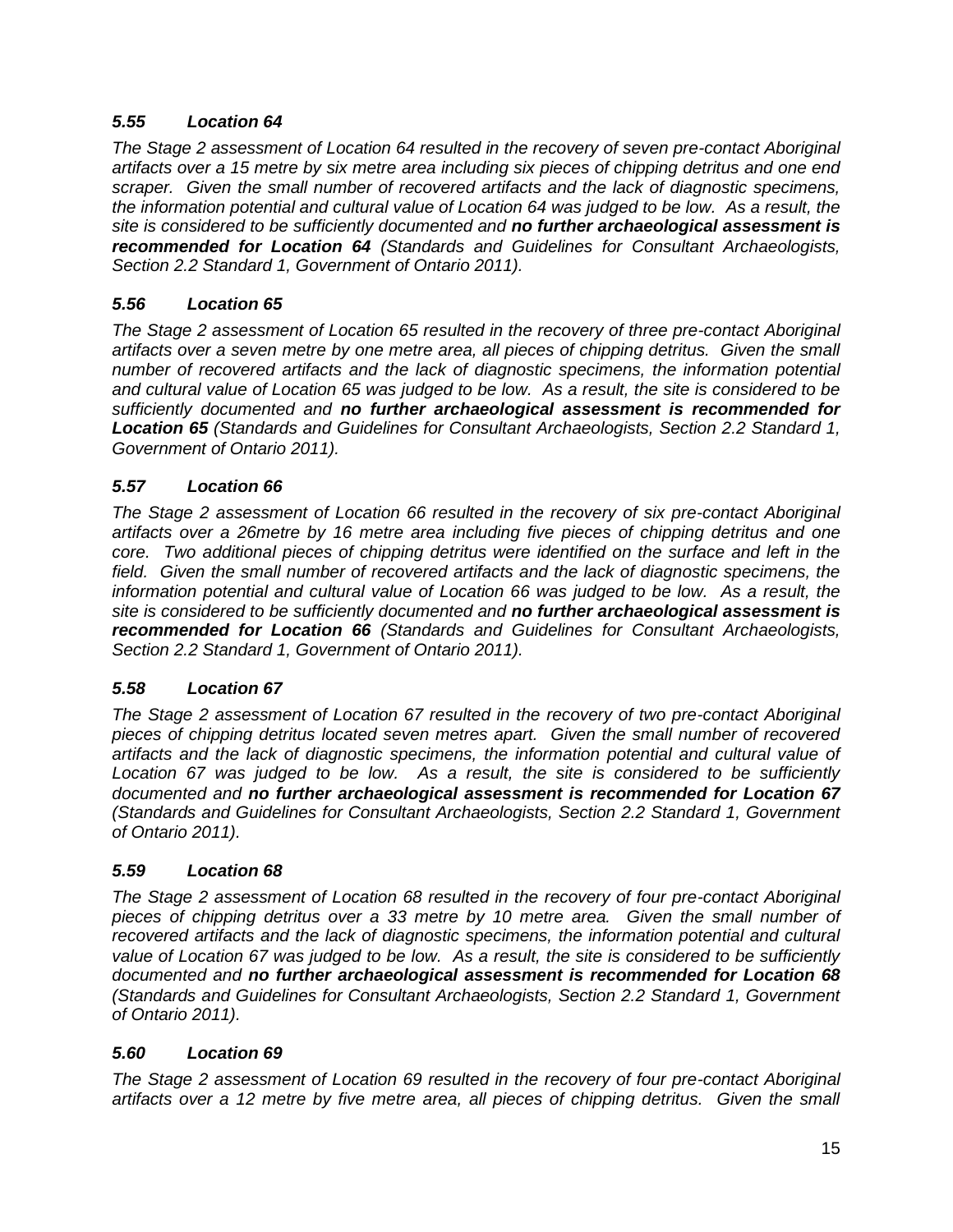### *5.55 Location 64*

*The Stage 2 assessment of Location 64 resulted in the recovery of seven pre-contact Aboriginal artifacts over a 15 metre by six metre area including six pieces of chipping detritus and one end scraper. Given the small number of recovered artifacts and the lack of diagnostic specimens, the information potential and cultural value of Location 64 was judged to be low. As a result, the site is considered to be sufficiently documented and* ***no further archaeological assessment is recommended for Location 64*** *(Standards and Guidelines for Consultant Archaeologists, Section 2.2 Standard 1, Government of Ontario 2011).*

### *5.56 Location 65*

*The Stage 2 assessment of Location 65 resulted in the recovery of three pre-contact Aboriginal artifacts over a seven metre by one metre area, all pieces of chipping detritus. Given the small number of recovered artifacts and the lack of diagnostic specimens, the information potential and cultural value of Location 65 was judged to be low. As a result, the site is considered to be sufficiently documented and* ***no further archaeological assessment is recommended for Location 65*** *(Standards and Guidelines for Consultant Archaeologists, Section 2.2 Standard 1, Government of Ontario 2011).*

### *5.57 Location 66*

*The Stage 2 assessment of Location 66 resulted in the recovery of six pre-contact Aboriginal artifacts over a 26metre by 16 metre area including five pieces of chipping detritus and one core. Two additional pieces of chipping detritus were identified on the surface and left in the field. Given the small number of recovered artifacts and the lack of diagnostic specimens, the information potential and cultural value of Location 66 was judged to be low. As a result, the site is considered to be sufficiently documented and* ***no further archaeological assessment is recommended for Location 66*** *(Standards and Guidelines for Consultant Archaeologists, Section 2.2 Standard 1, Government of Ontario 2011).*

### *5.58 Location 67*

*The Stage 2 assessment of Location 67 resulted in the recovery of two pre-contact Aboriginal pieces of chipping detritus located seven metres apart. Given the small number of recovered artifacts and the lack of diagnostic specimens, the information potential and cultural value of Location 67 was judged to be low. As a result, the site is considered to be sufficiently documented and* ***no further archaeological assessment is recommended for Location 67*** *(Standards and Guidelines for Consultant Archaeologists, Section 2.2 Standard 1, Government of Ontario 2011).*

### *5.59 Location 68*

*The Stage 2 assessment of Location 68 resulted in the recovery of four pre-contact Aboriginal pieces of chipping detritus over a 33 metre by 10 metre area. Given the small number of recovered artifacts and the lack of diagnostic specimens, the information potential and cultural value of Location 67 was judged to be low. As a result, the site is considered to be sufficiently documented and* ***no further archaeological assessment is recommended for Location 68*** *(Standards and Guidelines for Consultant Archaeologists, Section 2.2 Standard 1, Government of Ontario 2011).*

### *5.60 Location 69*

*The Stage 2 assessment of Location 69 resulted in the recovery of four pre-contact Aboriginal artifacts over a 12 metre by five metre area, all pieces of chipping detritus. Given the small*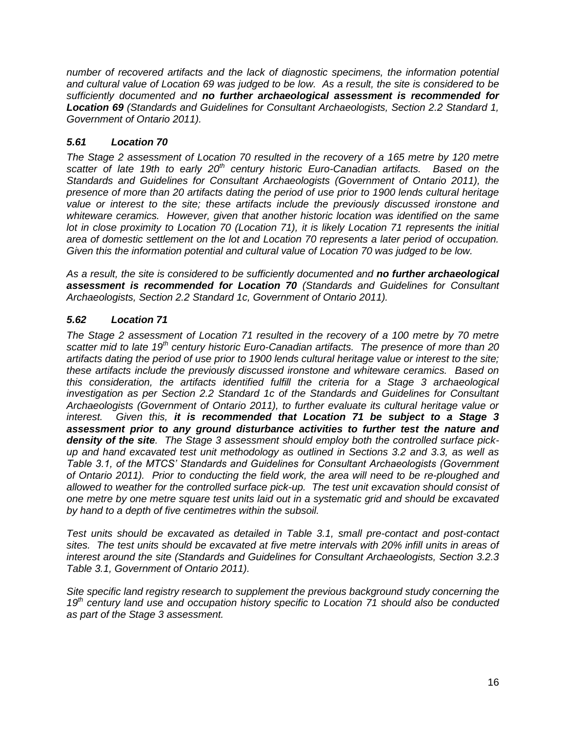*number of recovered artifacts and the lack of diagnostic specimens, the information potential and cultural value of Location 69 was judged to be low. As a result, the site is considered to be sufficiently documented and **no further archaeological assessment is recommended for Location 69** (Standards and Guidelines for Consultant Archaeologists, Section 2.2 Standard 1, Government of Ontario 2011).*

### *5.61 Location 70*

*The Stage 2 assessment of Location 70 resulted in the recovery of a 165 metre by 120 metre scatter of late 19th to early 20th century historic Euro-Canadian artifacts. Based on the Standards and Guidelines for Consultant Archaeologists (Government of Ontario 2011), the presence of more than 20 artifacts dating the period of use prior to 1900 lends cultural heritage value or interest to the site; these artifacts include the previously discussed ironstone and whiteware ceramics. However, given that another historic location was identified on the same lot in close proximity to Location 70 (Location 71), it is likely Location 71 represents the initial area of domestic settlement on the lot and Location 70 represents a later period of occupation. Given this the information potential and cultural value of Location 70 was judged to be low.*

*As a result, the site is considered to be sufficiently documented and **no further archaeological assessment is recommended for Location 70** (Standards and Guidelines for Consultant Archaeologists, Section 2.2 Standard 1c, Government of Ontario 2011).*

### *5.62 Location 71*

*The Stage 2 assessment of Location 71 resulted in the recovery of a 100 metre by 70 metre scatter mid to late 19th century historic Euro-Canadian artifacts. The presence of more than 20 artifacts dating the period of use prior to 1900 lends cultural heritage value or interest to the site; these artifacts include the previously discussed ironstone and whiteware ceramics. Based on this consideration, the artifacts identified fulfill the criteria for a Stage 3 archaeological investigation as per Section 2.2 Standard 1c of the Standards and Guidelines for Consultant Archaeologists (Government of Ontario 2011), to further evaluate its cultural heritage value or interest. Given this, **it is recommended that Location 71 be subject to a Stage 3 assessment prior to any ground disturbance activities to further test the nature and density of the site**. The Stage 3 assessment should employ both the controlled surface pick-up and hand excavated test unit methodology as outlined in Sections 3.2 and 3.3, as well as Table 3.1, of the MTCS' Standards and Guidelines for Consultant Archaeologists (Government of Ontario 2011). Prior to conducting the field work, the area will need to be re-ploughed and allowed to weather for the controlled surface pick-up. The test unit excavation should consist of one metre by one metre square test units laid out in a systematic grid and should be excavated by hand to a depth of five centimetres within the subsoil.*

*Test units should be excavated as detailed in Table 3.1, small pre-contact and post-contact sites. The test units should be excavated at five metre intervals with 20% infill units in areas of interest around the site (Standards and Guidelines for Consultant Archaeologists, Section 3.2.3 Table 3.1, Government of Ontario 2011).*

*Site specific land registry research to supplement the previous background study concerning the 19th century land use and occupation history specific to Location 71 should also be conducted as part of the Stage 3 assessment.*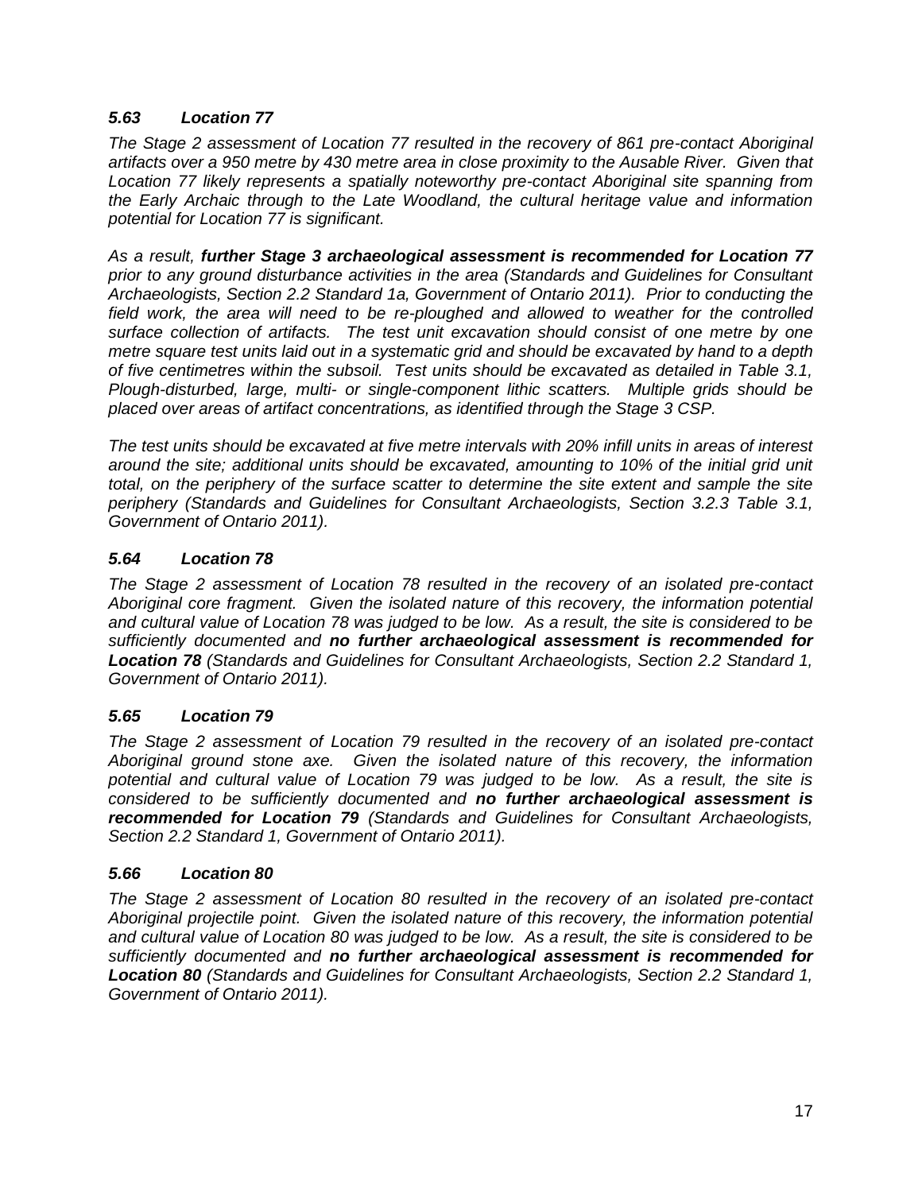### *5.63 Location 77*

*The Stage 2 assessment of Location 77 resulted in the recovery of 861 pre-contact Aboriginal artifacts over a 950 metre by 430 metre area in close proximity to the Ausable River. Given that Location 77 likely represents a spatially noteworthy pre-contact Aboriginal site spanning from the Early Archaic through to the Late Woodland, the cultural heritage value and information potential for Location 77 is significant.*

*As a result,* ***further Stage 3 archaeological assessment is recommended for Location 77*** *prior to any ground disturbance activities in the area (Standards and Guidelines for Consultant Archaeologists, Section 2.2 Standard 1a, Government of Ontario 2011). Prior to conducting the field work, the area will need to be re-ploughed and allowed to weather for the controlled surface collection of artifacts. The test unit excavation should consist of one metre by one metre square test units laid out in a systematic grid and should be excavated by hand to a depth of five centimetres within the subsoil. Test units should be excavated as detailed in Table 3.1, Plough-disturbed, large, multi- or single-component lithic scatters. Multiple grids should be placed over areas of artifact concentrations, as identified through the Stage 3 CSP.*

*The test units should be excavated at five metre intervals with 20% infill units in areas of interest around the site; additional units should be excavated, amounting to 10% of the initial grid unit total, on the periphery of the surface scatter to determine the site extent and sample the site periphery (Standards and Guidelines for Consultant Archaeologists, Section 3.2.3 Table 3.1, Government of Ontario 2011).*

### *5.64 Location 78*

*The Stage 2 assessment of Location 78 resulted in the recovery of an isolated pre-contact Aboriginal core fragment. Given the isolated nature of this recovery, the information potential and cultural value of Location 78 was judged to be low. As a result, the site is considered to be sufficiently documented and* ***no further archaeological assessment is recommended for Location 78*** *(Standards and Guidelines for Consultant Archaeologists, Section 2.2 Standard 1, Government of Ontario 2011).*

### *5.65 Location 79*

*The Stage 2 assessment of Location 79 resulted in the recovery of an isolated pre-contact Aboriginal ground stone axe. Given the isolated nature of this recovery, the information potential and cultural value of Location 79 was judged to be low. As a result, the site is considered to be sufficiently documented and* ***no further archaeological assessment is recommended for Location 79*** *(Standards and Guidelines for Consultant Archaeologists, Section 2.2 Standard 1, Government of Ontario 2011).*

### *5.66 Location 80*

*The Stage 2 assessment of Location 80 resulted in the recovery of an isolated pre-contact Aboriginal projectile point. Given the isolated nature of this recovery, the information potential and cultural value of Location 80 was judged to be low. As a result, the site is considered to be sufficiently documented and* ***no further archaeological assessment is recommended for Location 80*** *(Standards and Guidelines for Consultant Archaeologists, Section 2.2 Standard 1, Government of Ontario 2011).*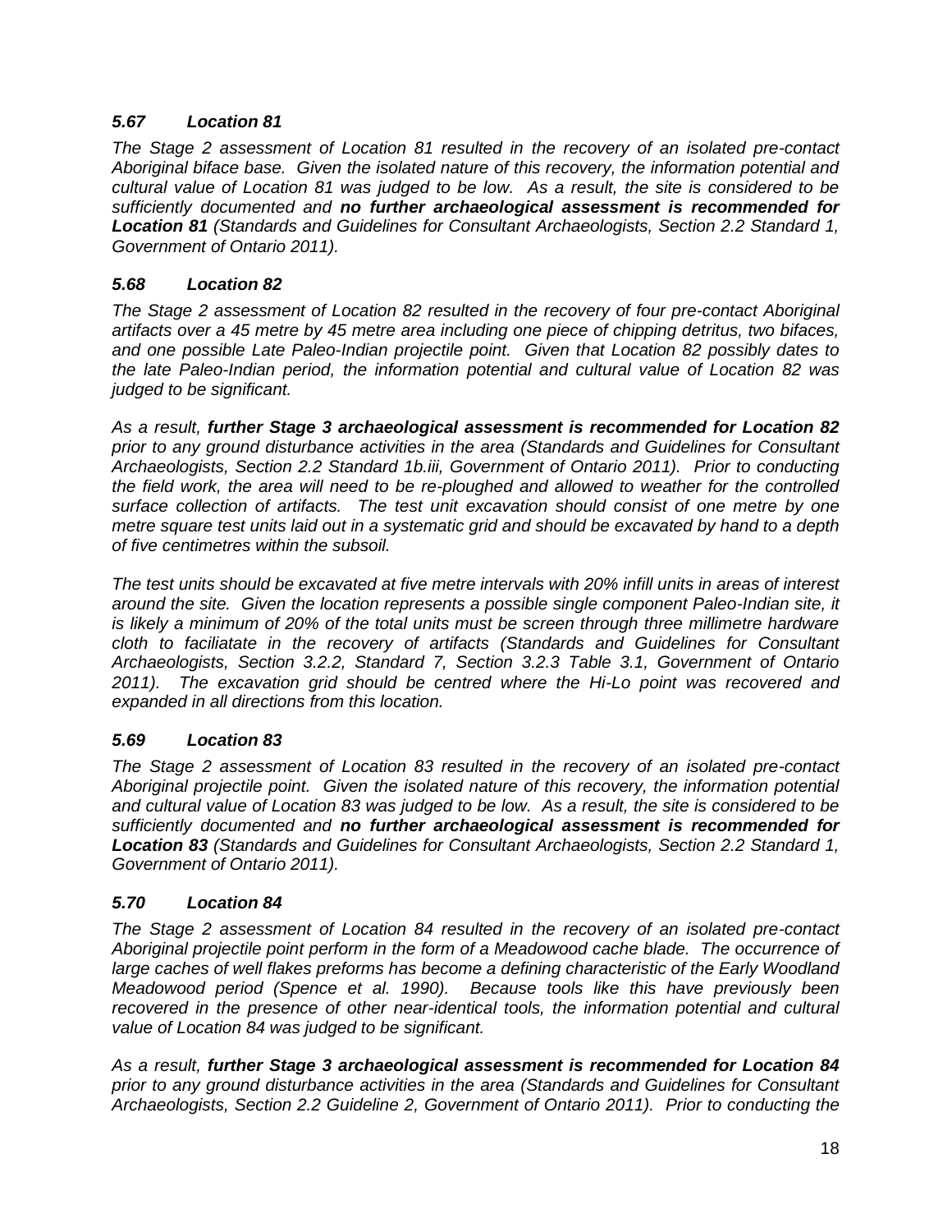### *5.67 Location 81*

*The Stage 2 assessment of Location 81 resulted in the recovery of an isolated pre-contact Aboriginal biface base. Given the isolated nature of this recovery, the information potential and cultural value of Location 81 was judged to be low. As a result, the site is considered to be sufficiently documented and* ***no further archaeological assessment is recommended for Location 81*** *(Standards and Guidelines for Consultant Archaeologists, Section 2.2 Standard 1, Government of Ontario 2011).*

### *5.68 Location 82*

*The Stage 2 assessment of Location 82 resulted in the recovery of four pre-contact Aboriginal artifacts over a 45 metre by 45 metre area including one piece of chipping detritus, two bifaces, and one possible Late Paleo-Indian projectile point. Given that Location 82 possibly dates to the late Paleo-Indian period, the information potential and cultural value of Location 82 was judged to be significant.*

*As a result,* ***further Stage 3 archaeological assessment is recommended for Location 82*** *prior to any ground disturbance activities in the area (Standards and Guidelines for Consultant Archaeologists, Section 2.2 Standard 1b.iii, Government of Ontario 2011). Prior to conducting the field work, the area will need to be re-ploughed and allowed to weather for the controlled surface collection of artifacts. The test unit excavation should consist of one metre by one metre square test units laid out in a systematic grid and should be excavated by hand to a depth of five centimetres within the subsoil.*

*The test units should be excavated at five metre intervals with 20% infill units in areas of interest around the site. Given the location represents a possible single component Paleo-Indian site, it is likely a minimum of 20% of the total units must be screen through three millimetre hardware cloth to faciliatate in the recovery of artifacts (Standards and Guidelines for Consultant Archaeologists, Section 3.2.2, Standard 7, Section 3.2.3 Table 3.1, Government of Ontario 2011). The excavation grid should be centred where the Hi-Lo point was recovered and expanded in all directions from this location.*

### *5.69 Location 83*

*The Stage 2 assessment of Location 83 resulted in the recovery of an isolated pre-contact Aboriginal projectile point. Given the isolated nature of this recovery, the information potential and cultural value of Location 83 was judged to be low. As a result, the site is considered to be sufficiently documented and* ***no further archaeological assessment is recommended for Location 83*** *(Standards and Guidelines for Consultant Archaeologists, Section 2.2 Standard 1, Government of Ontario 2011).*

### *5.70 Location 84*

*The Stage 2 assessment of Location 84 resulted in the recovery of an isolated pre-contact Aboriginal projectile point perform in the form of a Meadowood cache blade. The occurrence of large caches of well flakes preforms has become a defining characteristic of the Early Woodland Meadowood period (Spence et al. 1990). Because tools like this have previously been recovered in the presence of other near-identical tools, the information potential and cultural value of Location 84 was judged to be significant.*

*As a result,* ***further Stage 3 archaeological assessment is recommended for Location 84*** *prior to any ground disturbance activities in the area (Standards and Guidelines for Consultant Archaeologists, Section 2.2 Guideline 2, Government of Ontario 2011). Prior to conducting the*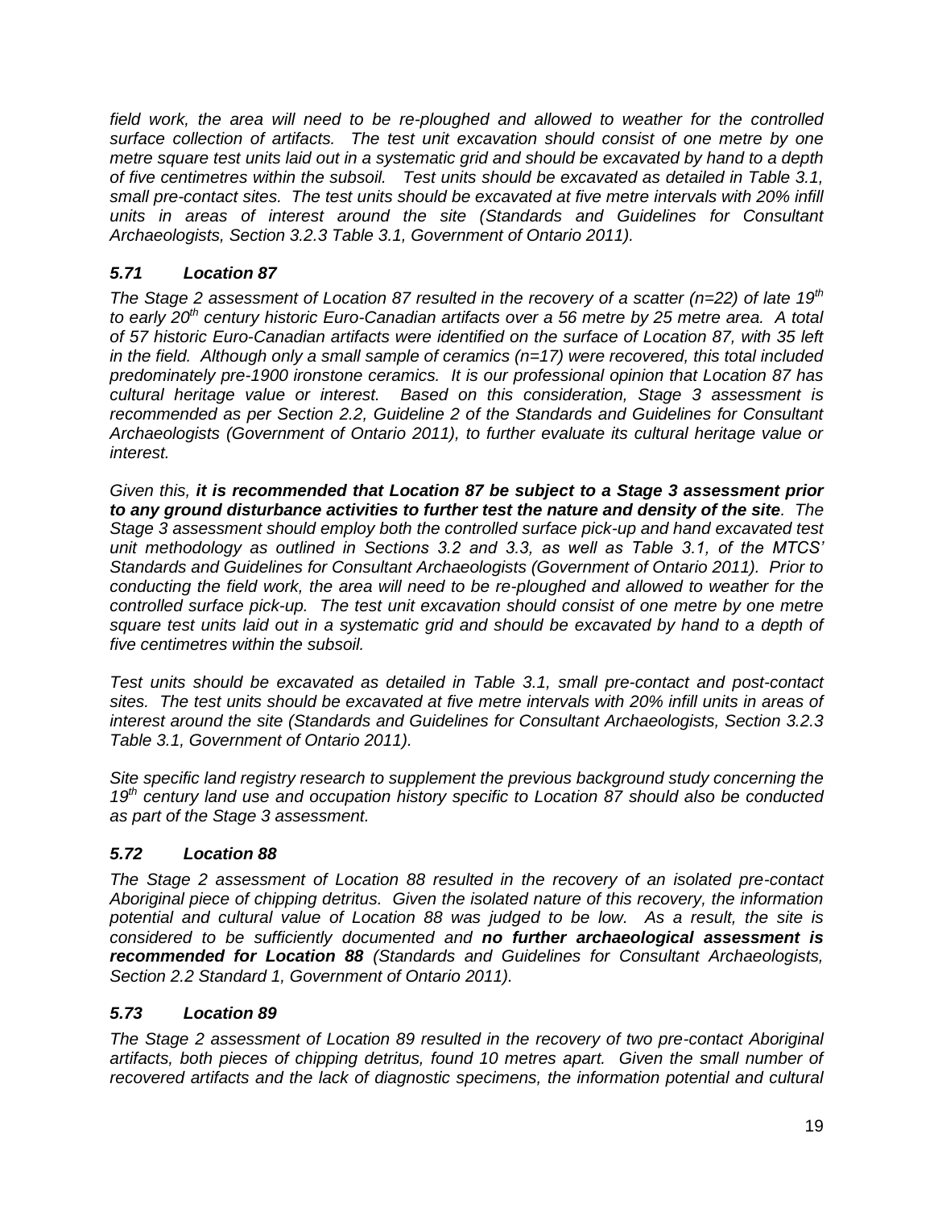*field work, the area will need to be re-ploughed and allowed to weather for the controlled surface collection of artifacts. The test unit excavation should consist of one metre by one metre square test units laid out in a systematic grid and should be excavated by hand to a depth of five centimetres within the subsoil. Test units should be excavated as detailed in Table 3.1, small pre-contact sites. The test units should be excavated at five metre intervals with 20% infill units in areas of interest around the site (Standards and Guidelines for Consultant Archaeologists, Section 3.2.3 Table 3.1, Government of Ontario 2011).*

### *5.71 Location 87*

*The Stage 2 assessment of Location 87 resulted in the recovery of a scatter (n=22) of late 19th to early 20th century historic Euro-Canadian artifacts over a 56 metre by 25 metre area. A total of 57 historic Euro-Canadian artifacts were identified on the surface of Location 87, with 35 left in the field. Although only a small sample of ceramics (n=17) were recovered, this total included predominately pre-1900 ironstone ceramics. It is our professional opinion that Location 87 has cultural heritage value or interest. Based on this consideration, Stage 3 assessment is recommended as per Section 2.2, Guideline 2 of the Standards and Guidelines for Consultant Archaeologists (Government of Ontario 2011), to further evaluate its cultural heritage value or interest.*

*Given this, **it is recommended that Location 87 be subject to a Stage 3 assessment prior to any ground disturbance activities to further test the nature and density of the site**. The Stage 3 assessment should employ both the controlled surface pick-up and hand excavated test unit methodology as outlined in Sections 3.2 and 3.3, as well as Table 3.1, of the MTCS' Standards and Guidelines for Consultant Archaeologists (Government of Ontario 2011). Prior to conducting the field work, the area will need to be re-ploughed and allowed to weather for the controlled surface pick-up. The test unit excavation should consist of one metre by one metre square test units laid out in a systematic grid and should be excavated by hand to a depth of five centimetres within the subsoil.*

*Test units should be excavated as detailed in Table 3.1, small pre-contact and post-contact sites. The test units should be excavated at five metre intervals with 20% infill units in areas of interest around the site (Standards and Guidelines for Consultant Archaeologists, Section 3.2.3 Table 3.1, Government of Ontario 2011).*

*Site specific land registry research to supplement the previous background study concerning the 19th century land use and occupation history specific to Location 87 should also be conducted as part of the Stage 3 assessment.*

### *5.72 Location 88*

*The Stage 2 assessment of Location 88 resulted in the recovery of an isolated pre-contact Aboriginal piece of chipping detritus. Given the isolated nature of this recovery, the information potential and cultural value of Location 88 was judged to be low. As a result, the site is considered to be sufficiently documented and **no further archaeological assessment is recommended for Location 88** (Standards and Guidelines for Consultant Archaeologists, Section 2.2 Standard 1, Government of Ontario 2011).*

### *5.73 Location 89*

*The Stage 2 assessment of Location 89 resulted in the recovery of two pre-contact Aboriginal artifacts, both pieces of chipping detritus, found 10 metres apart. Given the small number of recovered artifacts and the lack of diagnostic specimens, the information potential and cultural*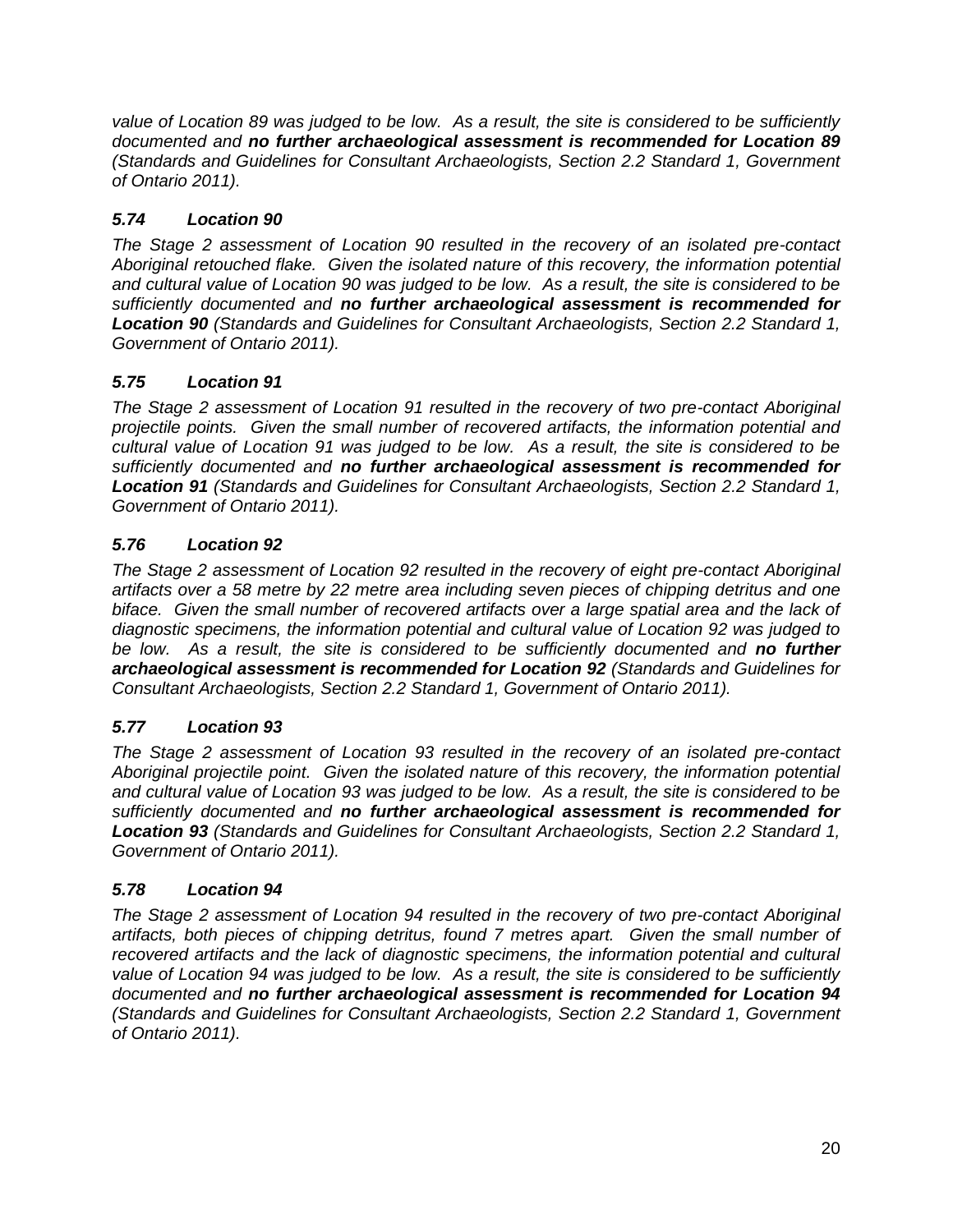*value of Location 89 was judged to be low. As a result, the site is considered to be sufficiently documented and **no further archaeological assessment is recommended for Location 89** (Standards and Guidelines for Consultant Archaeologists, Section 2.2 Standard 1, Government of Ontario 2011).*

### *5.74 Location 90*

*The Stage 2 assessment of Location 90 resulted in the recovery of an isolated pre-contact Aboriginal retouched flake. Given the isolated nature of this recovery, the information potential and cultural value of Location 90 was judged to be low. As a result, the site is considered to be sufficiently documented and **no further archaeological assessment is recommended for Location 90** (Standards and Guidelines for Consultant Archaeologists, Section 2.2 Standard 1, Government of Ontario 2011).*

### *5.75 Location 91*

*The Stage 2 assessment of Location 91 resulted in the recovery of two pre-contact Aboriginal projectile points. Given the small number of recovered artifacts, the information potential and cultural value of Location 91 was judged to be low. As a result, the site is considered to be sufficiently documented and **no further archaeological assessment is recommended for Location 91** (Standards and Guidelines for Consultant Archaeologists, Section 2.2 Standard 1, Government of Ontario 2011).*

### *5.76 Location 92*

*The Stage 2 assessment of Location 92 resulted in the recovery of eight pre-contact Aboriginal artifacts over a 58 metre by 22 metre area including seven pieces of chipping detritus and one biface. Given the small number of recovered artifacts over a large spatial area and the lack of diagnostic specimens, the information potential and cultural value of Location 92 was judged to be low. As a result, the site is considered to be sufficiently documented and **no further archaeological assessment is recommended for Location 92** (Standards and Guidelines for Consultant Archaeologists, Section 2.2 Standard 1, Government of Ontario 2011).*

### *5.77 Location 93*

*The Stage 2 assessment of Location 93 resulted in the recovery of an isolated pre-contact Aboriginal projectile point. Given the isolated nature of this recovery, the information potential and cultural value of Location 93 was judged to be low. As a result, the site is considered to be sufficiently documented and **no further archaeological assessment is recommended for Location 93** (Standards and Guidelines for Consultant Archaeologists, Section 2.2 Standard 1, Government of Ontario 2011).*

### *5.78 Location 94*

*The Stage 2 assessment of Location 94 resulted in the recovery of two pre-contact Aboriginal artifacts, both pieces of chipping detritus, found 7 metres apart. Given the small number of recovered artifacts and the lack of diagnostic specimens, the information potential and cultural value of Location 94 was judged to be low. As a result, the site is considered to be sufficiently documented and **no further archaeological assessment is recommended for Location 94** (Standards and Guidelines for Consultant Archaeologists, Section 2.2 Standard 1, Government of Ontario 2011).*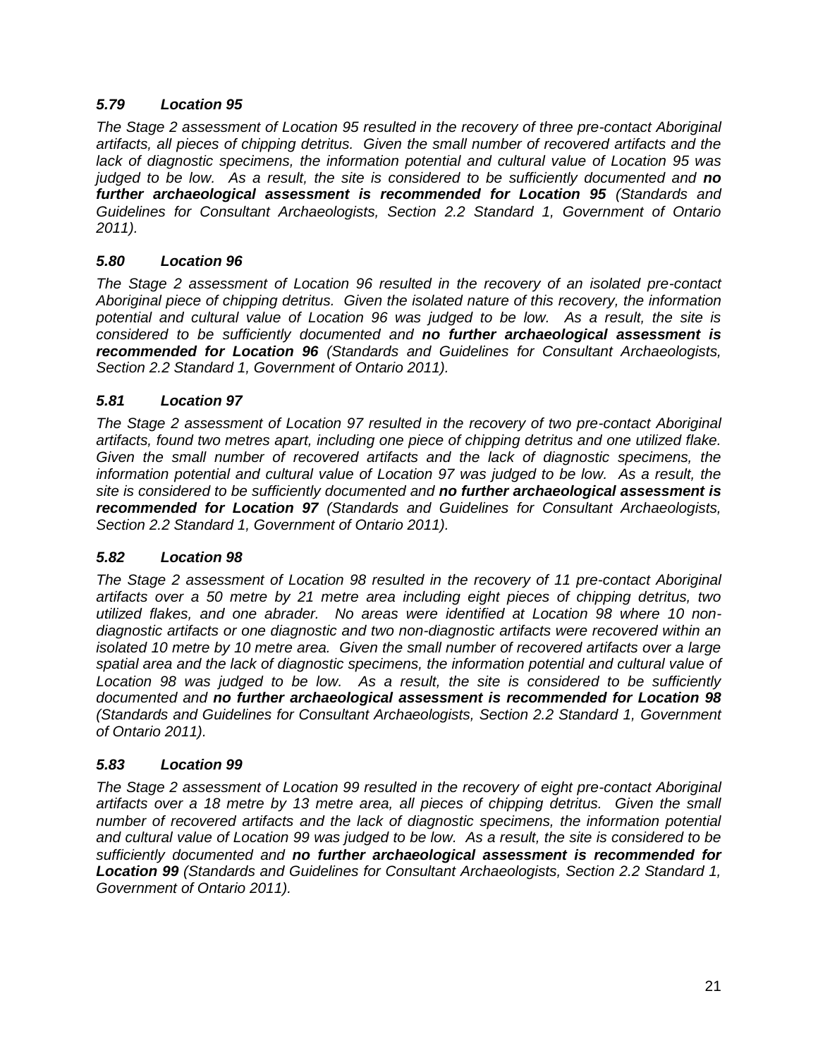### *5.79 Location 95*

*The Stage 2 assessment of Location 95 resulted in the recovery of three pre-contact Aboriginal artifacts, all pieces of chipping detritus. Given the small number of recovered artifacts and the lack of diagnostic specimens, the information potential and cultural value of Location 95 was judged to be low. As a result, the site is considered to be sufficiently documented and **no further archaeological assessment is recommended for Location 95** (Standards and Guidelines for Consultant Archaeologists, Section 2.2 Standard 1, Government of Ontario 2011).*

### *5.80 Location 96*

*The Stage 2 assessment of Location 96 resulted in the recovery of an isolated pre-contact Aboriginal piece of chipping detritus. Given the isolated nature of this recovery, the information potential and cultural value of Location 96 was judged to be low. As a result, the site is considered to be sufficiently documented and **no further archaeological assessment is recommended for Location 96** (Standards and Guidelines for Consultant Archaeologists, Section 2.2 Standard 1, Government of Ontario 2011).*

### *5.81 Location 97*

*The Stage 2 assessment of Location 97 resulted in the recovery of two pre-contact Aboriginal artifacts, found two metres apart, including one piece of chipping detritus and one utilized flake. Given the small number of recovered artifacts and the lack of diagnostic specimens, the information potential and cultural value of Location 97 was judged to be low. As a result, the site is considered to be sufficiently documented and **no further archaeological assessment is recommended for Location 97** (Standards and Guidelines for Consultant Archaeologists, Section 2.2 Standard 1, Government of Ontario 2011).*

### *5.82 Location 98*

*The Stage 2 assessment of Location 98 resulted in the recovery of 11 pre-contact Aboriginal artifacts over a 50 metre by 21 metre area including eight pieces of chipping detritus, two utilized flakes, and one abrader. No areas were identified at Location 98 where 10 non-diagnostic artifacts or one diagnostic and two non-diagnostic artifacts were recovered within an isolated 10 metre by 10 metre area. Given the small number of recovered artifacts over a large spatial area and the lack of diagnostic specimens, the information potential and cultural value of Location 98 was judged to be low. As a result, the site is considered to be sufficiently documented and **no further archaeological assessment is recommended for Location 98** (Standards and Guidelines for Consultant Archaeologists, Section 2.2 Standard 1, Government of Ontario 2011).*

### *5.83 Location 99*

*The Stage 2 assessment of Location 99 resulted in the recovery of eight pre-contact Aboriginal artifacts over a 18 metre by 13 metre area, all pieces of chipping detritus. Given the small number of recovered artifacts and the lack of diagnostic specimens, the information potential and cultural value of Location 99 was judged to be low. As a result, the site is considered to be sufficiently documented and **no further archaeological assessment is recommended for Location 99** (Standards and Guidelines for Consultant Archaeologists, Section 2.2 Standard 1, Government of Ontario 2011).*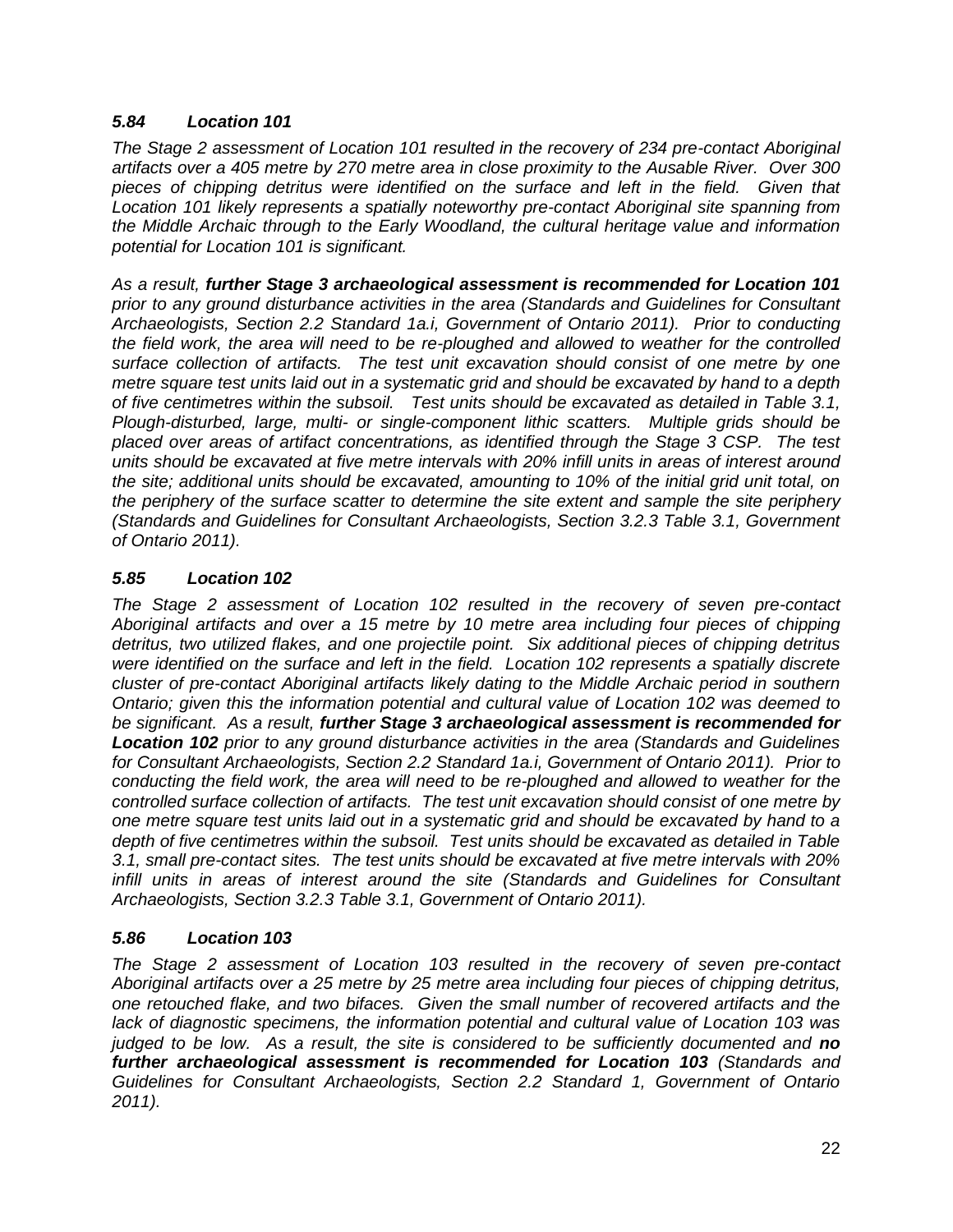### *5.84 Location 101*

*The Stage 2 assessment of Location 101 resulted in the recovery of 234 pre-contact Aboriginal artifacts over a 405 metre by 270 metre area in close proximity to the Ausable River. Over 300 pieces of chipping detritus were identified on the surface and left in the field. Given that Location 101 likely represents a spatially noteworthy pre-contact Aboriginal site spanning from the Middle Archaic through to the Early Woodland, the cultural heritage value and information potential for Location 101 is significant.*

*As a result, **further Stage 3 archaeological assessment is recommended for Location 101** prior to any ground disturbance activities in the area (Standards and Guidelines for Consultant Archaeologists, Section 2.2 Standard 1a.i, Government of Ontario 2011). Prior to conducting the field work, the area will need to be re-ploughed and allowed to weather for the controlled surface collection of artifacts. The test unit excavation should consist of one metre by one metre square test units laid out in a systematic grid and should be excavated by hand to a depth of five centimetres within the subsoil. Test units should be excavated as detailed in Table 3.1, Plough-disturbed, large, multi- or single-component lithic scatters. Multiple grids should be placed over areas of artifact concentrations, as identified through the Stage 3 CSP. The test units should be excavated at five metre intervals with 20% infill units in areas of interest around the site; additional units should be excavated, amounting to 10% of the initial grid unit total, on the periphery of the surface scatter to determine the site extent and sample the site periphery (Standards and Guidelines for Consultant Archaeologists, Section 3.2.3 Table 3.1, Government of Ontario 2011).*

### *5.85 Location 102*

*The Stage 2 assessment of Location 102 resulted in the recovery of seven pre-contact Aboriginal artifacts and over a 15 metre by 10 metre area including four pieces of chipping detritus, two utilized flakes, and one projectile point. Six additional pieces of chipping detritus were identified on the surface and left in the field. Location 102 represents a spatially discrete cluster of pre-contact Aboriginal artifacts likely dating to the Middle Archaic period in southern Ontario; given this the information potential and cultural value of Location 102 was deemed to be significant. As a result, **further Stage 3 archaeological assessment is recommended for Location 102** prior to any ground disturbance activities in the area (Standards and Guidelines for Consultant Archaeologists, Section 2.2 Standard 1a.i, Government of Ontario 2011). Prior to conducting the field work, the area will need to be re-ploughed and allowed to weather for the controlled surface collection of artifacts. The test unit excavation should consist of one metre by one metre square test units laid out in a systematic grid and should be excavated by hand to a depth of five centimetres within the subsoil. Test units should be excavated as detailed in Table 3.1, small pre-contact sites. The test units should be excavated at five metre intervals with 20% infill units in areas of interest around the site (Standards and Guidelines for Consultant Archaeologists, Section 3.2.3 Table 3.1, Government of Ontario 2011).*

### *5.86 Location 103*

*The Stage 2 assessment of Location 103 resulted in the recovery of seven pre-contact Aboriginal artifacts over a 25 metre by 25 metre area including four pieces of chipping detritus, one retouched flake, and two bifaces. Given the small number of recovered artifacts and the lack of diagnostic specimens, the information potential and cultural value of Location 103 was judged to be low. As a result, the site is considered to be sufficiently documented and **no further archaeological assessment is recommended for Location 103** (Standards and Guidelines for Consultant Archaeologists, Section 2.2 Standard 1, Government of Ontario 2011).*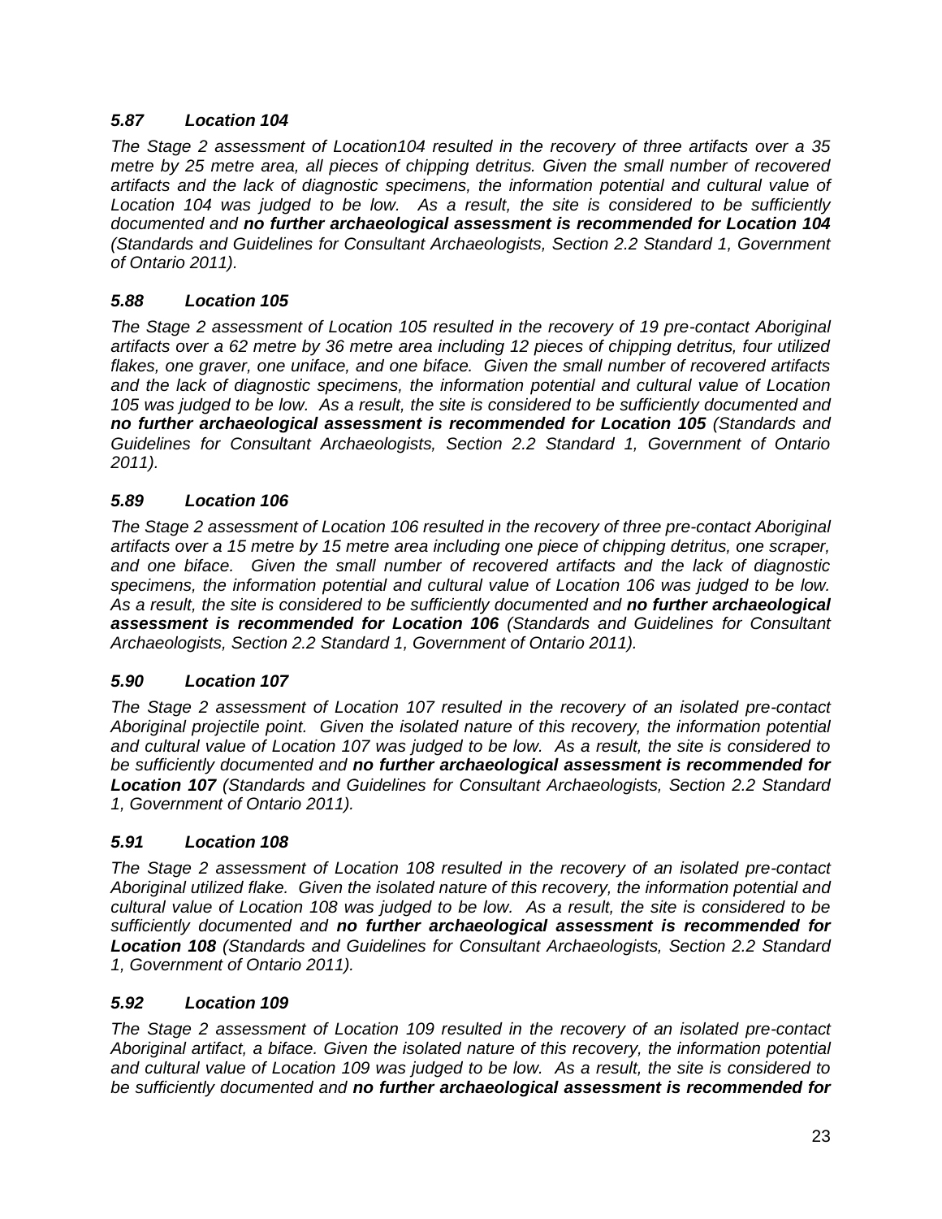### *5.87 Location 104*

*The Stage 2 assessment of Location104 resulted in the recovery of three artifacts over a 35 metre by 25 metre area, all pieces of chipping detritus. Given the small number of recovered artifacts and the lack of diagnostic specimens, the information potential and cultural value of Location 104 was judged to be low. As a result, the site is considered to be sufficiently documented and* ***no further archaeological assessment is recommended for Location 104*** *(Standards and Guidelines for Consultant Archaeologists, Section 2.2 Standard 1, Government of Ontario 2011).*

### *5.88 Location 105*

*The Stage 2 assessment of Location 105 resulted in the recovery of 19 pre-contact Aboriginal artifacts over a 62 metre by 36 metre area including 12 pieces of chipping detritus, four utilized flakes, one graver, one uniface, and one biface. Given the small number of recovered artifacts and the lack of diagnostic specimens, the information potential and cultural value of Location 105 was judged to be low. As a result, the site is considered to be sufficiently documented and* ***no further archaeological assessment is recommended for Location 105*** *(Standards and Guidelines for Consultant Archaeologists, Section 2.2 Standard 1, Government of Ontario 2011).*

### *5.89 Location 106*

*The Stage 2 assessment of Location 106 resulted in the recovery of three pre-contact Aboriginal artifacts over a 15 metre by 15 metre area including one piece of chipping detritus, one scraper, and one biface. Given the small number of recovered artifacts and the lack of diagnostic specimens, the information potential and cultural value of Location 106 was judged to be low. As a result, the site is considered to be sufficiently documented and* ***no further archaeological assessment is recommended for Location 106*** *(Standards and Guidelines for Consultant Archaeologists, Section 2.2 Standard 1, Government of Ontario 2011).*

### *5.90 Location 107*

*The Stage 2 assessment of Location 107 resulted in the recovery of an isolated pre-contact Aboriginal projectile point. Given the isolated nature of this recovery, the information potential and cultural value of Location 107 was judged to be low. As a result, the site is considered to be sufficiently documented and* ***no further archaeological assessment is recommended for Location 107*** *(Standards and Guidelines for Consultant Archaeologists, Section 2.2 Standard 1, Government of Ontario 2011).*

### *5.91 Location 108*

*The Stage 2 assessment of Location 108 resulted in the recovery of an isolated pre-contact Aboriginal utilized flake. Given the isolated nature of this recovery, the information potential and cultural value of Location 108 was judged to be low. As a result, the site is considered to be sufficiently documented and* ***no further archaeological assessment is recommended for Location 108*** *(Standards and Guidelines for Consultant Archaeologists, Section 2.2 Standard 1, Government of Ontario 2011).*

### *5.92 Location 109*

*The Stage 2 assessment of Location 109 resulted in the recovery of an isolated pre-contact Aboriginal artifact, a biface. Given the isolated nature of this recovery, the information potential and cultural value of Location 109 was judged to be low. As a result, the site is considered to be sufficiently documented and* ***no further archaeological assessment is recommended for***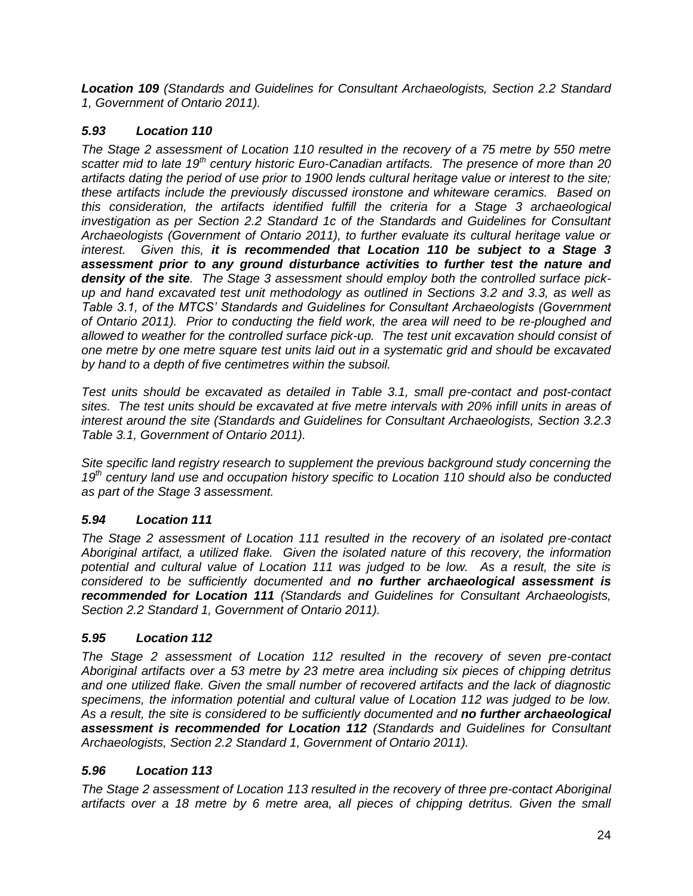*__Location 109__ (Standards and Guidelines for Consultant Archaeologists, Section 2.2 Standard 1, Government of Ontario 2011).*

### *5.93 Location 110*

*The Stage 2 assessment of Location 110 resulted in the recovery of a 75 metre by 550 metre scatter mid to late 19th century historic Euro-Canadian artifacts. The presence of more than 20 artifacts dating the period of use prior to 1900 lends cultural heritage value or interest to the site; these artifacts include the previously discussed ironstone and whiteware ceramics. Based on this consideration, the artifacts identified fulfill the criteria for a Stage 3 archaeological investigation as per Section 2.2 Standard 1c of the Standards and Guidelines for Consultant Archaeologists (Government of Ontario 2011), to further evaluate its cultural heritage value or interest. Given this, __it is recommended that Location 110 be subject to a Stage 3 assessment prior to any ground disturbance activities to further test the nature and density of the site__. The Stage 3 assessment should employ both the controlled surface pick-up and hand excavated test unit methodology as outlined in Sections 3.2 and 3.3, as well as Table 3.1, of the MTCS' Standards and Guidelines for Consultant Archaeologists (Government of Ontario 2011). Prior to conducting the field work, the area will need to be re-ploughed and allowed to weather for the controlled surface pick-up. The test unit excavation should consist of one metre by one metre square test units laid out in a systematic grid and should be excavated by hand to a depth of five centimetres within the subsoil.*

*Test units should be excavated as detailed in Table 3.1, small pre-contact and post-contact sites. The test units should be excavated at five metre intervals with 20% infill units in areas of interest around the site (Standards and Guidelines for Consultant Archaeologists, Section 3.2.3 Table 3.1, Government of Ontario 2011).*

*Site specific land registry research to supplement the previous background study concerning the 19th century land use and occupation history specific to Location 110 should also be conducted as part of the Stage 3 assessment.*

### *5.94 Location 111*

*The Stage 2 assessment of Location 111 resulted in the recovery of an isolated pre-contact Aboriginal artifact, a utilized flake. Given the isolated nature of this recovery, the information potential and cultural value of Location 111 was judged to be low. As a result, the site is considered to be sufficiently documented and __no further archaeological assessment is recommended for Location 111__ (Standards and Guidelines for Consultant Archaeologists, Section 2.2 Standard 1, Government of Ontario 2011).*

### *5.95 Location 112*

*The Stage 2 assessment of Location 112 resulted in the recovery of seven pre-contact Aboriginal artifacts over a 53 metre by 23 metre area including six pieces of chipping detritus and one utilized flake. Given the small number of recovered artifacts and the lack of diagnostic specimens, the information potential and cultural value of Location 112 was judged to be low. As a result, the site is considered to be sufficiently documented and __no further archaeological assessment is recommended for Location 112__ (Standards and Guidelines for Consultant Archaeologists, Section 2.2 Standard 1, Government of Ontario 2011).*

### *5.96 Location 113*

*The Stage 2 assessment of Location 113 resulted in the recovery of three pre-contact Aboriginal artifacts over a 18 metre by 6 metre area, all pieces of chipping detritus. Given the small*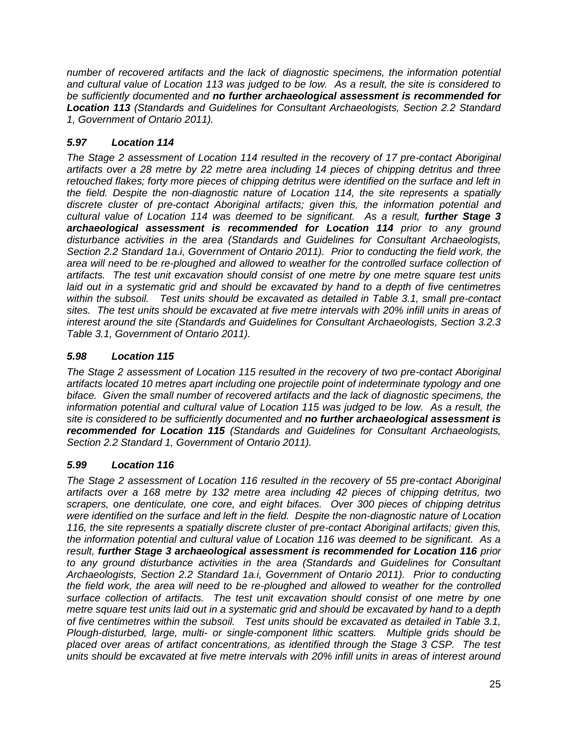*number of recovered artifacts and the lack of diagnostic specimens, the information potential and cultural value of Location 113 was judged to be low. As a result, the site is considered to be sufficiently documented and **no further archaeological assessment is recommended for Location 113** (Standards and Guidelines for Consultant Archaeologists, Section 2.2 Standard 1, Government of Ontario 2011).*

### *5.97 Location 114*

*The Stage 2 assessment of Location 114 resulted in the recovery of 17 pre-contact Aboriginal artifacts over a 28 metre by 22 metre area including 14 pieces of chipping detritus and three retouched flakes; forty more pieces of chipping detritus were identified on the surface and left in the field. Despite the non-diagnostic nature of Location 114, the site represents a spatially discrete cluster of pre-contact Aboriginal artifacts; given this, the information potential and cultural value of Location 114 was deemed to be significant. As a result, **further Stage 3 archaeological assessment is recommended for Location 114** prior to any ground disturbance activities in the area (Standards and Guidelines for Consultant Archaeologists, Section 2.2 Standard 1a.i, Government of Ontario 2011). Prior to conducting the field work, the area will need to be re-ploughed and allowed to weather for the controlled surface collection of artifacts. The test unit excavation should consist of one metre by one metre square test units laid out in a systematic grid and should be excavated by hand to a depth of five centimetres within the subsoil. Test units should be excavated as detailed in Table 3.1, small pre-contact sites. The test units should be excavated at five metre intervals with 20% infill units in areas of interest around the site (Standards and Guidelines for Consultant Archaeologists, Section 3.2.3 Table 3.1, Government of Ontario 2011).*

### *5.98 Location 115*

*The Stage 2 assessment of Location 115 resulted in the recovery of two pre-contact Aboriginal artifacts located 10 metres apart including one projectile point of indeterminate typology and one biface. Given the small number of recovered artifacts and the lack of diagnostic specimens, the information potential and cultural value of Location 115 was judged to be low. As a result, the site is considered to be sufficiently documented and **no further archaeological assessment is recommended for Location 115** (Standards and Guidelines for Consultant Archaeologists, Section 2.2 Standard 1, Government of Ontario 2011).*

### *5.99 Location 116*

*The Stage 2 assessment of Location 116 resulted in the recovery of 55 pre-contact Aboriginal artifacts over a 168 metre by 132 metre area including 42 pieces of chipping detritus, two scrapers, one denticulate, one core, and eight bifaces. Over 300 pieces of chipping detritus were identified on the surface and left in the field. Despite the non-diagnostic nature of Location 116, the site represents a spatially discrete cluster of pre-contact Aboriginal artifacts; given this, the information potential and cultural value of Location 116 was deemed to be significant. As a result, **further Stage 3 archaeological assessment is recommended for Location 116** prior to any ground disturbance activities in the area (Standards and Guidelines for Consultant Archaeologists, Section 2.2 Standard 1a.i, Government of Ontario 2011). Prior to conducting the field work, the area will need to be re-ploughed and allowed to weather for the controlled surface collection of artifacts. The test unit excavation should consist of one metre by one metre square test units laid out in a systematic grid and should be excavated by hand to a depth of five centimetres within the subsoil. Test units should be excavated as detailed in Table 3.1, Plough-disturbed, large, multi- or single-component lithic scatters. Multiple grids should be placed over areas of artifact concentrations, as identified through the Stage 3 CSP. The test units should be excavated at five metre intervals with 20% infill units in areas of interest around*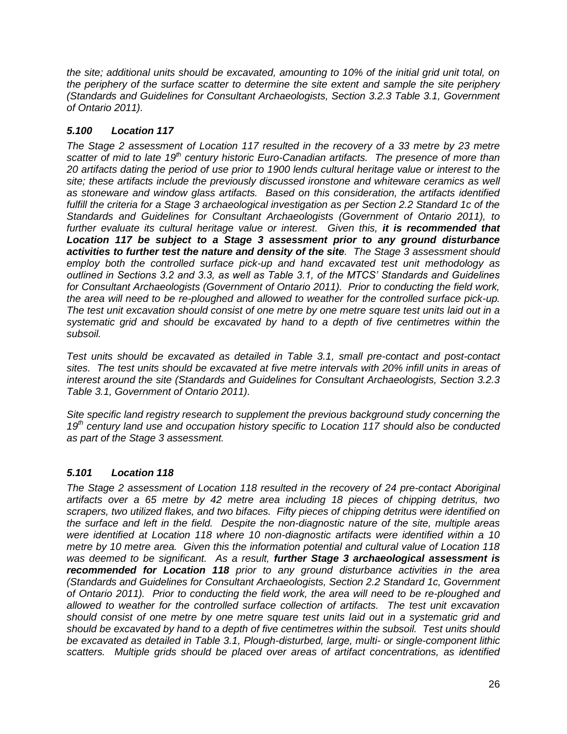*the site; additional units should be excavated, amounting to 10% of the initial grid unit total, on the periphery of the surface scatter to determine the site extent and sample the site periphery (Standards and Guidelines for Consultant Archaeologists, Section 3.2.3 Table 3.1, Government of Ontario 2011).*

### *5.100 Location 117*

*The Stage 2 assessment of Location 117 resulted in the recovery of a 33 metre by 23 metre scatter of mid to late 19th century historic Euro-Canadian artifacts. The presence of more than 20 artifacts dating the period of use prior to 1900 lends cultural heritage value or interest to the site; these artifacts include the previously discussed ironstone and whiteware ceramics as well as stoneware and window glass artifacts. Based on this consideration, the artifacts identified fulfill the criteria for a Stage 3 archaeological investigation as per Section 2.2 Standard 1c of the Standards and Guidelines for Consultant Archaeologists (Government of Ontario 2011), to further evaluate its cultural heritage value or interest. Given this,* ***it is recommended that Location 117 be subject to a Stage 3 assessment prior to any ground disturbance activities to further test the nature and density of the site****. The Stage 3 assessment should employ both the controlled surface pick-up and hand excavated test unit methodology as outlined in Sections 3.2 and 3.3, as well as Table 3.1, of the MTCS' Standards and Guidelines for Consultant Archaeologists (Government of Ontario 2011). Prior to conducting the field work, the area will need to be re-ploughed and allowed to weather for the controlled surface pick-up. The test unit excavation should consist of one metre by one metre square test units laid out in a systematic grid and should be excavated by hand to a depth of five centimetres within the subsoil.*

*Test units should be excavated as detailed in Table 3.1, small pre-contact and post-contact sites. The test units should be excavated at five metre intervals with 20% infill units in areas of interest around the site (Standards and Guidelines for Consultant Archaeologists, Section 3.2.3 Table 3.1, Government of Ontario 2011).*

*Site specific land registry research to supplement the previous background study concerning the 19th century land use and occupation history specific to Location 117 should also be conducted as part of the Stage 3 assessment.*

### *5.101 Location 118*

*The Stage 2 assessment of Location 118 resulted in the recovery of 24 pre-contact Aboriginal artifacts over a 65 metre by 42 metre area including 18 pieces of chipping detritus, two scrapers, two utilized flakes, and two bifaces. Fifty pieces of chipping detritus were identified on the surface and left in the field. Despite the non-diagnostic nature of the site, multiple areas were identified at Location 118 where 10 non-diagnostic artifacts were identified within a 10 metre by 10 metre area. Given this the information potential and cultural value of Location 118 was deemed to be significant. As a result,* ***further Stage 3 archaeological assessment is recommended for Location 118*** *prior to any ground disturbance activities in the area (Standards and Guidelines for Consultant Archaeologists, Section 2.2 Standard 1c, Government of Ontario 2011). Prior to conducting the field work, the area will need to be re-ploughed and allowed to weather for the controlled surface collection of artifacts. The test unit excavation should consist of one metre by one metre square test units laid out in a systematic grid and should be excavated by hand to a depth of five centimetres within the subsoil. Test units should be excavated as detailed in Table 3.1, Plough-disturbed, large, multi- or single-component lithic scatters. Multiple grids should be placed over areas of artifact concentrations, as identified*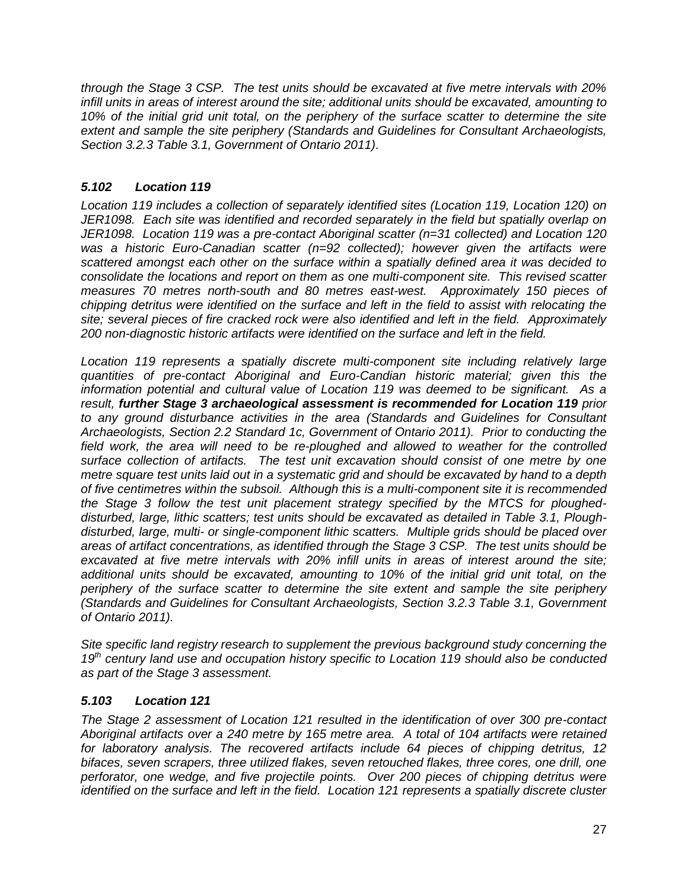*through the Stage 3 CSP. The test units should be excavated at five metre intervals with 20% infill units in areas of interest around the site; additional units should be excavated, amounting to 10% of the initial grid unit total, on the periphery of the surface scatter to determine the site extent and sample the site periphery (Standards and Guidelines for Consultant Archaeologists, Section 3.2.3 Table 3.1, Government of Ontario 2011).*

### *5.102 Location 119*

*Location 119 includes a collection of separately identified sites (Location 119, Location 120) on JER1098. Each site was identified and recorded separately in the field but spatially overlap on JER1098. Location 119 was a pre-contact Aboriginal scatter (n=31 collected) and Location 120 was a historic Euro-Canadian scatter (n=92 collected); however given the artifacts were scattered amongst each other on the surface within a spatially defined area it was decided to consolidate the locations and report on them as one multi-component site. This revised scatter measures 70 metres north-south and 80 metres east-west. Approximately 150 pieces of chipping detritus were identified on the surface and left in the field to assist with relocating the site; several pieces of fire cracked rock were also identified and left in the field. Approximately 200 non-diagnostic historic artifacts were identified on the surface and left in the field.*

*Location 119 represents a spatially discrete multi-component site including relatively large quantities of pre-contact Aboriginal and Euro-Candian historic material; given this the information potential and cultural value of Location 119 was deemed to be significant. As a result, **further Stage 3 archaeological assessment is recommended for Location 119** prior to any ground disturbance activities in the area (Standards and Guidelines for Consultant Archaeologists, Section 2.2 Standard 1c, Government of Ontario 2011). Prior to conducting the field work, the area will need to be re-ploughed and allowed to weather for the controlled surface collection of artifacts. The test unit excavation should consist of one metre by one metre square test units laid out in a systematic grid and should be excavated by hand to a depth of five centimetres within the subsoil. Although this is a multi-component site it is recommended the Stage 3 follow the test unit placement strategy specified by the MTCS for ploughed-disturbed, large, lithic scatters; test units should be excavated as detailed in Table 3.1, Plough-disturbed, large, multi- or single-component lithic scatters. Multiple grids should be placed over areas of artifact concentrations, as identified through the Stage 3 CSP. The test units should be excavated at five metre intervals with 20% infill units in areas of interest around the site; additional units should be excavated, amounting to 10% of the initial grid unit total, on the periphery of the surface scatter to determine the site extent and sample the site periphery (Standards and Guidelines for Consultant Archaeologists, Section 3.2.3 Table 3.1, Government of Ontario 2011).*

*Site specific land registry research to supplement the previous background study concerning the 19th century land use and occupation history specific to Location 119 should also be conducted as part of the Stage 3 assessment.*

### *5.103 Location 121*

*The Stage 2 assessment of Location 121 resulted in the identification of over 300 pre-contact Aboriginal artifacts over a 240 metre by 165 metre area. A total of 104 artifacts were retained for laboratory analysis. The recovered artifacts include 64 pieces of chipping detritus, 12 bifaces, seven scrapers, three utilized flakes, seven retouched flakes, three cores, one drill, one perforator, one wedge, and five projectile points. Over 200 pieces of chipping detritus were identified on the surface and left in the field. Location 121 represents a spatially discrete cluster*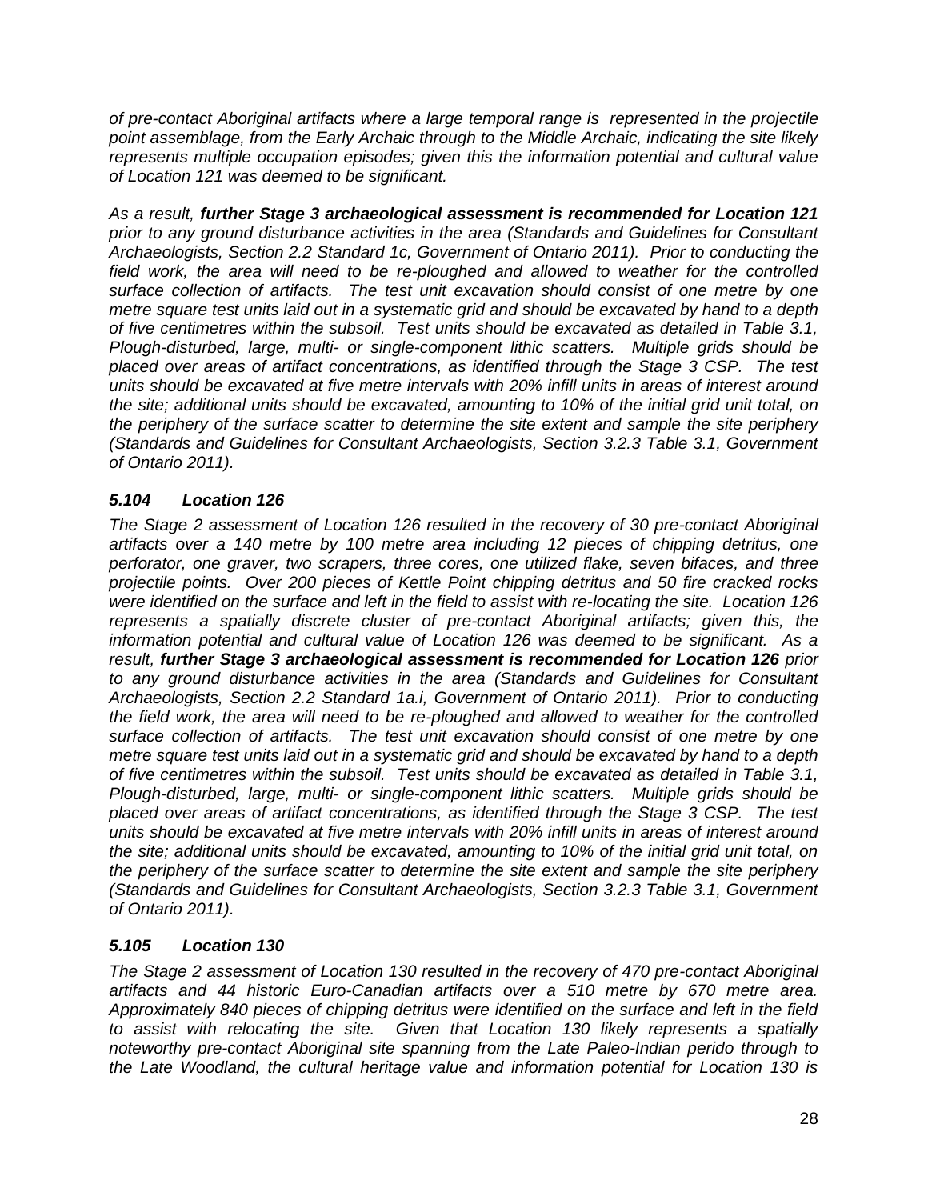*of pre-contact Aboriginal artifacts where a large temporal range is represented in the projectile point assemblage, from the Early Archaic through to the Middle Archaic, indicating the site likely represents multiple occupation episodes; given this the information potential and cultural value of Location 121 was deemed to be significant.*

*As a result,* ***further Stage 3 archaeological assessment is recommended for Location 121*** *prior to any ground disturbance activities in the area (Standards and Guidelines for Consultant Archaeologists, Section 2.2 Standard 1c, Government of Ontario 2011). Prior to conducting the field work, the area will need to be re-ploughed and allowed to weather for the controlled surface collection of artifacts. The test unit excavation should consist of one metre by one metre square test units laid out in a systematic grid and should be excavated by hand to a depth of five centimetres within the subsoil. Test units should be excavated as detailed in Table 3.1, Plough-disturbed, large, multi- or single-component lithic scatters. Multiple grids should be placed over areas of artifact concentrations, as identified through the Stage 3 CSP. The test units should be excavated at five metre intervals with 20% infill units in areas of interest around the site; additional units should be excavated, amounting to 10% of the initial grid unit total, on the periphery of the surface scatter to determine the site extent and sample the site periphery (Standards and Guidelines for Consultant Archaeologists, Section 3.2.3 Table 3.1, Government of Ontario 2011).*

### *5.104 Location 126*

*The Stage 2 assessment of Location 126 resulted in the recovery of 30 pre-contact Aboriginal artifacts over a 140 metre by 100 metre area including 12 pieces of chipping detritus, one perforator, one graver, two scrapers, three cores, one utilized flake, seven bifaces, and three projectile points. Over 200 pieces of Kettle Point chipping detritus and 50 fire cracked rocks were identified on the surface and left in the field to assist with re-locating the site. Location 126 represents a spatially discrete cluster of pre-contact Aboriginal artifacts; given this, the information potential and cultural value of Location 126 was deemed to be significant. As a result,* ***further Stage 3 archaeological assessment is recommended for Location 126*** *prior to any ground disturbance activities in the area (Standards and Guidelines for Consultant Archaeologists, Section 2.2 Standard 1a.i, Government of Ontario 2011). Prior to conducting the field work, the area will need to be re-ploughed and allowed to weather for the controlled surface collection of artifacts. The test unit excavation should consist of one metre by one metre square test units laid out in a systematic grid and should be excavated by hand to a depth of five centimetres within the subsoil. Test units should be excavated as detailed in Table 3.1, Plough-disturbed, large, multi- or single-component lithic scatters. Multiple grids should be placed over areas of artifact concentrations, as identified through the Stage 3 CSP. The test units should be excavated at five metre intervals with 20% infill units in areas of interest around the site; additional units should be excavated, amounting to 10% of the initial grid unit total, on the periphery of the surface scatter to determine the site extent and sample the site periphery (Standards and Guidelines for Consultant Archaeologists, Section 3.2.3 Table 3.1, Government of Ontario 2011).*

### *5.105 Location 130*

*The Stage 2 assessment of Location 130 resulted in the recovery of 470 pre-contact Aboriginal artifacts and 44 historic Euro-Canadian artifacts over a 510 metre by 670 metre area. Approximately 840 pieces of chipping detritus were identified on the surface and left in the field to assist with relocating the site. Given that Location 130 likely represents a spatially noteworthy pre-contact Aboriginal site spanning from the Late Paleo-Indian perido through to the Late Woodland, the cultural heritage value and information potential for Location 130 is*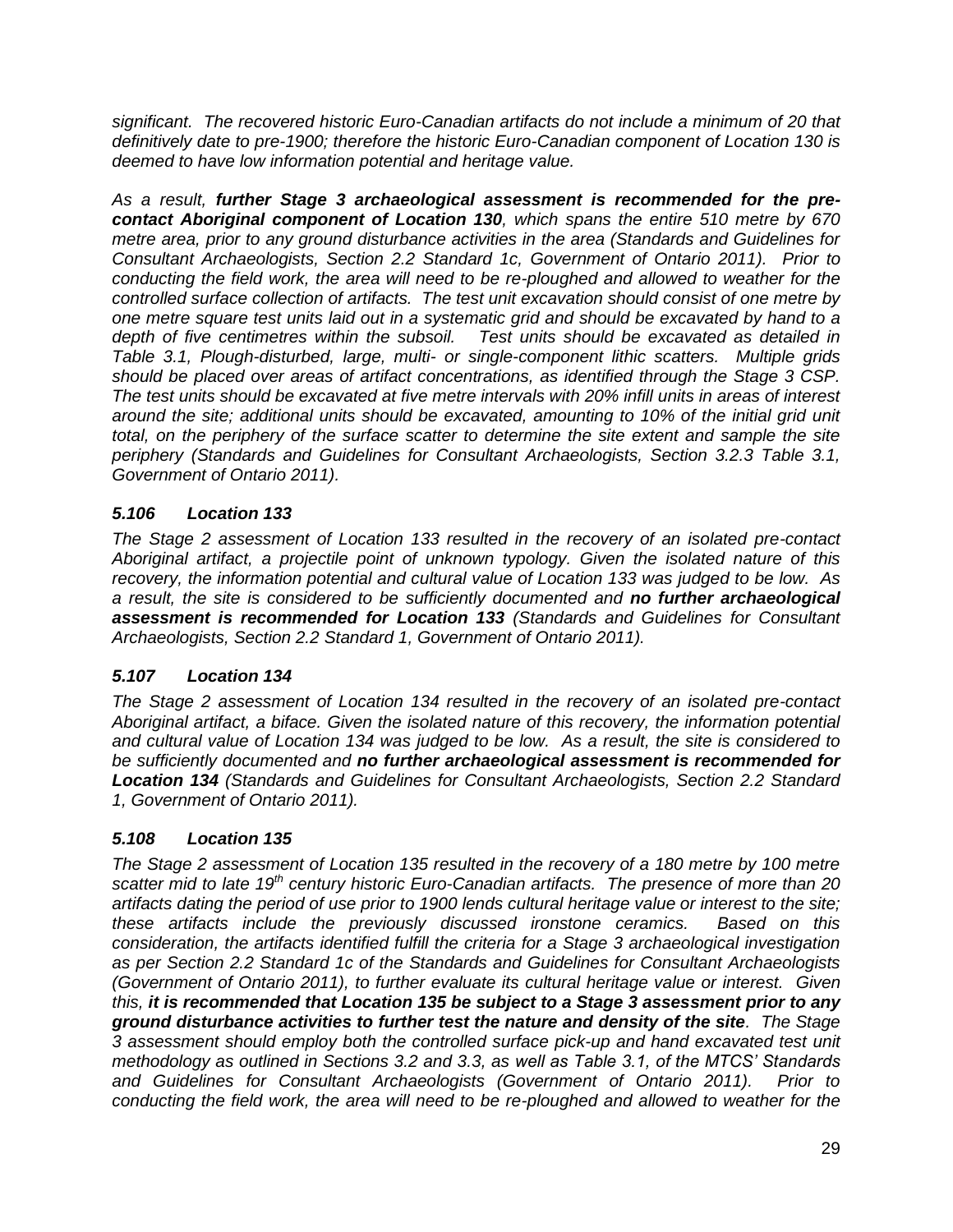*significant. The recovered historic Euro-Canadian artifacts do not include a minimum of 20 that definitively date to pre-1900; therefore the historic Euro-Canadian component of Location 130 is deemed to have low information potential and heritage value.*

*As a result, **further Stage 3 archaeological assessment is recommended for the pre-contact Aboriginal component of Location 130**, which spans the entire 510 metre by 670 metre area, prior to any ground disturbance activities in the area (Standards and Guidelines for Consultant Archaeologists, Section 2.2 Standard 1c, Government of Ontario 2011). Prior to conducting the field work, the area will need to be re-ploughed and allowed to weather for the controlled surface collection of artifacts. The test unit excavation should consist of one metre by one metre square test units laid out in a systematic grid and should be excavated by hand to a depth of five centimetres within the subsoil. Test units should be excavated as detailed in Table 3.1, Plough-disturbed, large, multi- or single-component lithic scatters. Multiple grids should be placed over areas of artifact concentrations, as identified through the Stage 3 CSP. The test units should be excavated at five metre intervals with 20% infill units in areas of interest around the site; additional units should be excavated, amounting to 10% of the initial grid unit total, on the periphery of the surface scatter to determine the site extent and sample the site periphery (Standards and Guidelines for Consultant Archaeologists, Section 3.2.3 Table 3.1, Government of Ontario 2011).*

### *5.106 Location 133*

*The Stage 2 assessment of Location 133 resulted in the recovery of an isolated pre-contact Aboriginal artifact, a projectile point of unknown typology. Given the isolated nature of this recovery, the information potential and cultural value of Location 133 was judged to be low. As a result, the site is considered to be sufficiently documented and **no further archaeological assessment is recommended for Location 133** (Standards and Guidelines for Consultant Archaeologists, Section 2.2 Standard 1, Government of Ontario 2011).*

### *5.107 Location 134*

*The Stage 2 assessment of Location 134 resulted in the recovery of an isolated pre-contact Aboriginal artifact, a biface. Given the isolated nature of this recovery, the information potential and cultural value of Location 134 was judged to be low. As a result, the site is considered to be sufficiently documented and **no further archaeological assessment is recommended for Location 134** (Standards and Guidelines for Consultant Archaeologists, Section 2.2 Standard 1, Government of Ontario 2011).*

### *5.108 Location 135*

*The Stage 2 assessment of Location 135 resulted in the recovery of a 180 metre by 100 metre scatter mid to late 19th century historic Euro-Canadian artifacts. The presence of more than 20 artifacts dating the period of use prior to 1900 lends cultural heritage value or interest to the site; these artifacts include the previously discussed ironstone ceramics. Based on this consideration, the artifacts identified fulfill the criteria for a Stage 3 archaeological investigation as per Section 2.2 Standard 1c of the Standards and Guidelines for Consultant Archaeologists (Government of Ontario 2011), to further evaluate its cultural heritage value or interest. Given this, **it is recommended that Location 135 be subject to a Stage 3 assessment prior to any ground disturbance activities to further test the nature and density of the site**. The Stage 3 assessment should employ both the controlled surface pick-up and hand excavated test unit methodology as outlined in Sections 3.2 and 3.3, as well as Table 3.1, of the MTCS' Standards and Guidelines for Consultant Archaeologists (Government of Ontario 2011). Prior to conducting the field work, the area will need to be re-ploughed and allowed to weather for the*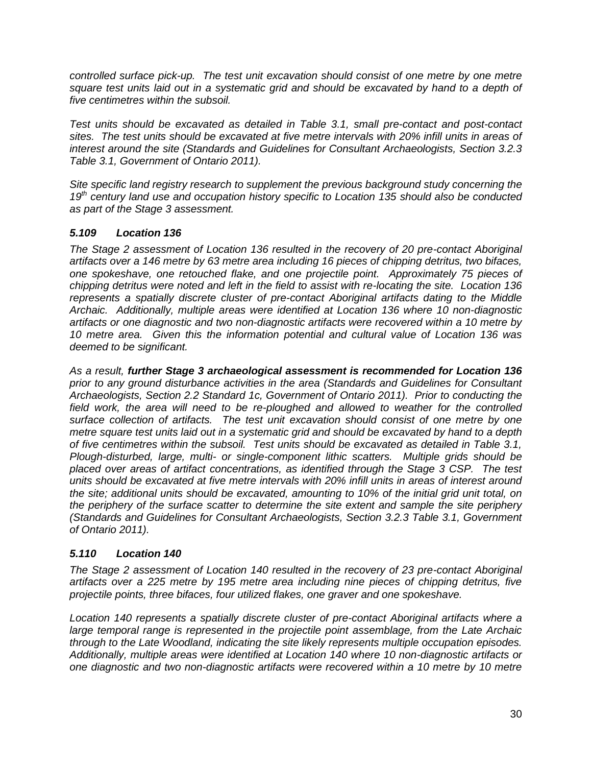*controlled surface pick-up. The test unit excavation should consist of one metre by one metre square test units laid out in a systematic grid and should be excavated by hand to a depth of five centimetres within the subsoil.*

*Test units should be excavated as detailed in Table 3.1, small pre-contact and post-contact sites. The test units should be excavated at five metre intervals with 20% infill units in areas of interest around the site (Standards and Guidelines for Consultant Archaeologists, Section 3.2.3 Table 3.1, Government of Ontario 2011).*

*Site specific land registry research to supplement the previous background study concerning the 19th century land use and occupation history specific to Location 135 should also be conducted as part of the Stage 3 assessment.*

### *5.109 Location 136*

*The Stage 2 assessment of Location 136 resulted in the recovery of 20 pre-contact Aboriginal artifacts over a 146 metre by 63 metre area including 16 pieces of chipping detritus, two bifaces, one spokeshave, one retouched flake, and one projectile point. Approximately 75 pieces of chipping detritus were noted and left in the field to assist with re-locating the site. Location 136 represents a spatially discrete cluster of pre-contact Aboriginal artifacts dating to the Middle Archaic. Additionally, multiple areas were identified at Location 136 where 10 non-diagnostic artifacts or one diagnostic and two non-diagnostic artifacts were recovered within a 10 metre by 10 metre area. Given this the information potential and cultural value of Location 136 was deemed to be significant.*

*As a result, **further Stage 3 archaeological assessment is recommended for Location 136** prior to any ground disturbance activities in the area (Standards and Guidelines for Consultant Archaeologists, Section 2.2 Standard 1c, Government of Ontario 2011). Prior to conducting the field work, the area will need to be re-ploughed and allowed to weather for the controlled surface collection of artifacts. The test unit excavation should consist of one metre by one metre square test units laid out in a systematic grid and should be excavated by hand to a depth of five centimetres within the subsoil. Test units should be excavated as detailed in Table 3.1, Plough-disturbed, large, multi- or single-component lithic scatters. Multiple grids should be placed over areas of artifact concentrations, as identified through the Stage 3 CSP. The test units should be excavated at five metre intervals with 20% infill units in areas of interest around the site; additional units should be excavated, amounting to 10% of the initial grid unit total, on the periphery of the surface scatter to determine the site extent and sample the site periphery (Standards and Guidelines for Consultant Archaeologists, Section 3.2.3 Table 3.1, Government of Ontario 2011).*

### *5.110 Location 140*

*The Stage 2 assessment of Location 140 resulted in the recovery of 23 pre-contact Aboriginal artifacts over a 225 metre by 195 metre area including nine pieces of chipping detritus, five projectile points, three bifaces, four utilized flakes, one graver and one spokeshave.*

*Location 140 represents a spatially discrete cluster of pre-contact Aboriginal artifacts where a large temporal range is represented in the projectile point assemblage, from the Late Archaic through to the Late Woodland, indicating the site likely represents multiple occupation episodes. Additionally, multiple areas were identified at Location 140 where 10 non-diagnostic artifacts or one diagnostic and two non-diagnostic artifacts were recovered within a 10 metre by 10 metre*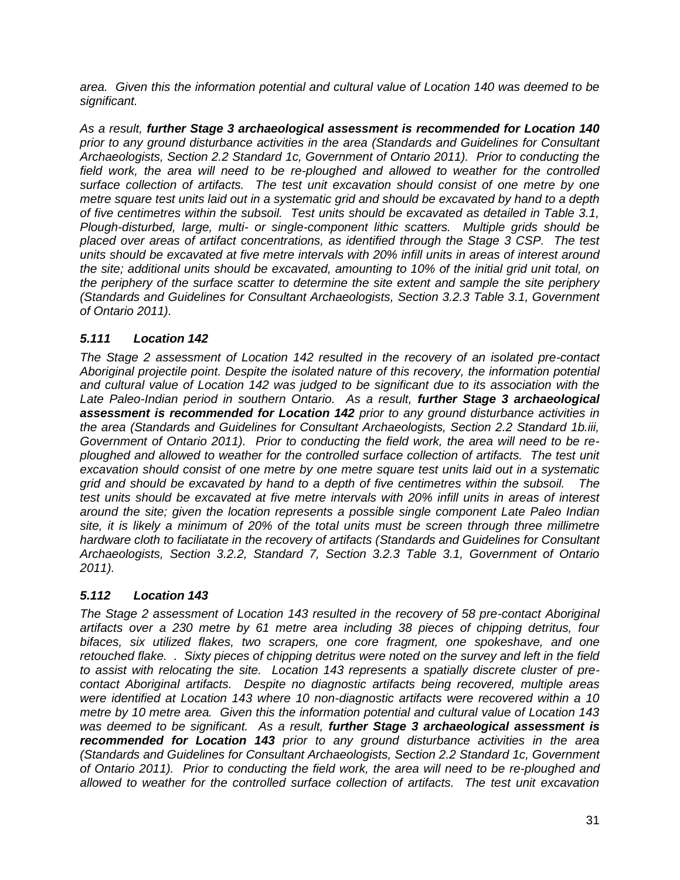*area. Given this the information potential and cultural value of Location 140 was deemed to be significant.*

*As a result, **further Stage 3 archaeological assessment is recommended for Location 140** prior to any ground disturbance activities in the area (Standards and Guidelines for Consultant Archaeologists, Section 2.2 Standard 1c, Government of Ontario 2011). Prior to conducting the field work, the area will need to be re-ploughed and allowed to weather for the controlled surface collection of artifacts. The test unit excavation should consist of one metre by one metre square test units laid out in a systematic grid and should be excavated by hand to a depth of five centimetres within the subsoil. Test units should be excavated as detailed in Table 3.1, Plough-disturbed, large, multi- or single-component lithic scatters. Multiple grids should be placed over areas of artifact concentrations, as identified through the Stage 3 CSP. The test units should be excavated at five metre intervals with 20% infill units in areas of interest around the site; additional units should be excavated, amounting to 10% of the initial grid unit total, on the periphery of the surface scatter to determine the site extent and sample the site periphery (Standards and Guidelines for Consultant Archaeologists, Section 3.2.3 Table 3.1, Government of Ontario 2011).*

### *5.111 Location 142*

*The Stage 2 assessment of Location 142 resulted in the recovery of an isolated pre-contact Aboriginal projectile point. Despite the isolated nature of this recovery, the information potential and cultural value of Location 142 was judged to be significant due to its association with the Late Paleo-Indian period in southern Ontario. As a result, **further Stage 3 archaeological assessment is recommended for Location 142** prior to any ground disturbance activities in the area (Standards and Guidelines for Consultant Archaeologists, Section 2.2 Standard 1b.iii, Government of Ontario 2011). Prior to conducting the field work, the area will need to be re-ploughed and allowed to weather for the controlled surface collection of artifacts. The test unit excavation should consist of one metre by one metre square test units laid out in a systematic grid and should be excavated by hand to a depth of five centimetres within the subsoil. The test units should be excavated at five metre intervals with 20% infill units in areas of interest around the site; given the location represents a possible single component Late Paleo Indian site, it is likely a minimum of 20% of the total units must be screen through three millimetre hardware cloth to faciliatate in the recovery of artifacts (Standards and Guidelines for Consultant Archaeologists, Section 3.2.2, Standard 7, Section 3.2.3 Table 3.1, Government of Ontario 2011).*

### *5.112 Location 143*

*The Stage 2 assessment of Location 143 resulted in the recovery of 58 pre-contact Aboriginal artifacts over a 230 metre by 61 metre area including 38 pieces of chipping detritus, four bifaces, six utilized flakes, two scrapers, one core fragment, one spokeshave, and one retouched flake. . Sixty pieces of chipping detritus were noted on the survey and left in the field to assist with relocating the site. Location 143 represents a spatially discrete cluster of pre-contact Aboriginal artifacts. Despite no diagnostic artifacts being recovered, multiple areas were identified at Location 143 where 10 non-diagnostic artifacts were recovered within a 10 metre by 10 metre area. Given this the information potential and cultural value of Location 143 was deemed to be significant. As a result, **further Stage 3 archaeological assessment is recommended for Location 143** prior to any ground disturbance activities in the area (Standards and Guidelines for Consultant Archaeologists, Section 2.2 Standard 1c, Government of Ontario 2011). Prior to conducting the field work, the area will need to be re-ploughed and allowed to weather for the controlled surface collection of artifacts. The test unit excavation*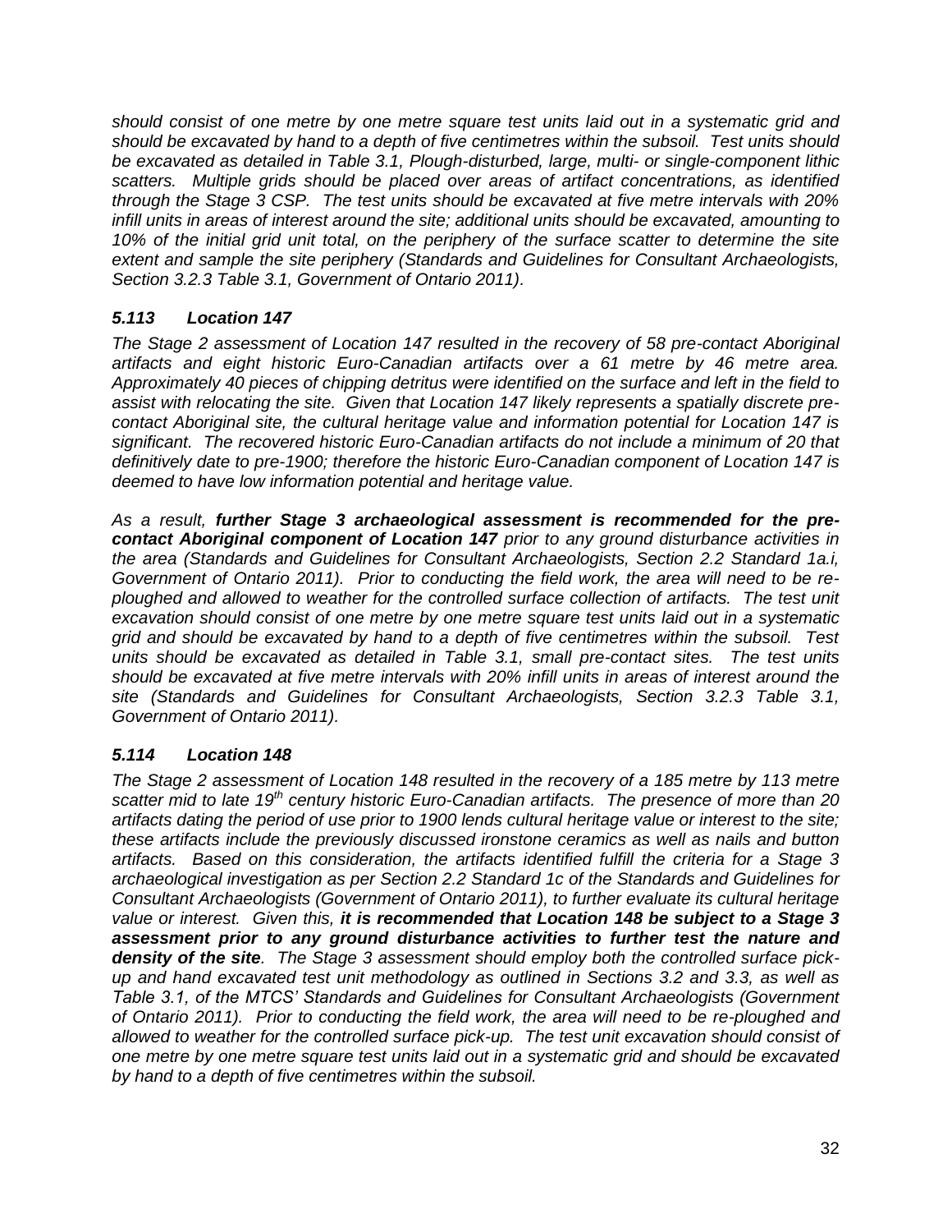*should consist of one metre by one metre square test units laid out in a systematic grid and should be excavated by hand to a depth of five centimetres within the subsoil. Test units should be excavated as detailed in Table 3.1, Plough-disturbed, large, multi- or single-component lithic scatters. Multiple grids should be placed over areas of artifact concentrations, as identified through the Stage 3 CSP. The test units should be excavated at five metre intervals with 20% infill units in areas of interest around the site; additional units should be excavated, amounting to 10% of the initial grid unit total, on the periphery of the surface scatter to determine the site extent and sample the site periphery (Standards and Guidelines for Consultant Archaeologists, Section 3.2.3 Table 3.1, Government of Ontario 2011).*

### *5.113 Location 147*

*The Stage 2 assessment of Location 147 resulted in the recovery of 58 pre-contact Aboriginal artifacts and eight historic Euro-Canadian artifacts over a 61 metre by 46 metre area. Approximately 40 pieces of chipping detritus were identified on the surface and left in the field to assist with relocating the site. Given that Location 147 likely represents a spatially discrete pre-contact Aboriginal site, the cultural heritage value and information potential for Location 147 is significant. The recovered historic Euro-Canadian artifacts do not include a minimum of 20 that definitively date to pre-1900; therefore the historic Euro-Canadian component of Location 147 is deemed to have low information potential and heritage value.*

*As a result,* ***further Stage 3 archaeological assessment is recommended for the pre-contact Aboriginal component of Location 147*** *prior to any ground disturbance activities in the area (Standards and Guidelines for Consultant Archaeologists, Section 2.2 Standard 1a.i, Government of Ontario 2011). Prior to conducting the field work, the area will need to be re-ploughed and allowed to weather for the controlled surface collection of artifacts. The test unit excavation should consist of one metre by one metre square test units laid out in a systematic grid and should be excavated by hand to a depth of five centimetres within the subsoil. Test units should be excavated as detailed in Table 3.1, small pre-contact sites. The test units should be excavated at five metre intervals with 20% infill units in areas of interest around the site (Standards and Guidelines for Consultant Archaeologists, Section 3.2.3 Table 3.1, Government of Ontario 2011).*

### *5.114 Location 148*

*The Stage 2 assessment of Location 148 resulted in the recovery of a 185 metre by 113 metre scatter mid to late 19th century historic Euro-Canadian artifacts. The presence of more than 20 artifacts dating the period of use prior to 1900 lends cultural heritage value or interest to the site; these artifacts include the previously discussed ironstone ceramics as well as nails and button artifacts. Based on this consideration, the artifacts identified fulfill the criteria for a Stage 3 archaeological investigation as per Section 2.2 Standard 1c of the Standards and Guidelines for Consultant Archaeologists (Government of Ontario 2011), to further evaluate its cultural heritage value or interest. Given this,* ***it is recommended that Location 148 be subject to a Stage 3 assessment prior to any ground disturbance activities to further test the nature and density of the site****. The Stage 3 assessment should employ both the controlled surface pick-up and hand excavated test unit methodology as outlined in Sections 3.2 and 3.3, as well as Table 3.1, of the MTCS' Standards and Guidelines for Consultant Archaeologists (Government of Ontario 2011). Prior to conducting the field work, the area will need to be re-ploughed and allowed to weather for the controlled surface pick-up. The test unit excavation should consist of one metre by one metre square test units laid out in a systematic grid and should be excavated by hand to a depth of five centimetres within the subsoil.*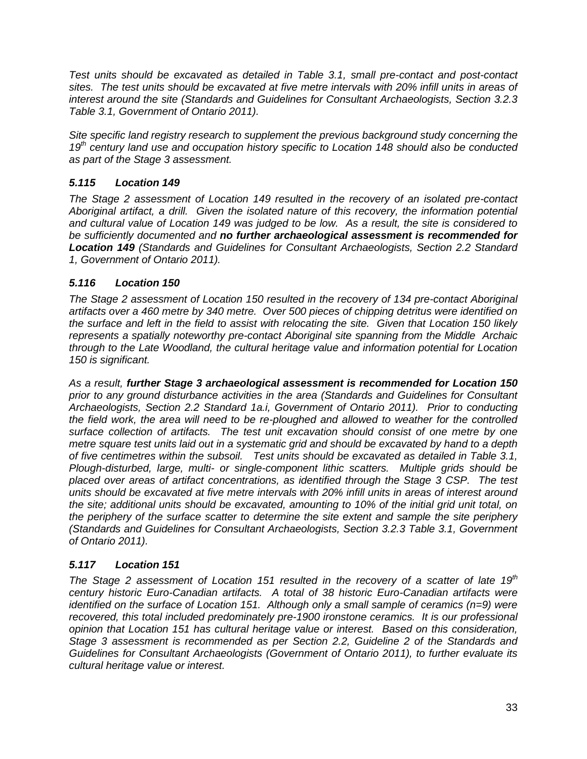*Test units should be excavated as detailed in Table 3.1, small pre-contact and post-contact sites. The test units should be excavated at five metre intervals with 20% infill units in areas of interest around the site (Standards and Guidelines for Consultant Archaeologists, Section 3.2.3 Table 3.1, Government of Ontario 2011).*

*Site specific land registry research to supplement the previous background study concerning the 19th century land use and occupation history specific to Location 148 should also be conducted as part of the Stage 3 assessment.*

### *5.115 Location 149*

*The Stage 2 assessment of Location 149 resulted in the recovery of an isolated pre-contact Aboriginal artifact, a drill. Given the isolated nature of this recovery, the information potential and cultural value of Location 149 was judged to be low. As a result, the site is considered to be sufficiently documented and **no further archaeological assessment is recommended for Location 149** (Standards and Guidelines for Consultant Archaeologists, Section 2.2 Standard 1, Government of Ontario 2011).*

### *5.116 Location 150*

*The Stage 2 assessment of Location 150 resulted in the recovery of 134 pre-contact Aboriginal artifacts over a 460 metre by 340 metre. Over 500 pieces of chipping detritus were identified on the surface and left in the field to assist with relocating the site. Given that Location 150 likely represents a spatially noteworthy pre-contact Aboriginal site spanning from the Middle Archaic through to the Late Woodland, the cultural heritage value and information potential for Location 150 is significant.*

*As a result, **further Stage 3 archaeological assessment is recommended for Location 150** prior to any ground disturbance activities in the area (Standards and Guidelines for Consultant Archaeologists, Section 2.2 Standard 1a.i, Government of Ontario 2011). Prior to conducting the field work, the area will need to be re-ploughed and allowed to weather for the controlled surface collection of artifacts. The test unit excavation should consist of one metre by one metre square test units laid out in a systematic grid and should be excavated by hand to a depth of five centimetres within the subsoil. Test units should be excavated as detailed in Table 3.1, Plough-disturbed, large, multi- or single-component lithic scatters. Multiple grids should be placed over areas of artifact concentrations, as identified through the Stage 3 CSP. The test units should be excavated at five metre intervals with 20% infill units in areas of interest around the site; additional units should be excavated, amounting to 10% of the initial grid unit total, on the periphery of the surface scatter to determine the site extent and sample the site periphery (Standards and Guidelines for Consultant Archaeologists, Section 3.2.3 Table 3.1, Government of Ontario 2011).*

### *5.117 Location 151*

*The Stage 2 assessment of Location 151 resulted in the recovery of a scatter of late 19th century historic Euro-Canadian artifacts. A total of 38 historic Euro-Canadian artifacts were identified on the surface of Location 151. Although only a small sample of ceramics (n=9) were recovered, this total included predominately pre-1900 ironstone ceramics. It is our professional opinion that Location 151 has cultural heritage value or interest. Based on this consideration, Stage 3 assessment is recommended as per Section 2.2, Guideline 2 of the Standards and Guidelines for Consultant Archaeologists (Government of Ontario 2011), to further evaluate its cultural heritage value or interest.*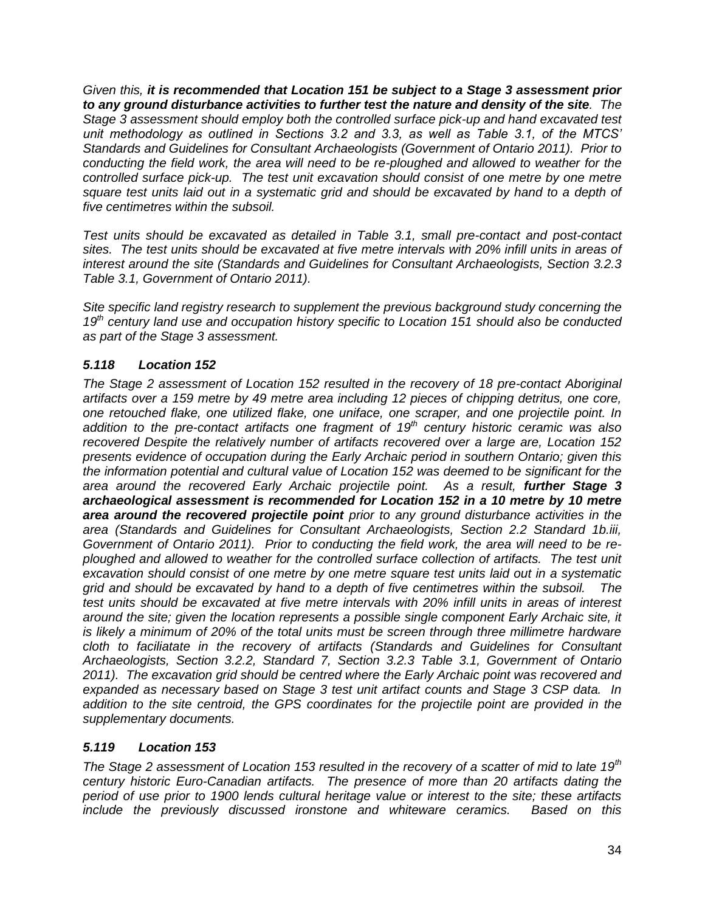*Given this, **it is recommended that Location 151 be subject to a Stage 3 assessment prior to any ground disturbance activities to further test the nature and density of the site**. The Stage 3 assessment should employ both the controlled surface pick-up and hand excavated test unit methodology as outlined in Sections 3.2 and 3.3, as well as Table 3.1, of the MTCS' Standards and Guidelines for Consultant Archaeologists (Government of Ontario 2011). Prior to conducting the field work, the area will need to be re-ploughed and allowed to weather for the controlled surface pick-up. The test unit excavation should consist of one metre by one metre square test units laid out in a systematic grid and should be excavated by hand to a depth of five centimetres within the subsoil.*

*Test units should be excavated as detailed in Table 3.1, small pre-contact and post-contact sites. The test units should be excavated at five metre intervals with 20% infill units in areas of interest around the site (Standards and Guidelines for Consultant Archaeologists, Section 3.2.3 Table 3.1, Government of Ontario 2011).*

*Site specific land registry research to supplement the previous background study concerning the 19th century land use and occupation history specific to Location 151 should also be conducted as part of the Stage 3 assessment.*

### *5.118 Location 152*

*The Stage 2 assessment of Location 152 resulted in the recovery of 18 pre-contact Aboriginal artifacts over a 159 metre by 49 metre area including 12 pieces of chipping detritus, one core, one retouched flake, one utilized flake, one uniface, one scraper, and one projectile point. In addition to the pre-contact artifacts one fragment of 19th century historic ceramic was also recovered Despite the relatively number of artifacts recovered over a large are, Location 152 presents evidence of occupation during the Early Archaic period in southern Ontario; given this the information potential and cultural value of Location 152 was deemed to be significant for the area around the recovered Early Archaic projectile point. As a result, **further Stage 3 archaeological assessment is recommended for Location 152 in a 10 metre by 10 metre area around the recovered projectile point** prior to any ground disturbance activities in the area (Standards and Guidelines for Consultant Archaeologists, Section 2.2 Standard 1b.iii, Government of Ontario 2011). Prior to conducting the field work, the area will need to be re-ploughed and allowed to weather for the controlled surface collection of artifacts. The test unit excavation should consist of one metre by one metre square test units laid out in a systematic grid and should be excavated by hand to a depth of five centimetres within the subsoil. The test units should be excavated at five metre intervals with 20% infill units in areas of interest around the site; given the location represents a possible single component Early Archaic site, it is likely a minimum of 20% of the total units must be screen through three millimetre hardware cloth to faciliatate in the recovery of artifacts (Standards and Guidelines for Consultant Archaeologists, Section 3.2.2, Standard 7, Section 3.2.3 Table 3.1, Government of Ontario 2011). The excavation grid should be centred where the Early Archaic point was recovered and expanded as necessary based on Stage 3 test unit artifact counts and Stage 3 CSP data. In addition to the site centroid, the GPS coordinates for the projectile point are provided in the supplementary documents.*

### *5.119 Location 153*

*The Stage 2 assessment of Location 153 resulted in the recovery of a scatter of mid to late 19th century historic Euro-Canadian artifacts. The presence of more than 20 artifacts dating the period of use prior to 1900 lends cultural heritage value or interest to the site; these artifacts include the previously discussed ironstone and whiteware ceramics. Based on this*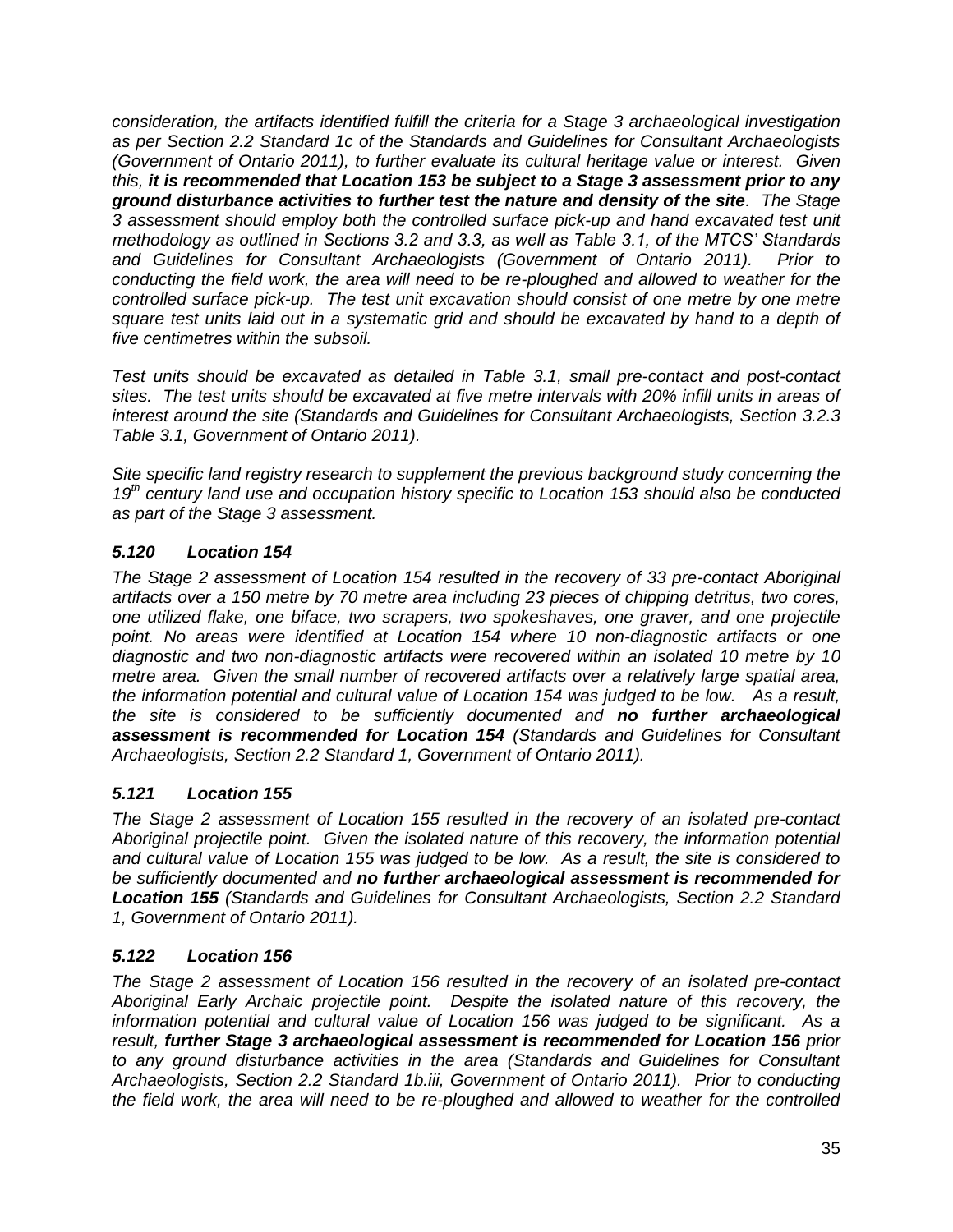*consideration, the artifacts identified fulfill the criteria for a Stage 3 archaeological investigation as per Section 2.2 Standard 1c of the Standards and Guidelines for Consultant Archaeologists (Government of Ontario 2011), to further evaluate its cultural heritage value or interest. Given this, **it is recommended that Location 153 be subject to a Stage 3 assessment prior to any ground disturbance activities to further test the nature and density of the site**. The Stage 3 assessment should employ both the controlled surface pick-up and hand excavated test unit methodology as outlined in Sections 3.2 and 3.3, as well as Table 3.1, of the MTCS' Standards and Guidelines for Consultant Archaeologists (Government of Ontario 2011). Prior to conducting the field work, the area will need to be re-ploughed and allowed to weather for the controlled surface pick-up. The test unit excavation should consist of one metre by one metre square test units laid out in a systematic grid and should be excavated by hand to a depth of five centimetres within the subsoil.*

*Test units should be excavated as detailed in Table 3.1, small pre-contact and post-contact sites. The test units should be excavated at five metre intervals with 20% infill units in areas of interest around the site (Standards and Guidelines for Consultant Archaeologists, Section 3.2.3 Table 3.1, Government of Ontario 2011).*

*Site specific land registry research to supplement the previous background study concerning the 19th century land use and occupation history specific to Location 153 should also be conducted as part of the Stage 3 assessment.*

### *5.120 Location 154*

*The Stage 2 assessment of Location 154 resulted in the recovery of 33 pre-contact Aboriginal artifacts over a 150 metre by 70 metre area including 23 pieces of chipping detritus, two cores, one utilized flake, one biface, two scrapers, two spokeshaves, one graver, and one projectile point. No areas were identified at Location 154 where 10 non-diagnostic artifacts or one diagnostic and two non-diagnostic artifacts were recovered within an isolated 10 metre by 10 metre area. Given the small number of recovered artifacts over a relatively large spatial area, the information potential and cultural value of Location 154 was judged to be low. As a result, the site is considered to be sufficiently documented and **no further archaeological assessment is recommended for Location 154** (Standards and Guidelines for Consultant Archaeologists, Section 2.2 Standard 1, Government of Ontario 2011).*

### *5.121 Location 155*

*The Stage 2 assessment of Location 155 resulted in the recovery of an isolated pre-contact Aboriginal projectile point. Given the isolated nature of this recovery, the information potential and cultural value of Location 155 was judged to be low. As a result, the site is considered to be sufficiently documented and **no further archaeological assessment is recommended for Location 155** (Standards and Guidelines for Consultant Archaeologists, Section 2.2 Standard 1, Government of Ontario 2011).*

### *5.122 Location 156*

*The Stage 2 assessment of Location 156 resulted in the recovery of an isolated pre-contact Aboriginal Early Archaic projectile point. Despite the isolated nature of this recovery, the information potential and cultural value of Location 156 was judged to be significant. As a result, **further Stage 3 archaeological assessment is recommended for Location 156** prior to any ground disturbance activities in the area (Standards and Guidelines for Consultant Archaeologists, Section 2.2 Standard 1b.iii, Government of Ontario 2011). Prior to conducting the field work, the area will need to be re-ploughed and allowed to weather for the controlled*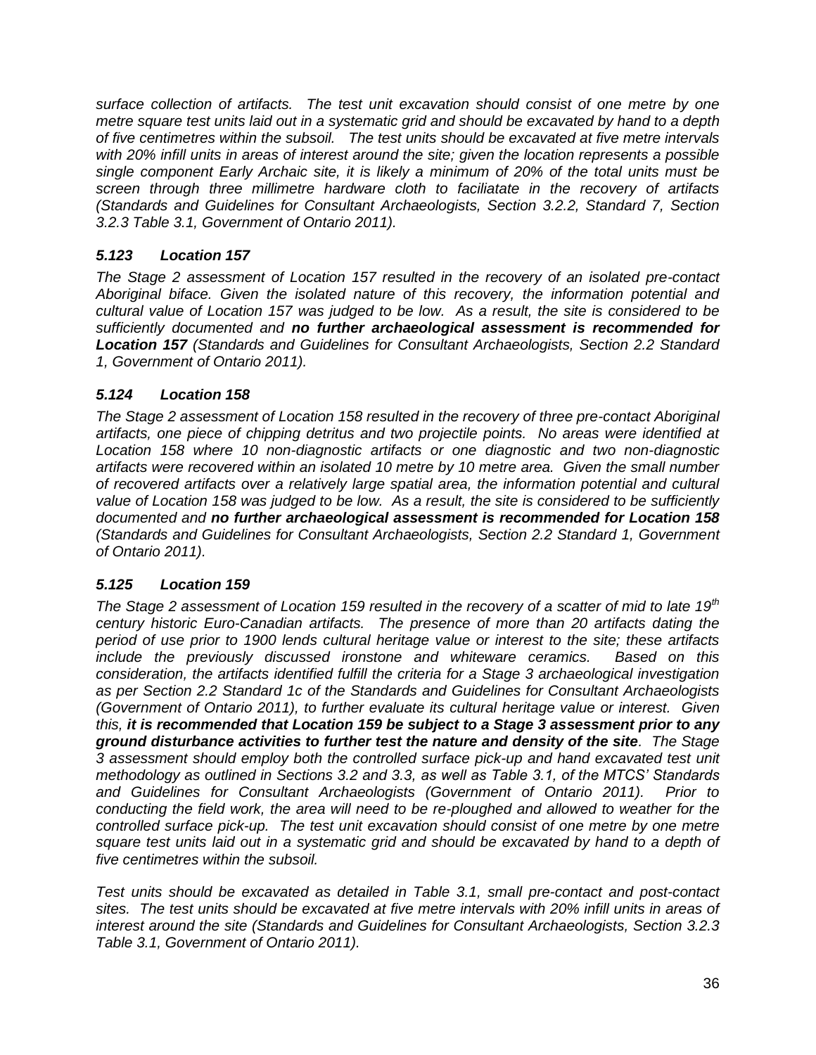*surface collection of artifacts. The test unit excavation should consist of one metre by one metre square test units laid out in a systematic grid and should be excavated by hand to a depth of five centimetres within the subsoil. The test units should be excavated at five metre intervals with 20% infill units in areas of interest around the site; given the location represents a possible single component Early Archaic site, it is likely a minimum of 20% of the total units must be screen through three millimetre hardware cloth to faciliatate in the recovery of artifacts (Standards and Guidelines for Consultant Archaeologists, Section 3.2.2, Standard 7, Section 3.2.3 Table 3.1, Government of Ontario 2011).*

### *5.123 Location 157*

*The Stage 2 assessment of Location 157 resulted in the recovery of an isolated pre-contact Aboriginal biface. Given the isolated nature of this recovery, the information potential and cultural value of Location 157 was judged to be low. As a result, the site is considered to be sufficiently documented and* ***no further archaeological assessment is recommended for Location 157*** *(Standards and Guidelines for Consultant Archaeologists, Section 2.2 Standard 1, Government of Ontario 2011).*

### *5.124 Location 158*

*The Stage 2 assessment of Location 158 resulted in the recovery of three pre-contact Aboriginal artifacts, one piece of chipping detritus and two projectile points. No areas were identified at Location 158 where 10 non-diagnostic artifacts or one diagnostic and two non-diagnostic artifacts were recovered within an isolated 10 metre by 10 metre area. Given the small number of recovered artifacts over a relatively large spatial area, the information potential and cultural value of Location 158 was judged to be low. As a result, the site is considered to be sufficiently documented and* ***no further archaeological assessment is recommended for Location 158*** *(Standards and Guidelines for Consultant Archaeologists, Section 2.2 Standard 1, Government of Ontario 2011).*

### *5.125 Location 159*

*The Stage 2 assessment of Location 159 resulted in the recovery of a scatter of mid to late 19th century historic Euro-Canadian artifacts. The presence of more than 20 artifacts dating the period of use prior to 1900 lends cultural heritage value or interest to the site; these artifacts include the previously discussed ironstone and whiteware ceramics. Based on this consideration, the artifacts identified fulfill the criteria for a Stage 3 archaeological investigation as per Section 2.2 Standard 1c of the Standards and Guidelines for Consultant Archaeologists (Government of Ontario 2011), to further evaluate its cultural heritage value or interest. Given this,* ***it is recommended that Location 159 be subject to a Stage 3 assessment prior to any ground disturbance activities to further test the nature and density of the site****. The Stage 3 assessment should employ both the controlled surface pick-up and hand excavated test unit methodology as outlined in Sections 3.2 and 3.3, as well as Table 3.1, of the MTCS' Standards and Guidelines for Consultant Archaeologists (Government of Ontario 2011). Prior to conducting the field work, the area will need to be re-ploughed and allowed to weather for the controlled surface pick-up. The test unit excavation should consist of one metre by one metre square test units laid out in a systematic grid and should be excavated by hand to a depth of five centimetres within the subsoil.*

*Test units should be excavated as detailed in Table 3.1, small pre-contact and post-contact sites. The test units should be excavated at five metre intervals with 20% infill units in areas of interest around the site (Standards and Guidelines for Consultant Archaeologists, Section 3.2.3 Table 3.1, Government of Ontario 2011).*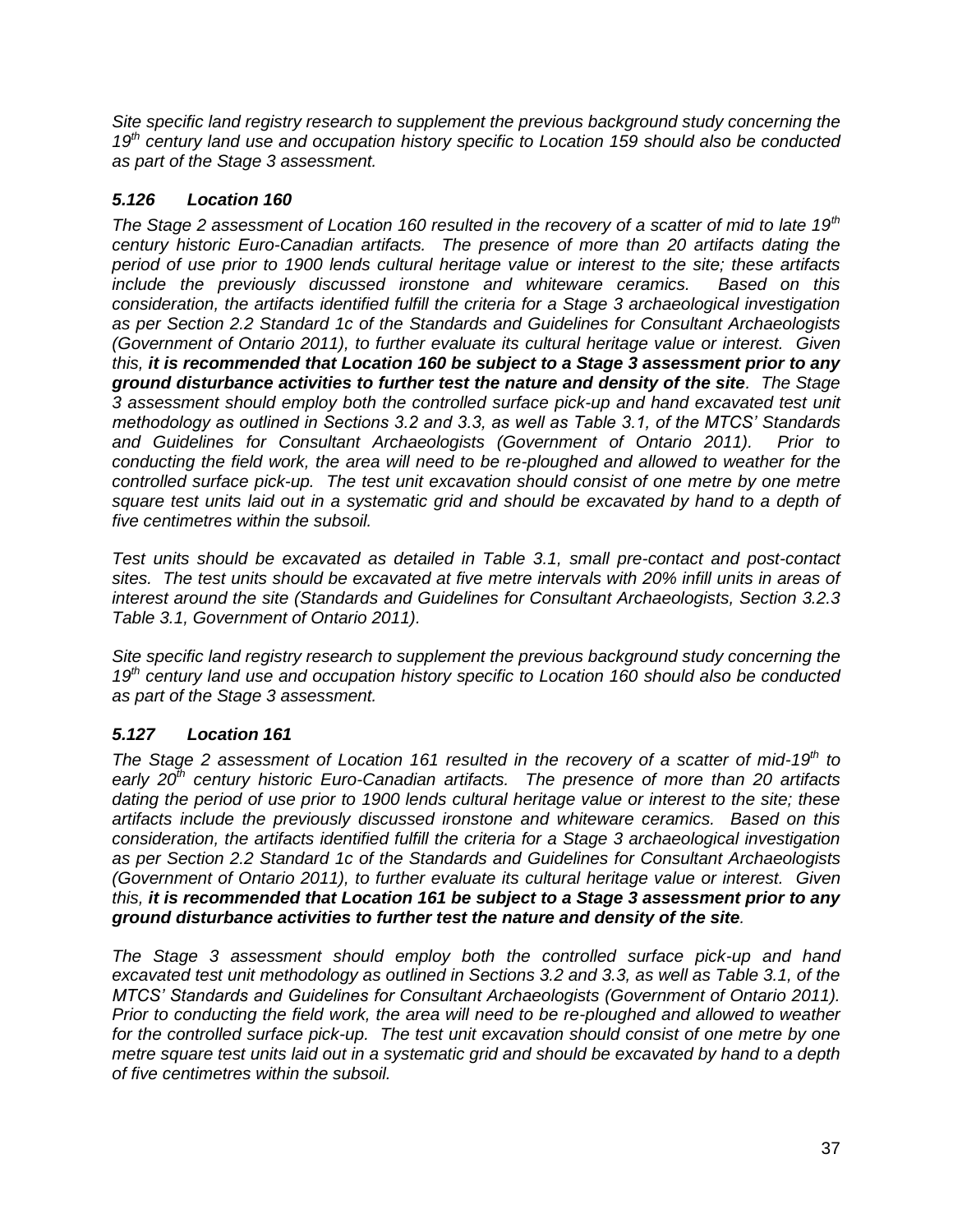*Site specific land registry research to supplement the previous background study concerning the 19th century land use and occupation history specific to Location 159 should also be conducted as part of the Stage 3 assessment.*

### *5.126 Location 160*

*The Stage 2 assessment of Location 160 resulted in the recovery of a scatter of mid to late 19th century historic Euro-Canadian artifacts. The presence of more than 20 artifacts dating the period of use prior to 1900 lends cultural heritage value or interest to the site; these artifacts include the previously discussed ironstone and whiteware ceramics. Based on this consideration, the artifacts identified fulfill the criteria for a Stage 3 archaeological investigation as per Section 2.2 Standard 1c of the Standards and Guidelines for Consultant Archaeologists (Government of Ontario 2011), to further evaluate its cultural heritage value or interest. Given this, **it is recommended that Location 160 be subject to a Stage 3 assessment prior to any ground disturbance activities to further test the nature and density of the site**. The Stage 3 assessment should employ both the controlled surface pick-up and hand excavated test unit methodology as outlined in Sections 3.2 and 3.3, as well as Table 3.1, of the MTCS' Standards and Guidelines for Consultant Archaeologists (Government of Ontario 2011). Prior to conducting the field work, the area will need to be re-ploughed and allowed to weather for the controlled surface pick-up. The test unit excavation should consist of one metre by one metre square test units laid out in a systematic grid and should be excavated by hand to a depth of five centimetres within the subsoil.*

*Test units should be excavated as detailed in Table 3.1, small pre-contact and post-contact sites. The test units should be excavated at five metre intervals with 20% infill units in areas of interest around the site (Standards and Guidelines for Consultant Archaeologists, Section 3.2.3 Table 3.1, Government of Ontario 2011).*

*Site specific land registry research to supplement the previous background study concerning the 19th century land use and occupation history specific to Location 160 should also be conducted as part of the Stage 3 assessment.*

### *5.127 Location 161*

*The Stage 2 assessment of Location 161 resulted in the recovery of a scatter of mid-19th to early 20th century historic Euro-Canadian artifacts. The presence of more than 20 artifacts dating the period of use prior to 1900 lends cultural heritage value or interest to the site; these artifacts include the previously discussed ironstone and whiteware ceramics. Based on this consideration, the artifacts identified fulfill the criteria for a Stage 3 archaeological investigation as per Section 2.2 Standard 1c of the Standards and Guidelines for Consultant Archaeologists (Government of Ontario 2011), to further evaluate its cultural heritage value or interest. Given this, **it is recommended that Location 161 be subject to a Stage 3 assessment prior to any ground disturbance activities to further test the nature and density of the site**.*

*The Stage 3 assessment should employ both the controlled surface pick-up and hand excavated test unit methodology as outlined in Sections 3.2 and 3.3, as well as Table 3.1, of the MTCS' Standards and Guidelines for Consultant Archaeologists (Government of Ontario 2011). Prior to conducting the field work, the area will need to be re-ploughed and allowed to weather for the controlled surface pick-up. The test unit excavation should consist of one metre by one metre square test units laid out in a systematic grid and should be excavated by hand to a depth of five centimetres within the subsoil.*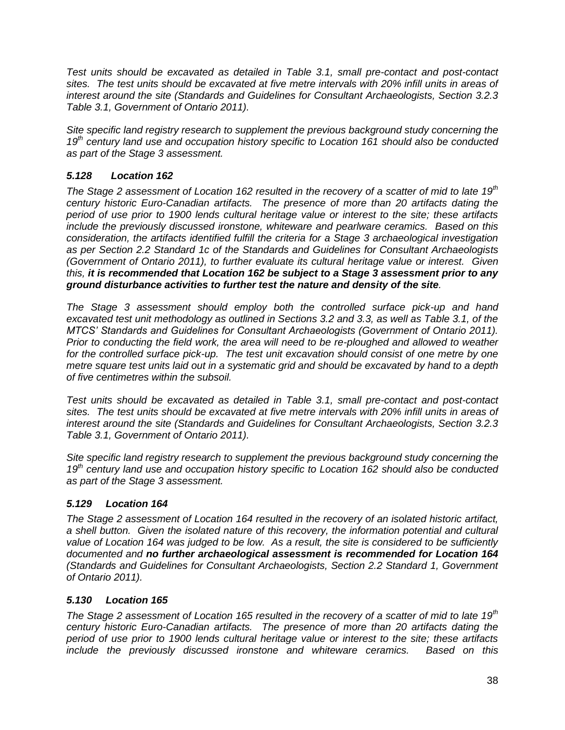*Test units should be excavated as detailed in Table 3.1, small pre-contact and post-contact sites. The test units should be excavated at five metre intervals with 20% infill units in areas of interest around the site (Standards and Guidelines for Consultant Archaeologists, Section 3.2.3 Table 3.1, Government of Ontario 2011).*

*Site specific land registry research to supplement the previous background study concerning the 19th century land use and occupation history specific to Location 161 should also be conducted as part of the Stage 3 assessment.*

### *5.128 Location 162*

*The Stage 2 assessment of Location 162 resulted in the recovery of a scatter of mid to late 19th century historic Euro-Canadian artifacts. The presence of more than 20 artifacts dating the period of use prior to 1900 lends cultural heritage value or interest to the site; these artifacts include the previously discussed ironstone, whiteware and pearlware ceramics. Based on this consideration, the artifacts identified fulfill the criteria for a Stage 3 archaeological investigation as per Section 2.2 Standard 1c of the Standards and Guidelines for Consultant Archaeologists (Government of Ontario 2011), to further evaluate its cultural heritage value or interest. Given this,* ***it is recommended that Location 162 be subject to a Stage 3 assessment prior to any ground disturbance activities to further test the nature and density of the site****.*

*The Stage 3 assessment should employ both the controlled surface pick-up and hand excavated test unit methodology as outlined in Sections 3.2 and 3.3, as well as Table 3.1, of the MTCS' Standards and Guidelines for Consultant Archaeologists (Government of Ontario 2011). Prior to conducting the field work, the area will need to be re-ploughed and allowed to weather for the controlled surface pick-up. The test unit excavation should consist of one metre by one metre square test units laid out in a systematic grid and should be excavated by hand to a depth of five centimetres within the subsoil.*

*Test units should be excavated as detailed in Table 3.1, small pre-contact and post-contact sites. The test units should be excavated at five metre intervals with 20% infill units in areas of interest around the site (Standards and Guidelines for Consultant Archaeologists, Section 3.2.3 Table 3.1, Government of Ontario 2011).*

*Site specific land registry research to supplement the previous background study concerning the 19th century land use and occupation history specific to Location 162 should also be conducted as part of the Stage 3 assessment.*

### *5.129 Location 164*

*The Stage 2 assessment of Location 164 resulted in the recovery of an isolated historic artifact, a shell button. Given the isolated nature of this recovery, the information potential and cultural value of Location 164 was judged to be low. As a result, the site is considered to be sufficiently documented and* ***no further archaeological assessment is recommended for Location 164*** *(Standards and Guidelines for Consultant Archaeologists, Section 2.2 Standard 1, Government of Ontario 2011).*

### *5.130 Location 165*

*The Stage 2 assessment of Location 165 resulted in the recovery of a scatter of mid to late 19th century historic Euro-Canadian artifacts. The presence of more than 20 artifacts dating the period of use prior to 1900 lends cultural heritage value or interest to the site; these artifacts include the previously discussed ironstone and whiteware ceramics. Based on this*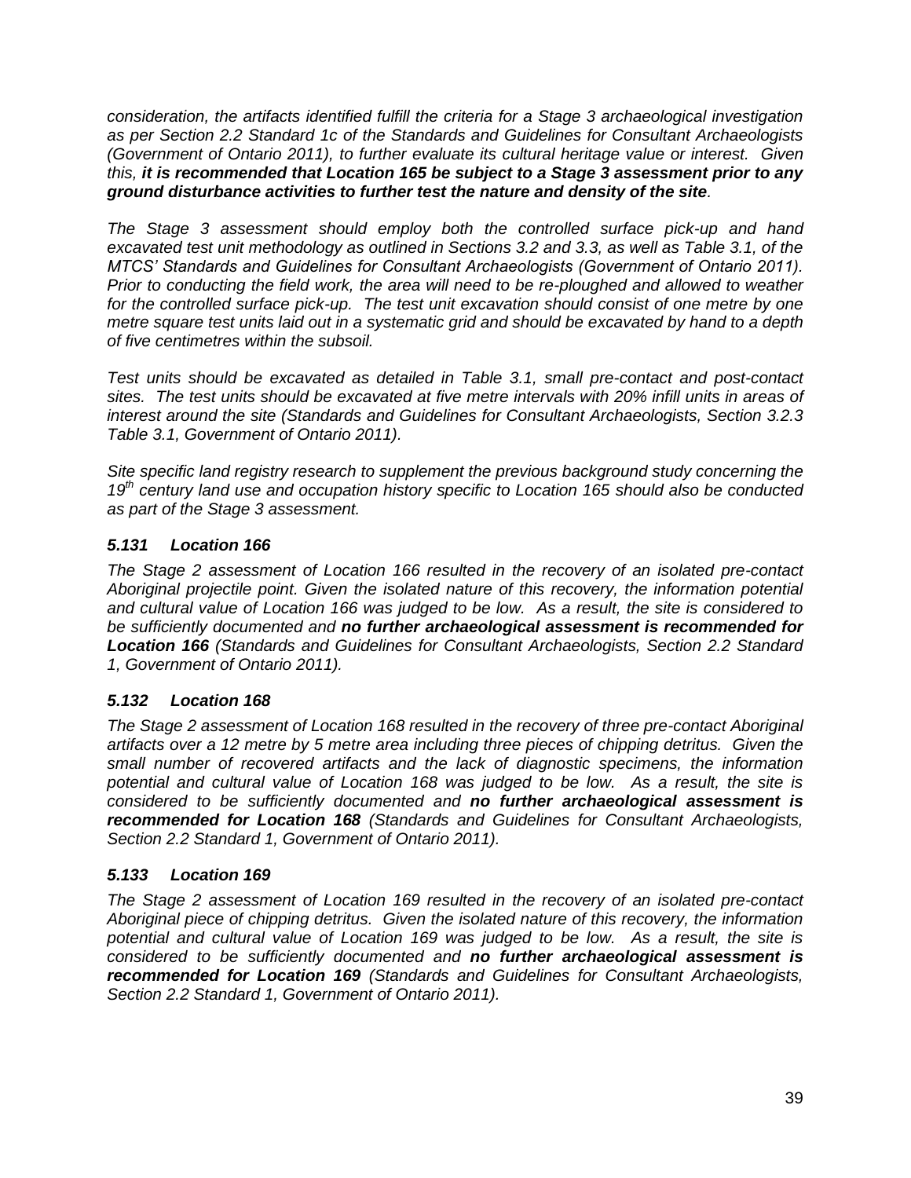*consideration, the artifacts identified fulfill the criteria for a Stage 3 archaeological investigation as per Section 2.2 Standard 1c of the Standards and Guidelines for Consultant Archaeologists (Government of Ontario 2011), to further evaluate its cultural heritage value or interest. Given this,* ***it is recommended that Location 165 be subject to a Stage 3 assessment prior to any ground disturbance activities to further test the nature and density of the site****.*

*The Stage 3 assessment should employ both the controlled surface pick-up and hand excavated test unit methodology as outlined in Sections 3.2 and 3.3, as well as Table 3.1, of the MTCS' Standards and Guidelines for Consultant Archaeologists (Government of Ontario 2011). Prior to conducting the field work, the area will need to be re-ploughed and allowed to weather for the controlled surface pick-up. The test unit excavation should consist of one metre by one metre square test units laid out in a systematic grid and should be excavated by hand to a depth of five centimetres within the subsoil.*

*Test units should be excavated as detailed in Table 3.1, small pre-contact and post-contact sites. The test units should be excavated at five metre intervals with 20% infill units in areas of interest around the site (Standards and Guidelines for Consultant Archaeologists, Section 3.2.3 Table 3.1, Government of Ontario 2011).*

*Site specific land registry research to supplement the previous background study concerning the 19th century land use and occupation history specific to Location 165 should also be conducted as part of the Stage 3 assessment.*

### *5.131 Location 166*

*The Stage 2 assessment of Location 166 resulted in the recovery of an isolated pre-contact Aboriginal projectile point. Given the isolated nature of this recovery, the information potential and cultural value of Location 166 was judged to be low. As a result, the site is considered to be sufficiently documented and* ***no further archaeological assessment is recommended for Location 166*** *(Standards and Guidelines for Consultant Archaeologists, Section 2.2 Standard 1, Government of Ontario 2011).*

### *5.132 Location 168*

*The Stage 2 assessment of Location 168 resulted in the recovery of three pre-contact Aboriginal artifacts over a 12 metre by 5 metre area including three pieces of chipping detritus. Given the small number of recovered artifacts and the lack of diagnostic specimens, the information potential and cultural value of Location 168 was judged to be low. As a result, the site is considered to be sufficiently documented and* ***no further archaeological assessment is recommended for Location 168*** *(Standards and Guidelines for Consultant Archaeologists, Section 2.2 Standard 1, Government of Ontario 2011).*

### *5.133 Location 169*

*The Stage 2 assessment of Location 169 resulted in the recovery of an isolated pre-contact Aboriginal piece of chipping detritus. Given the isolated nature of this recovery, the information potential and cultural value of Location 169 was judged to be low. As a result, the site is considered to be sufficiently documented and* ***no further archaeological assessment is recommended for Location 169*** *(Standards and Guidelines for Consultant Archaeologists, Section 2.2 Standard 1, Government of Ontario 2011).*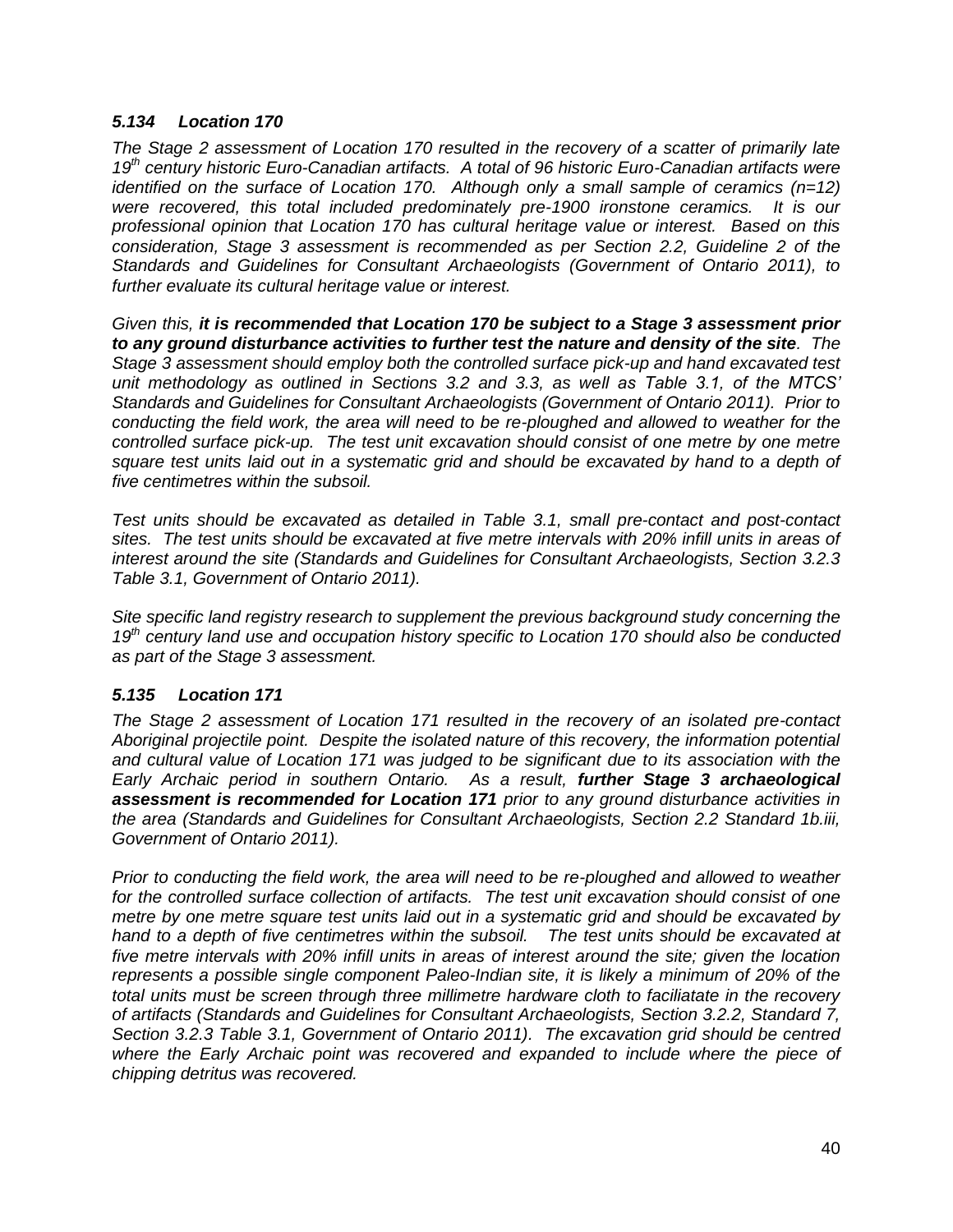### *5.134 Location 170*

*The Stage 2 assessment of Location 170 resulted in the recovery of a scatter of primarily late 19th century historic Euro-Canadian artifacts. A total of 96 historic Euro-Canadian artifacts were identified on the surface of Location 170. Although only a small sample of ceramics (n=12) were recovered, this total included predominately pre-1900 ironstone ceramics. It is our professional opinion that Location 170 has cultural heritage value or interest. Based on this consideration, Stage 3 assessment is recommended as per Section 2.2, Guideline 2 of the Standards and Guidelines for Consultant Archaeologists (Government of Ontario 2011), to further evaluate its cultural heritage value or interest.*

*Given this, **it is recommended that Location 170 be subject to a Stage 3 assessment prior to any ground disturbance activities to further test the nature and density of the site**. The Stage 3 assessment should employ both the controlled surface pick-up and hand excavated test unit methodology as outlined in Sections 3.2 and 3.3, as well as Table 3.1, of the MTCS' Standards and Guidelines for Consultant Archaeologists (Government of Ontario 2011). Prior to conducting the field work, the area will need to be re-ploughed and allowed to weather for the controlled surface pick-up. The test unit excavation should consist of one metre by one metre square test units laid out in a systematic grid and should be excavated by hand to a depth of five centimetres within the subsoil.*

*Test units should be excavated as detailed in Table 3.1, small pre-contact and post-contact sites. The test units should be excavated at five metre intervals with 20% infill units in areas of interest around the site (Standards and Guidelines for Consultant Archaeologists, Section 3.2.3 Table 3.1, Government of Ontario 2011).*

*Site specific land registry research to supplement the previous background study concerning the 19th century land use and occupation history specific to Location 170 should also be conducted as part of the Stage 3 assessment.*

### *5.135 Location 171*

*The Stage 2 assessment of Location 171 resulted in the recovery of an isolated pre-contact Aboriginal projectile point. Despite the isolated nature of this recovery, the information potential and cultural value of Location 171 was judged to be significant due to its association with the Early Archaic period in southern Ontario. As a result, **further Stage 3 archaeological assessment is recommended for Location 171** prior to any ground disturbance activities in the area (Standards and Guidelines for Consultant Archaeologists, Section 2.2 Standard 1b.iii, Government of Ontario 2011).*

*Prior to conducting the field work, the area will need to be re-ploughed and allowed to weather for the controlled surface collection of artifacts. The test unit excavation should consist of one metre by one metre square test units laid out in a systematic grid and should be excavated by hand to a depth of five centimetres within the subsoil. The test units should be excavated at five metre intervals with 20% infill units in areas of interest around the site; given the location represents a possible single component Paleo-Indian site, it is likely a minimum of 20% of the total units must be screen through three millimetre hardware cloth to faciliatate in the recovery of artifacts (Standards and Guidelines for Consultant Archaeologists, Section 3.2.2, Standard 7, Section 3.2.3 Table 3.1, Government of Ontario 2011). The excavation grid should be centred where the Early Archaic point was recovered and expanded to include where the piece of chipping detritus was recovered.*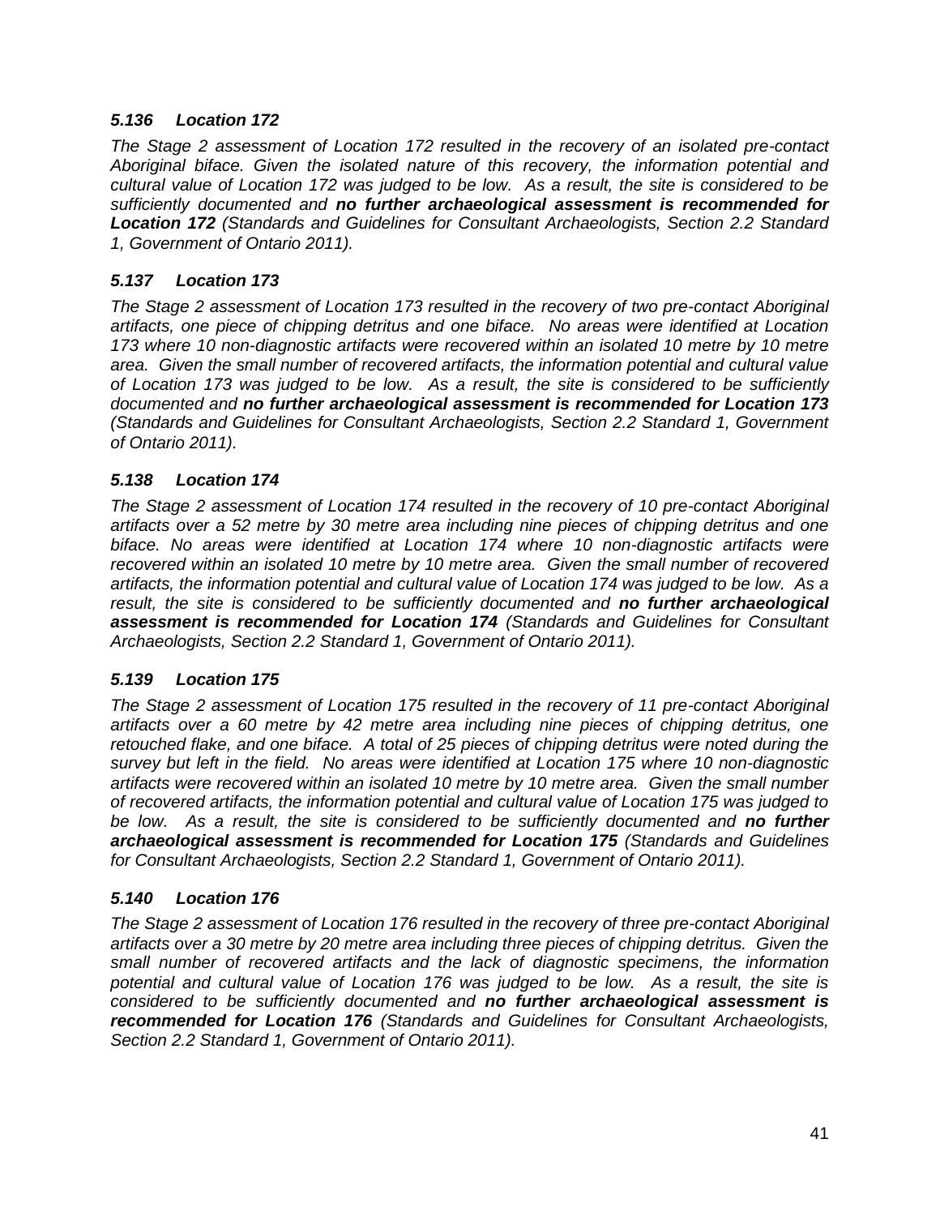### *5.136 Location 172*

*The Stage 2 assessment of Location 172 resulted in the recovery of an isolated pre-contact Aboriginal biface. Given the isolated nature of this recovery, the information potential and cultural value of Location 172 was judged to be low. As a result, the site is considered to be sufficiently documented and* ***no further archaeological assessment is recommended for Location 172*** *(Standards and Guidelines for Consultant Archaeologists, Section 2.2 Standard 1, Government of Ontario 2011).*

### *5.137 Location 173*

*The Stage 2 assessment of Location 173 resulted in the recovery of two pre-contact Aboriginal artifacts, one piece of chipping detritus and one biface. No areas were identified at Location 173 where 10 non-diagnostic artifacts were recovered within an isolated 10 metre by 10 metre area. Given the small number of recovered artifacts, the information potential and cultural value of Location 173 was judged to be low. As a result, the site is considered to be sufficiently documented and* ***no further archaeological assessment is recommended for Location 173*** *(Standards and Guidelines for Consultant Archaeologists, Section 2.2 Standard 1, Government of Ontario 2011).*

### *5.138 Location 174*

*The Stage 2 assessment of Location 174 resulted in the recovery of 10 pre-contact Aboriginal artifacts over a 52 metre by 30 metre area including nine pieces of chipping detritus and one biface. No areas were identified at Location 174 where 10 non-diagnostic artifacts were recovered within an isolated 10 metre by 10 metre area. Given the small number of recovered artifacts, the information potential and cultural value of Location 174 was judged to be low. As a result, the site is considered to be sufficiently documented and* ***no further archaeological assessment is recommended for Location 174*** *(Standards and Guidelines for Consultant Archaeologists, Section 2.2 Standard 1, Government of Ontario 2011).*

### *5.139 Location 175*

*The Stage 2 assessment of Location 175 resulted in the recovery of 11 pre-contact Aboriginal artifacts over a 60 metre by 42 metre area including nine pieces of chipping detritus, one retouched flake, and one biface. A total of 25 pieces of chipping detritus were noted during the survey but left in the field. No areas were identified at Location 175 where 10 non-diagnostic artifacts were recovered within an isolated 10 metre by 10 metre area. Given the small number of recovered artifacts, the information potential and cultural value of Location 175 was judged to be low. As a result, the site is considered to be sufficiently documented and* ***no further archaeological assessment is recommended for Location 175*** *(Standards and Guidelines for Consultant Archaeologists, Section 2.2 Standard 1, Government of Ontario 2011).*

### *5.140 Location 176*

*The Stage 2 assessment of Location 176 resulted in the recovery of three pre-contact Aboriginal artifacts over a 30 metre by 20 metre area including three pieces of chipping detritus. Given the small number of recovered artifacts and the lack of diagnostic specimens, the information potential and cultural value of Location 176 was judged to be low. As a result, the site is considered to be sufficiently documented and* ***no further archaeological assessment is recommended for Location 176*** *(Standards and Guidelines for Consultant Archaeologists, Section 2.2 Standard 1, Government of Ontario 2011).*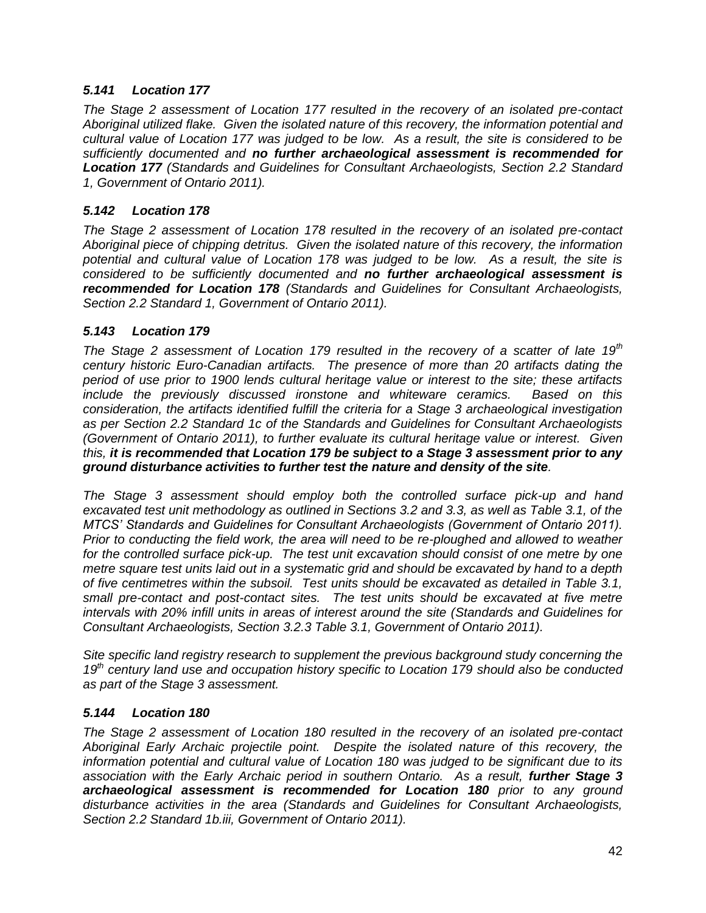### *5.141 Location 177*

*The Stage 2 assessment of Location 177 resulted in the recovery of an isolated pre-contact Aboriginal utilized flake. Given the isolated nature of this recovery, the information potential and cultural value of Location 177 was judged to be low. As a result, the site is considered to be sufficiently documented and **no further archaeological assessment is recommended for Location 177** (Standards and Guidelines for Consultant Archaeologists, Section 2.2 Standard 1, Government of Ontario 2011).*

### *5.142 Location 178*

*The Stage 2 assessment of Location 178 resulted in the recovery of an isolated pre-contact Aboriginal piece of chipping detritus. Given the isolated nature of this recovery, the information potential and cultural value of Location 178 was judged to be low. As a result, the site is considered to be sufficiently documented and **no further archaeological assessment is recommended for Location 178** (Standards and Guidelines for Consultant Archaeologists, Section 2.2 Standard 1, Government of Ontario 2011).*

### *5.143 Location 179*

*The Stage 2 assessment of Location 179 resulted in the recovery of a scatter of late 19th century historic Euro-Canadian artifacts. The presence of more than 20 artifacts dating the period of use prior to 1900 lends cultural heritage value or interest to the site; these artifacts include the previously discussed ironstone and whiteware ceramics. Based on this consideration, the artifacts identified fulfill the criteria for a Stage 3 archaeological investigation as per Section 2.2 Standard 1c of the Standards and Guidelines for Consultant Archaeologists (Government of Ontario 2011), to further evaluate its cultural heritage value or interest. Given this, **it is recommended that Location 179 be subject to a Stage 3 assessment prior to any ground disturbance activities to further test the nature and density of the site**.*

*The Stage 3 assessment should employ both the controlled surface pick-up and hand excavated test unit methodology as outlined in Sections 3.2 and 3.3, as well as Table 3.1, of the MTCS' Standards and Guidelines for Consultant Archaeologists (Government of Ontario 2011). Prior to conducting the field work, the area will need to be re-ploughed and allowed to weather for the controlled surface pick-up. The test unit excavation should consist of one metre by one metre square test units laid out in a systematic grid and should be excavated by hand to a depth of five centimetres within the subsoil. Test units should be excavated as detailed in Table 3.1, small pre-contact and post-contact sites. The test units should be excavated at five metre intervals with 20% infill units in areas of interest around the site (Standards and Guidelines for Consultant Archaeologists, Section 3.2.3 Table 3.1, Government of Ontario 2011).*

*Site specific land registry research to supplement the previous background study concerning the 19th century land use and occupation history specific to Location 179 should also be conducted as part of the Stage 3 assessment.*

### *5.144 Location 180*

*The Stage 2 assessment of Location 180 resulted in the recovery of an isolated pre-contact Aboriginal Early Archaic projectile point. Despite the isolated nature of this recovery, the information potential and cultural value of Location 180 was judged to be significant due to its association with the Early Archaic period in southern Ontario. As a result, **further Stage 3 archaeological assessment is recommended for Location 180** prior to any ground disturbance activities in the area (Standards and Guidelines for Consultant Archaeologists, Section 2.2 Standard 1b.iii, Government of Ontario 2011).*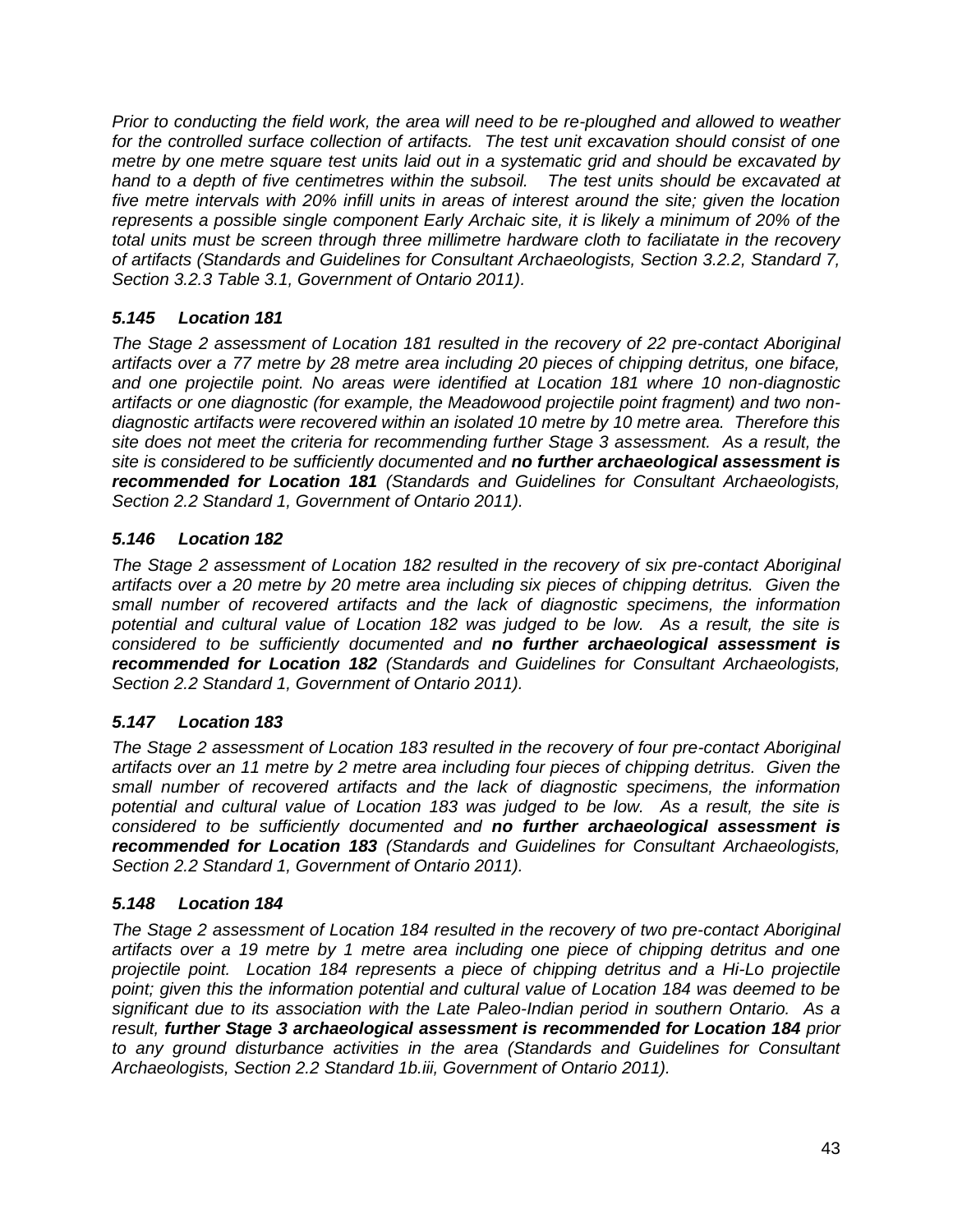*Prior to conducting the field work, the area will need to be re-ploughed and allowed to weather for the controlled surface collection of artifacts. The test unit excavation should consist of one metre by one metre square test units laid out in a systematic grid and should be excavated by hand to a depth of five centimetres within the subsoil. The test units should be excavated at five metre intervals with 20% infill units in areas of interest around the site; given the location represents a possible single component Early Archaic site, it is likely a minimum of 20% of the total units must be screen through three millimetre hardware cloth to faciliatate in the recovery of artifacts (Standards and Guidelines for Consultant Archaeologists, Section 3.2.2, Standard 7, Section 3.2.3 Table 3.1, Government of Ontario 2011).*

### *5.145 Location 181*

*The Stage 2 assessment of Location 181 resulted in the recovery of 22 pre-contact Aboriginal artifacts over a 77 metre by 28 metre area including 20 pieces of chipping detritus, one biface, and one projectile point. No areas were identified at Location 181 where 10 non-diagnostic artifacts or one diagnostic (for example, the Meadowood projectile point fragment) and two non-diagnostic artifacts were recovered within an isolated 10 metre by 10 metre area. Therefore this site does not meet the criteria for recommending further Stage 3 assessment. As a result, the site is considered to be sufficiently documented and* ***no further archaeological assessment is recommended for Location 181*** *(Standards and Guidelines for Consultant Archaeologists, Section 2.2 Standard 1, Government of Ontario 2011).*

### *5.146 Location 182*

*The Stage 2 assessment of Location 182 resulted in the recovery of six pre-contact Aboriginal artifacts over a 20 metre by 20 metre area including six pieces of chipping detritus. Given the small number of recovered artifacts and the lack of diagnostic specimens, the information potential and cultural value of Location 182 was judged to be low. As a result, the site is considered to be sufficiently documented and* ***no further archaeological assessment is recommended for Location 182*** *(Standards and Guidelines for Consultant Archaeologists, Section 2.2 Standard 1, Government of Ontario 2011).*

### *5.147 Location 183*

*The Stage 2 assessment of Location 183 resulted in the recovery of four pre-contact Aboriginal artifacts over an 11 metre by 2 metre area including four pieces of chipping detritus. Given the small number of recovered artifacts and the lack of diagnostic specimens, the information potential and cultural value of Location 183 was judged to be low. As a result, the site is considered to be sufficiently documented and* ***no further archaeological assessment is recommended for Location 183*** *(Standards and Guidelines for Consultant Archaeologists, Section 2.2 Standard 1, Government of Ontario 2011).*

### *5.148 Location 184*

*The Stage 2 assessment of Location 184 resulted in the recovery of two pre-contact Aboriginal artifacts over a 19 metre by 1 metre area including one piece of chipping detritus and one projectile point. Location 184 represents a piece of chipping detritus and a Hi-Lo projectile point; given this the information potential and cultural value of Location 184 was deemed to be significant due to its association with the Late Paleo-Indian period in southern Ontario. As a result,* ***further Stage 3 archaeological assessment is recommended for Location 184*** *prior to any ground disturbance activities in the area (Standards and Guidelines for Consultant Archaeologists, Section 2.2 Standard 1b.iii, Government of Ontario 2011).*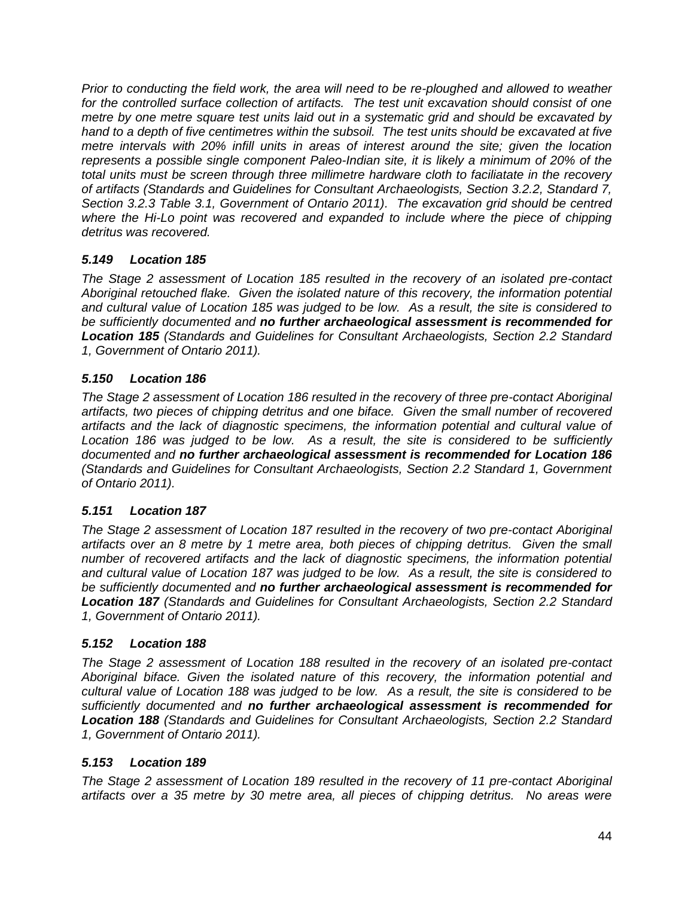*Prior to conducting the field work, the area will need to be re-ploughed and allowed to weather for the controlled surface collection of artifacts. The test unit excavation should consist of one metre by one metre square test units laid out in a systematic grid and should be excavated by hand to a depth of five centimetres within the subsoil. The test units should be excavated at five metre intervals with 20% infill units in areas of interest around the site; given the location represents a possible single component Paleo-Indian site, it is likely a minimum of 20% of the total units must be screen through three millimetre hardware cloth to faciliatate in the recovery of artifacts (Standards and Guidelines for Consultant Archaeologists, Section 3.2.2, Standard 7, Section 3.2.3 Table 3.1, Government of Ontario 2011). The excavation grid should be centred where the Hi-Lo point was recovered and expanded to include where the piece of chipping detritus was recovered.*

### *5.149 Location 185*

*The Stage 2 assessment of Location 185 resulted in the recovery of an isolated pre-contact Aboriginal retouched flake. Given the isolated nature of this recovery, the information potential and cultural value of Location 185 was judged to be low. As a result, the site is considered to be sufficiently documented and* ***no further archaeological assessment is recommended for Location 185*** *(Standards and Guidelines for Consultant Archaeologists, Section 2.2 Standard 1, Government of Ontario 2011).*

### *5.150 Location 186*

*The Stage 2 assessment of Location 186 resulted in the recovery of three pre-contact Aboriginal artifacts, two pieces of chipping detritus and one biface. Given the small number of recovered artifacts and the lack of diagnostic specimens, the information potential and cultural value of Location 186 was judged to be low. As a result, the site is considered to be sufficiently documented and* ***no further archaeological assessment is recommended for Location 186*** *(Standards and Guidelines for Consultant Archaeologists, Section 2.2 Standard 1, Government of Ontario 2011).*

### *5.151 Location 187*

*The Stage 2 assessment of Location 187 resulted in the recovery of two pre-contact Aboriginal artifacts over an 8 metre by 1 metre area, both pieces of chipping detritus. Given the small number of recovered artifacts and the lack of diagnostic specimens, the information potential and cultural value of Location 187 was judged to be low. As a result, the site is considered to be sufficiently documented and* ***no further archaeological assessment is recommended for Location 187*** *(Standards and Guidelines for Consultant Archaeologists, Section 2.2 Standard 1, Government of Ontario 2011).*

### *5.152 Location 188*

*The Stage 2 assessment of Location 188 resulted in the recovery of an isolated pre-contact Aboriginal biface. Given the isolated nature of this recovery, the information potential and cultural value of Location 188 was judged to be low. As a result, the site is considered to be sufficiently documented and* ***no further archaeological assessment is recommended for Location 188*** *(Standards and Guidelines for Consultant Archaeologists, Section 2.2 Standard 1, Government of Ontario 2011).*

### *5.153 Location 189*

*The Stage 2 assessment of Location 189 resulted in the recovery of 11 pre-contact Aboriginal artifacts over a 35 metre by 30 metre area, all pieces of chipping detritus. No areas were*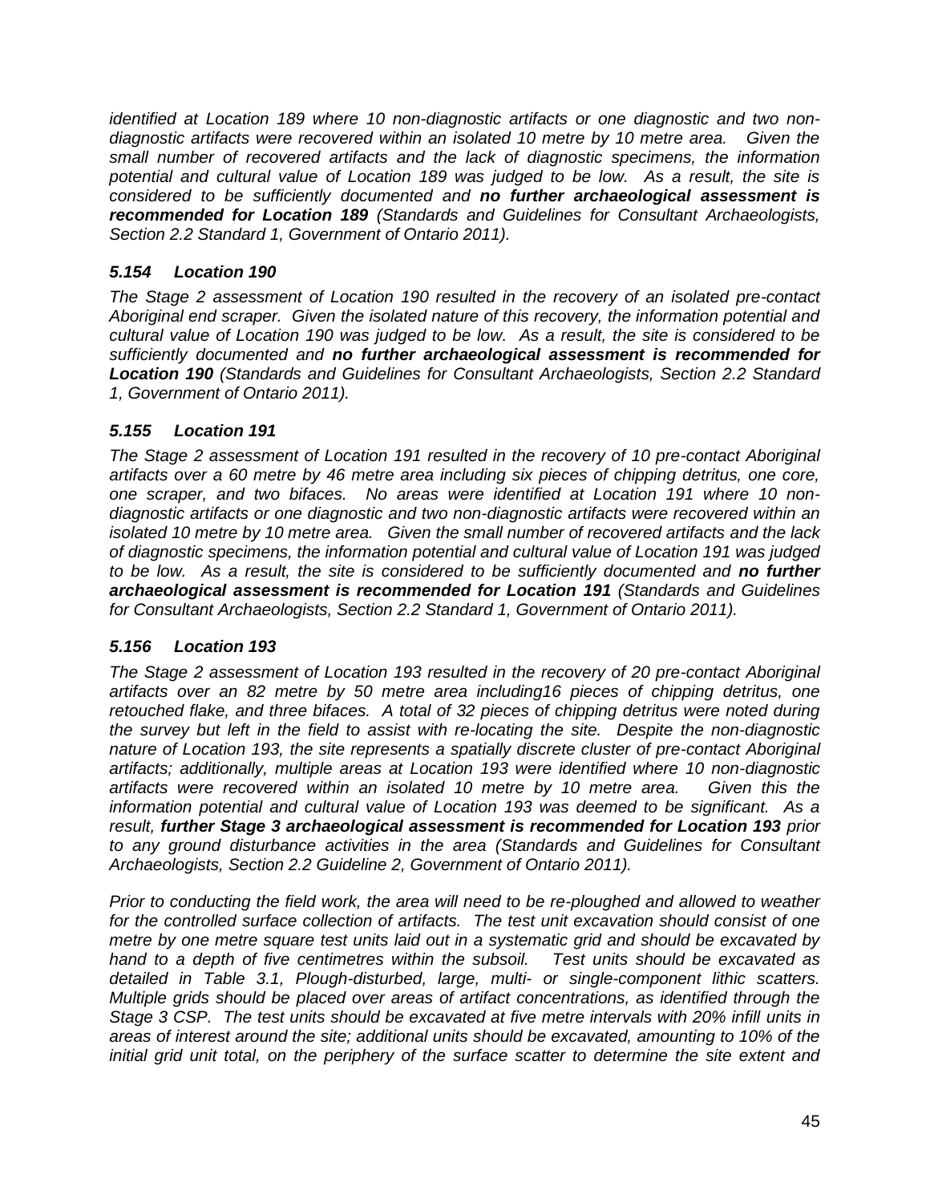*identified at Location 189 where 10 non-diagnostic artifacts or one diagnostic and two non-diagnostic artifacts were recovered within an isolated 10 metre by 10 metre area. Given the small number of recovered artifacts and the lack of diagnostic specimens, the information potential and cultural value of Location 189 was judged to be low. As a result, the site is considered to be sufficiently documented and **no further archaeological assessment is recommended for Location 189** (Standards and Guidelines for Consultant Archaeologists, Section 2.2 Standard 1, Government of Ontario 2011).*

### *5.154 Location 190*

*The Stage 2 assessment of Location 190 resulted in the recovery of an isolated pre-contact Aboriginal end scraper. Given the isolated nature of this recovery, the information potential and cultural value of Location 190 was judged to be low. As a result, the site is considered to be sufficiently documented and **no further archaeological assessment is recommended for Location 190** (Standards and Guidelines for Consultant Archaeologists, Section 2.2 Standard 1, Government of Ontario 2011).*

### *5.155 Location 191*

*The Stage 2 assessment of Location 191 resulted in the recovery of 10 pre-contact Aboriginal artifacts over a 60 metre by 46 metre area including six pieces of chipping detritus, one core, one scraper, and two bifaces. No areas were identified at Location 191 where 10 non-diagnostic artifacts or one diagnostic and two non-diagnostic artifacts were recovered within an isolated 10 metre by 10 metre area. Given the small number of recovered artifacts and the lack of diagnostic specimens, the information potential and cultural value of Location 191 was judged to be low. As a result, the site is considered to be sufficiently documented and **no further archaeological assessment is recommended for Location 191** (Standards and Guidelines for Consultant Archaeologists, Section 2.2 Standard 1, Government of Ontario 2011).*

### *5.156 Location 193*

*The Stage 2 assessment of Location 193 resulted in the recovery of 20 pre-contact Aboriginal artifacts over an 82 metre by 50 metre area including16 pieces of chipping detritus, one retouched flake, and three bifaces. A total of 32 pieces of chipping detritus were noted during the survey but left in the field to assist with re-locating the site. Despite the non-diagnostic nature of Location 193, the site represents a spatially discrete cluster of pre-contact Aboriginal artifacts; additionally, multiple areas at Location 193 were identified where 10 non-diagnostic artifacts were recovered within an isolated 10 metre by 10 metre area. Given this the information potential and cultural value of Location 193 was deemed to be significant. As a result, **further Stage 3 archaeological assessment is recommended for Location 193** prior to any ground disturbance activities in the area (Standards and Guidelines for Consultant Archaeologists, Section 2.2 Guideline 2, Government of Ontario 2011).*

*Prior to conducting the field work, the area will need to be re-ploughed and allowed to weather for the controlled surface collection of artifacts. The test unit excavation should consist of one metre by one metre square test units laid out in a systematic grid and should be excavated by hand to a depth of five centimetres within the subsoil. Test units should be excavated as detailed in Table 3.1, Plough-disturbed, large, multi- or single-component lithic scatters. Multiple grids should be placed over areas of artifact concentrations, as identified through the Stage 3 CSP. The test units should be excavated at five metre intervals with 20% infill units in areas of interest around the site; additional units should be excavated, amounting to 10% of the initial grid unit total, on the periphery of the surface scatter to determine the site extent and*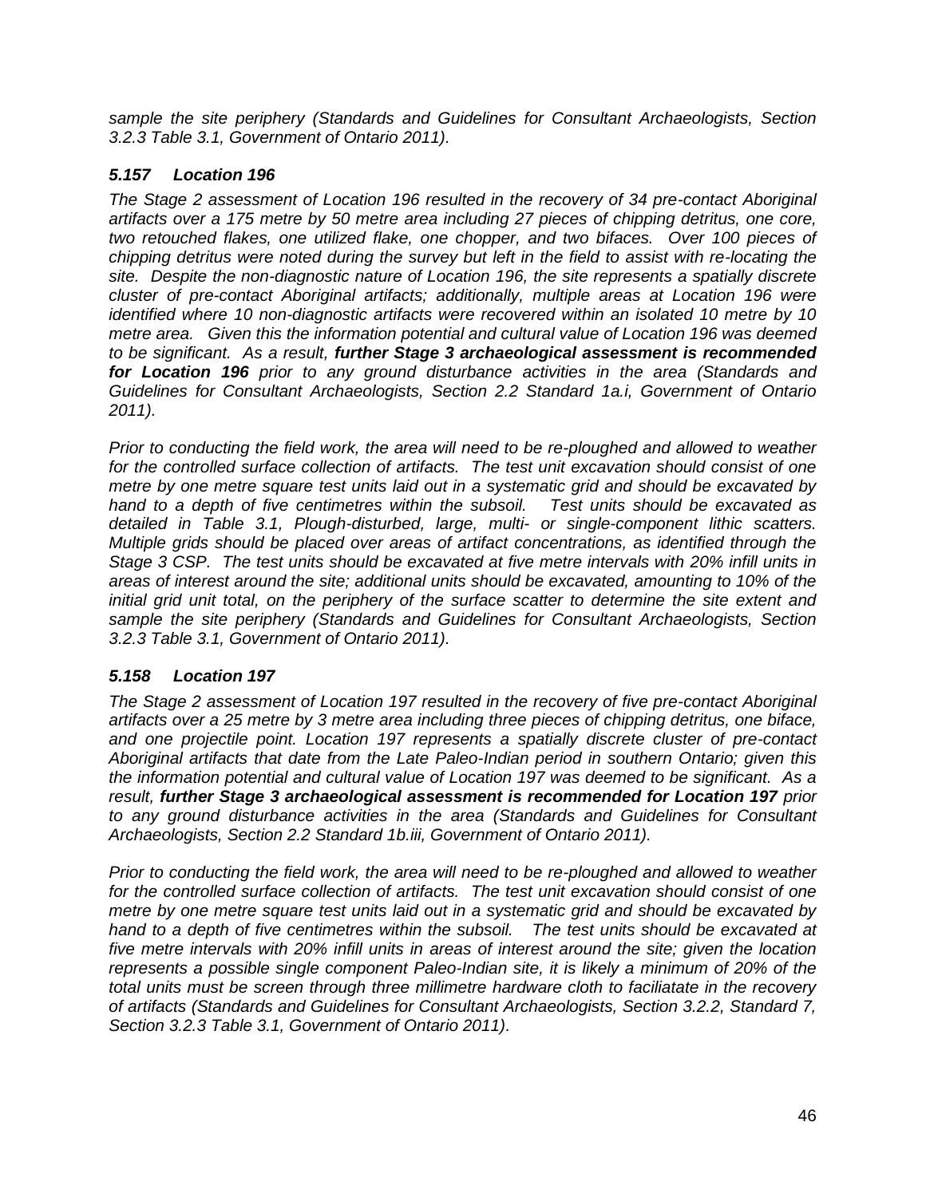*sample the site periphery (Standards and Guidelines for Consultant Archaeologists, Section 3.2.3 Table 3.1, Government of Ontario 2011).*

### *5.157 Location 196*

*The Stage 2 assessment of Location 196 resulted in the recovery of 34 pre-contact Aboriginal artifacts over a 175 metre by 50 metre area including 27 pieces of chipping detritus, one core, two retouched flakes, one utilized flake, one chopper, and two bifaces. Over 100 pieces of chipping detritus were noted during the survey but left in the field to assist with re-locating the site. Despite the non-diagnostic nature of Location 196, the site represents a spatially discrete cluster of pre-contact Aboriginal artifacts; additionally, multiple areas at Location 196 were identified where 10 non-diagnostic artifacts were recovered within an isolated 10 metre by 10 metre area. Given this the information potential and cultural value of Location 196 was deemed to be significant. As a result,* ***further Stage 3 archaeological assessment is recommended for Location 196*** *prior to any ground disturbance activities in the area (Standards and Guidelines for Consultant Archaeologists, Section 2.2 Standard 1a.i, Government of Ontario 2011).*

*Prior to conducting the field work, the area will need to be re-ploughed and allowed to weather for the controlled surface collection of artifacts. The test unit excavation should consist of one metre by one metre square test units laid out in a systematic grid and should be excavated by hand to a depth of five centimetres within the subsoil. Test units should be excavated as detailed in Table 3.1, Plough-disturbed, large, multi- or single-component lithic scatters. Multiple grids should be placed over areas of artifact concentrations, as identified through the Stage 3 CSP. The test units should be excavated at five metre intervals with 20% infill units in areas of interest around the site; additional units should be excavated, amounting to 10% of the initial grid unit total, on the periphery of the surface scatter to determine the site extent and sample the site periphery (Standards and Guidelines for Consultant Archaeologists, Section 3.2.3 Table 3.1, Government of Ontario 2011).*

### *5.158 Location 197*

*The Stage 2 assessment of Location 197 resulted in the recovery of five pre-contact Aboriginal artifacts over a 25 metre by 3 metre area including three pieces of chipping detritus, one biface, and one projectile point. Location 197 represents a spatially discrete cluster of pre-contact Aboriginal artifacts that date from the Late Paleo-Indian period in southern Ontario; given this the information potential and cultural value of Location 197 was deemed to be significant. As a result,* ***further Stage 3 archaeological assessment is recommended for Location 197*** *prior to any ground disturbance activities in the area (Standards and Guidelines for Consultant Archaeologists, Section 2.2 Standard 1b.iii, Government of Ontario 2011).*

*Prior to conducting the field work, the area will need to be re-ploughed and allowed to weather for the controlled surface collection of artifacts. The test unit excavation should consist of one metre by one metre square test units laid out in a systematic grid and should be excavated by hand to a depth of five centimetres within the subsoil. The test units should be excavated at five metre intervals with 20% infill units in areas of interest around the site; given the location represents a possible single component Paleo-Indian site, it is likely a minimum of 20% of the total units must be screen through three millimetre hardware cloth to faciliatate in the recovery of artifacts (Standards and Guidelines for Consultant Archaeologists, Section 3.2.2, Standard 7, Section 3.2.3 Table 3.1, Government of Ontario 2011).*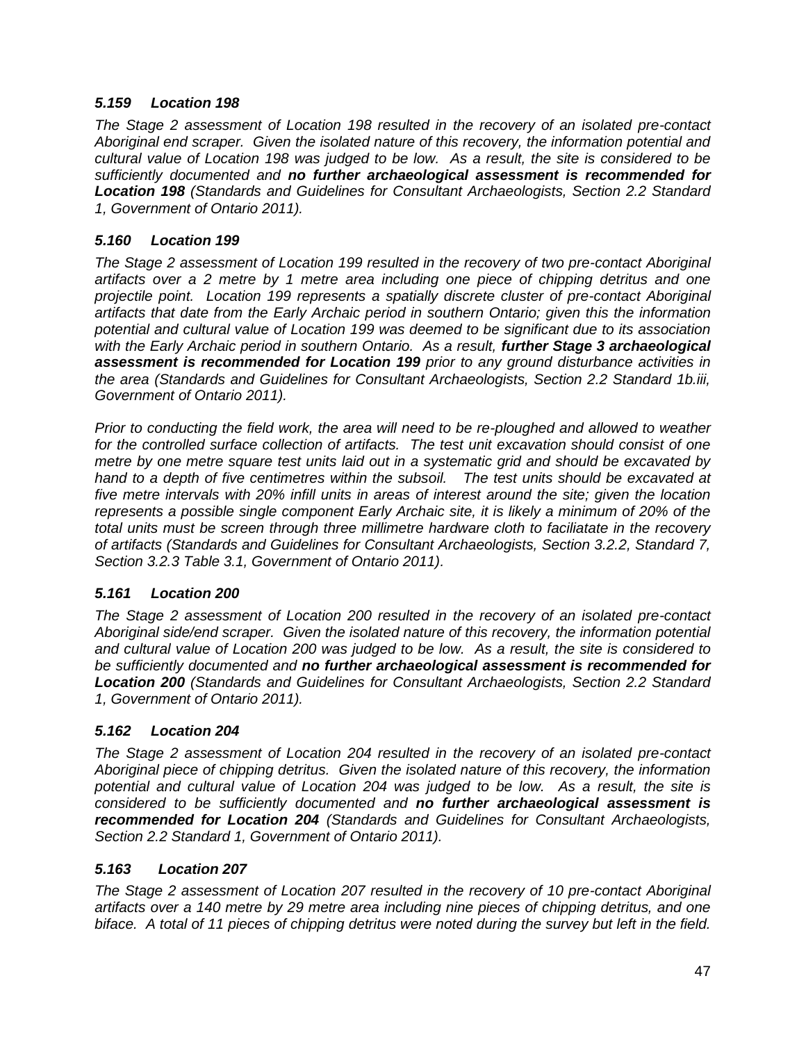### *5.159 Location 198*

*The Stage 2 assessment of Location 198 resulted in the recovery of an isolated pre-contact Aboriginal end scraper. Given the isolated nature of this recovery, the information potential and cultural value of Location 198 was judged to be low. As a result, the site is considered to be sufficiently documented and* ***no further archaeological assessment is recommended for Location 198*** *(Standards and Guidelines for Consultant Archaeologists, Section 2.2 Standard 1, Government of Ontario 2011).*

### *5.160 Location 199*

*The Stage 2 assessment of Location 199 resulted in the recovery of two pre-contact Aboriginal artifacts over a 2 metre by 1 metre area including one piece of chipping detritus and one projectile point. Location 199 represents a spatially discrete cluster of pre-contact Aboriginal artifacts that date from the Early Archaic period in southern Ontario; given this the information potential and cultural value of Location 199 was deemed to be significant due to its association with the Early Archaic period in southern Ontario. As a result,* ***further Stage 3 archaeological assessment is recommended for Location 199*** *prior to any ground disturbance activities in the area (Standards and Guidelines for Consultant Archaeologists, Section 2.2 Standard 1b.iii, Government of Ontario 2011).*

*Prior to conducting the field work, the area will need to be re-ploughed and allowed to weather for the controlled surface collection of artifacts. The test unit excavation should consist of one metre by one metre square test units laid out in a systematic grid and should be excavated by hand to a depth of five centimetres within the subsoil. The test units should be excavated at five metre intervals with 20% infill units in areas of interest around the site; given the location represents a possible single component Early Archaic site, it is likely a minimum of 20% of the total units must be screen through three millimetre hardware cloth to faciliatate in the recovery of artifacts (Standards and Guidelines for Consultant Archaeologists, Section 3.2.2, Standard 7, Section 3.2.3 Table 3.1, Government of Ontario 2011).*

### *5.161 Location 200*

*The Stage 2 assessment of Location 200 resulted in the recovery of an isolated pre-contact Aboriginal side/end scraper. Given the isolated nature of this recovery, the information potential and cultural value of Location 200 was judged to be low. As a result, the site is considered to be sufficiently documented and* ***no further archaeological assessment is recommended for Location 200*** *(Standards and Guidelines for Consultant Archaeologists, Section 2.2 Standard 1, Government of Ontario 2011).*

### *5.162 Location 204*

*The Stage 2 assessment of Location 204 resulted in the recovery of an isolated pre-contact Aboriginal piece of chipping detritus. Given the isolated nature of this recovery, the information potential and cultural value of Location 204 was judged to be low. As a result, the site is considered to be sufficiently documented and* ***no further archaeological assessment is recommended for Location 204*** *(Standards and Guidelines for Consultant Archaeologists, Section 2.2 Standard 1, Government of Ontario 2011).*

### *5.163 Location 207*

*The Stage 2 assessment of Location 207 resulted in the recovery of 10 pre-contact Aboriginal artifacts over a 140 metre by 29 metre area including nine pieces of chipping detritus, and one biface. A total of 11 pieces of chipping detritus were noted during the survey but left in the field.*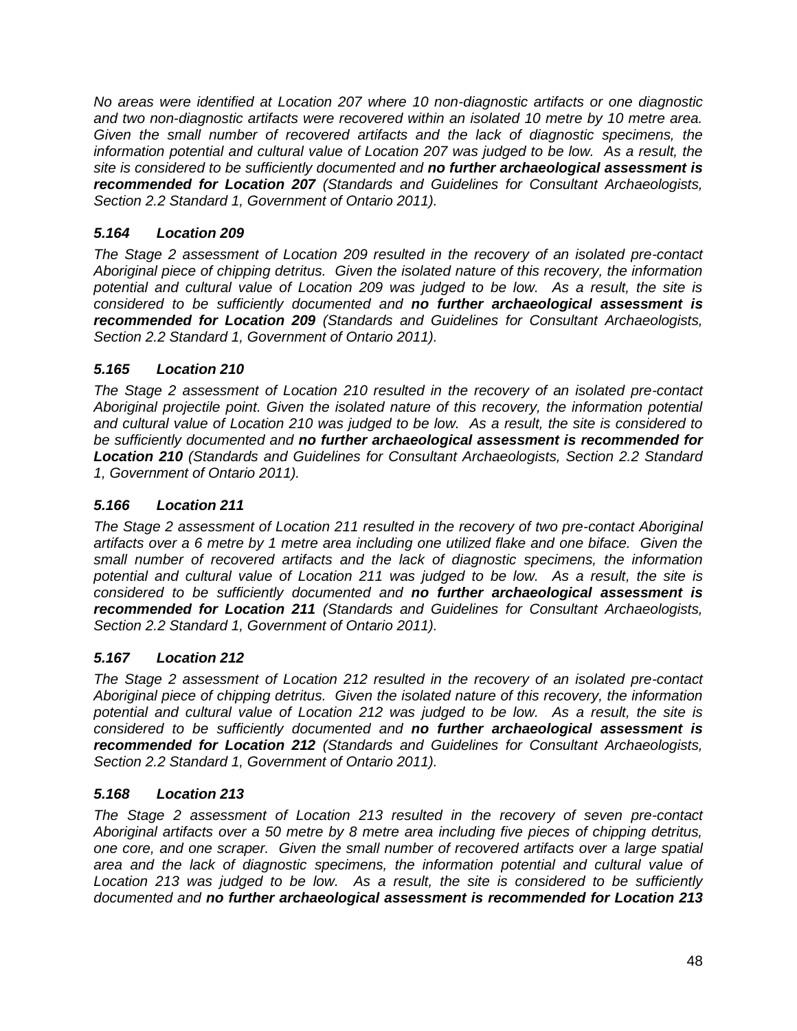*No areas were identified at Location 207 where 10 non-diagnostic artifacts or one diagnostic and two non-diagnostic artifacts were recovered within an isolated 10 metre by 10 metre area. Given the small number of recovered artifacts and the lack of diagnostic specimens, the information potential and cultural value of Location 207 was judged to be low. As a result, the site is considered to be sufficiently documented and **no further archaeological assessment is recommended for Location 207** (Standards and Guidelines for Consultant Archaeologists, Section 2.2 Standard 1, Government of Ontario 2011).*

### *5.164 Location 209*

*The Stage 2 assessment of Location 209 resulted in the recovery of an isolated pre-contact Aboriginal piece of chipping detritus. Given the isolated nature of this recovery, the information potential and cultural value of Location 209 was judged to be low. As a result, the site is considered to be sufficiently documented and **no further archaeological assessment is recommended for Location 209** (Standards and Guidelines for Consultant Archaeologists, Section 2.2 Standard 1, Government of Ontario 2011).*

### *5.165 Location 210*

*The Stage 2 assessment of Location 210 resulted in the recovery of an isolated pre-contact Aboriginal projectile point. Given the isolated nature of this recovery, the information potential and cultural value of Location 210 was judged to be low. As a result, the site is considered to be sufficiently documented and **no further archaeological assessment is recommended for Location 210** (Standards and Guidelines for Consultant Archaeologists, Section 2.2 Standard 1, Government of Ontario 2011).*

### *5.166 Location 211*

*The Stage 2 assessment of Location 211 resulted in the recovery of two pre-contact Aboriginal artifacts over a 6 metre by 1 metre area including one utilized flake and one biface. Given the small number of recovered artifacts and the lack of diagnostic specimens, the information potential and cultural value of Location 211 was judged to be low. As a result, the site is considered to be sufficiently documented and **no further archaeological assessment is recommended for Location 211** (Standards and Guidelines for Consultant Archaeologists, Section 2.2 Standard 1, Government of Ontario 2011).*

### *5.167 Location 212*

*The Stage 2 assessment of Location 212 resulted in the recovery of an isolated pre-contact Aboriginal piece of chipping detritus. Given the isolated nature of this recovery, the information potential and cultural value of Location 212 was judged to be low. As a result, the site is considered to be sufficiently documented and **no further archaeological assessment is recommended for Location 212** (Standards and Guidelines for Consultant Archaeologists, Section 2.2 Standard 1, Government of Ontario 2011).*

### *5.168 Location 213*

*The Stage 2 assessment of Location 213 resulted in the recovery of seven pre-contact Aboriginal artifacts over a 50 metre by 8 metre area including five pieces of chipping detritus, one core, and one scraper. Given the small number of recovered artifacts over a large spatial area and the lack of diagnostic specimens, the information potential and cultural value of Location 213 was judged to be low. As a result, the site is considered to be sufficiently documented and **no further archaeological assessment is recommended for Location 213***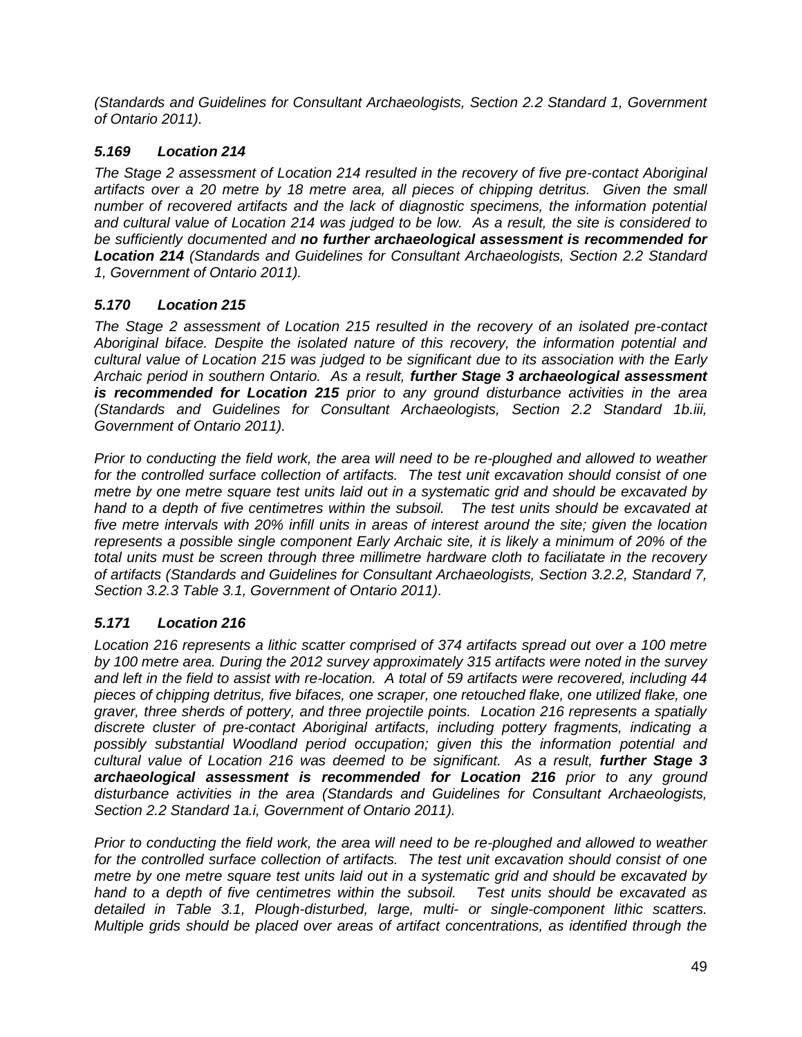*(Standards and Guidelines for Consultant Archaeologists, Section 2.2 Standard 1, Government of Ontario 2011).*

### *5.169 Location 214*

*The Stage 2 assessment of Location 214 resulted in the recovery of five pre-contact Aboriginal artifacts over a 20 metre by 18 metre area, all pieces of chipping detritus. Given the small number of recovered artifacts and the lack of diagnostic specimens, the information potential and cultural value of Location 214 was judged to be low. As a result, the site is considered to be sufficiently documented and **no further archaeological assessment is recommended for Location 214** (Standards and Guidelines for Consultant Archaeologists, Section 2.2 Standard 1, Government of Ontario 2011).*

### *5.170 Location 215*

*The Stage 2 assessment of Location 215 resulted in the recovery of an isolated pre-contact Aboriginal biface. Despite the isolated nature of this recovery, the information potential and cultural value of Location 215 was judged to be significant due to its association with the Early Archaic period in southern Ontario. As a result, **further Stage 3 archaeological assessment is recommended for Location 215** prior to any ground disturbance activities in the area (Standards and Guidelines for Consultant Archaeologists, Section 2.2 Standard 1b.iii, Government of Ontario 2011).*

*Prior to conducting the field work, the area will need to be re-ploughed and allowed to weather for the controlled surface collection of artifacts. The test unit excavation should consist of one metre by one metre square test units laid out in a systematic grid and should be excavated by hand to a depth of five centimetres within the subsoil. The test units should be excavated at five metre intervals with 20% infill units in areas of interest around the site; given the location represents a possible single component Early Archaic site, it is likely a minimum of 20% of the total units must be screen through three millimetre hardware cloth to faciliatate in the recovery of artifacts (Standards and Guidelines for Consultant Archaeologists, Section 3.2.2, Standard 7, Section 3.2.3 Table 3.1, Government of Ontario 2011).*

### *5.171 Location 216*

*Location 216 represents a lithic scatter comprised of 374 artifacts spread out over a 100 metre by 100 metre area. During the 2012 survey approximately 315 artifacts were noted in the survey and left in the field to assist with re-location. A total of 59 artifacts were recovered, including 44 pieces of chipping detritus, five bifaces, one scraper, one retouched flake, one utilized flake, one graver, three sherds of pottery, and three projectile points. Location 216 represents a spatially discrete cluster of pre-contact Aboriginal artifacts, including pottery fragments, indicating a possibly substantial Woodland period occupation; given this the information potential and cultural value of Location 216 was deemed to be significant. As a result, **further Stage 3 archaeological assessment is recommended for Location 216** prior to any ground disturbance activities in the area (Standards and Guidelines for Consultant Archaeologists, Section 2.2 Standard 1a.i, Government of Ontario 2011).*

*Prior to conducting the field work, the area will need to be re-ploughed and allowed to weather for the controlled surface collection of artifacts. The test unit excavation should consist of one metre by one metre square test units laid out in a systematic grid and should be excavated by hand to a depth of five centimetres within the subsoil. Test units should be excavated as detailed in Table 3.1, Plough-disturbed, large, multi- or single-component lithic scatters. Multiple grids should be placed over areas of artifact concentrations, as identified through the*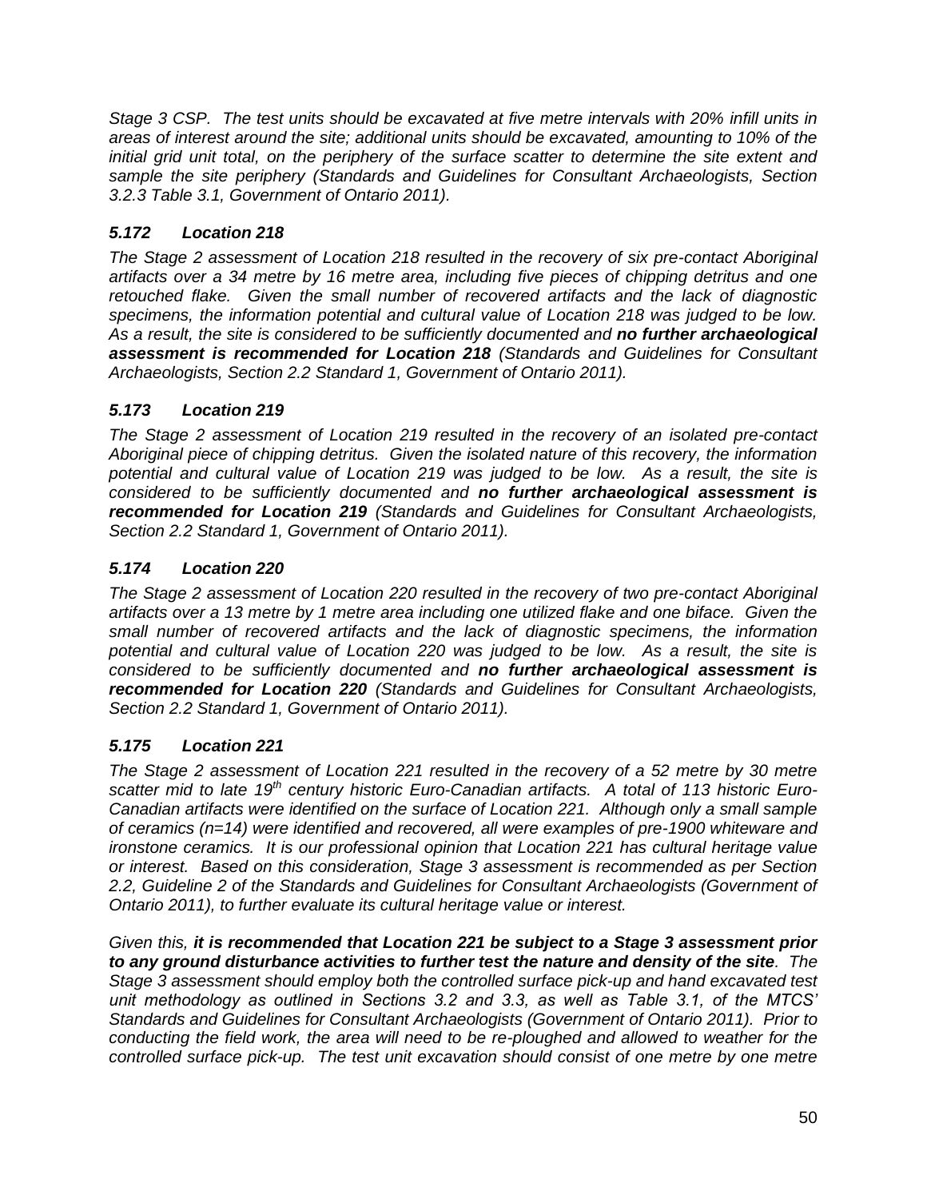*Stage 3 CSP. The test units should be excavated at five metre intervals with 20% infill units in areas of interest around the site; additional units should be excavated, amounting to 10% of the initial grid unit total, on the periphery of the surface scatter to determine the site extent and sample the site periphery (Standards and Guidelines for Consultant Archaeologists, Section 3.2.3 Table 3.1, Government of Ontario 2011).*

### *5.172 Location 218*

*The Stage 2 assessment of Location 218 resulted in the recovery of six pre-contact Aboriginal artifacts over a 34 metre by 16 metre area, including five pieces of chipping detritus and one retouched flake. Given the small number of recovered artifacts and the lack of diagnostic specimens, the information potential and cultural value of Location 218 was judged to be low. As a result, the site is considered to be sufficiently documented and* ***no further archaeological assessment is recommended for Location 218*** *(Standards and Guidelines for Consultant Archaeologists, Section 2.2 Standard 1, Government of Ontario 2011).*

### *5.173 Location 219*

*The Stage 2 assessment of Location 219 resulted in the recovery of an isolated pre-contact Aboriginal piece of chipping detritus. Given the isolated nature of this recovery, the information potential and cultural value of Location 219 was judged to be low. As a result, the site is considered to be sufficiently documented and* ***no further archaeological assessment is recommended for Location 219*** *(Standards and Guidelines for Consultant Archaeologists, Section 2.2 Standard 1, Government of Ontario 2011).*

### *5.174 Location 220*

*The Stage 2 assessment of Location 220 resulted in the recovery of two pre-contact Aboriginal artifacts over a 13 metre by 1 metre area including one utilized flake and one biface. Given the small number of recovered artifacts and the lack of diagnostic specimens, the information potential and cultural value of Location 220 was judged to be low. As a result, the site is considered to be sufficiently documented and* ***no further archaeological assessment is recommended for Location 220*** *(Standards and Guidelines for Consultant Archaeologists, Section 2.2 Standard 1, Government of Ontario 2011).*

### *5.175 Location 221*

*The Stage 2 assessment of Location 221 resulted in the recovery of a 52 metre by 30 metre scatter mid to late 19th century historic Euro-Canadian artifacts. A total of 113 historic Euro-Canadian artifacts were identified on the surface of Location 221. Although only a small sample of ceramics (n=14) were identified and recovered, all were examples of pre-1900 whiteware and ironstone ceramics. It is our professional opinion that Location 221 has cultural heritage value or interest. Based on this consideration, Stage 3 assessment is recommended as per Section 2.2, Guideline 2 of the Standards and Guidelines for Consultant Archaeologists (Government of Ontario 2011), to further evaluate its cultural heritage value or interest.*

*Given this,* ***it is recommended that Location 221 be subject to a Stage 3 assessment prior to any ground disturbance activities to further test the nature and density of the site****. The Stage 3 assessment should employ both the controlled surface pick-up and hand excavated test unit methodology as outlined in Sections 3.2 and 3.3, as well as Table 3.1, of the MTCS' Standards and Guidelines for Consultant Archaeologists (Government of Ontario 2011). Prior to conducting the field work, the area will need to be re-ploughed and allowed to weather for the controlled surface pick-up. The test unit excavation should consist of one metre by one metre*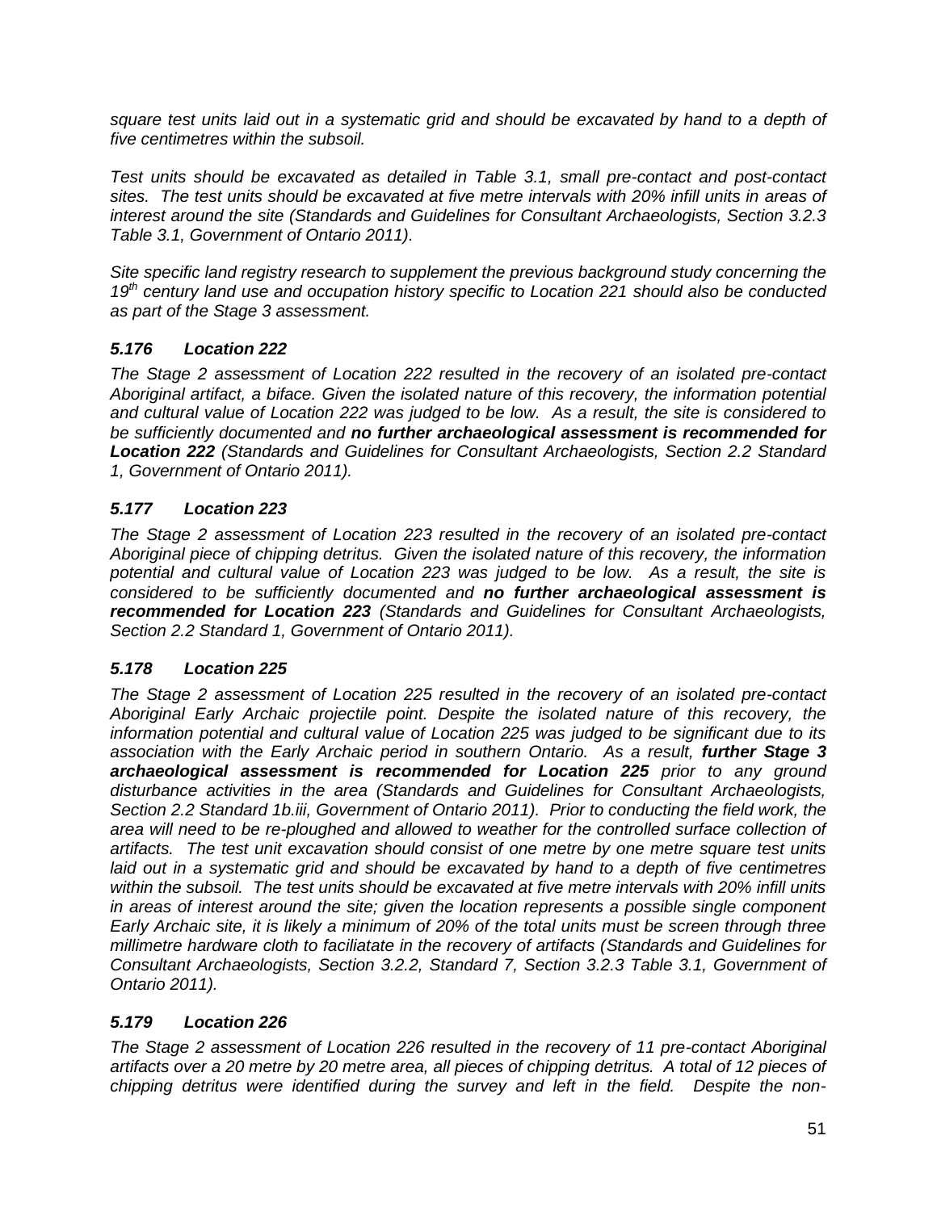*square test units laid out in a systematic grid and should be excavated by hand to a depth of five centimetres within the subsoil.*

*Test units should be excavated as detailed in Table 3.1, small pre-contact and post-contact sites. The test units should be excavated at five metre intervals with 20% infill units in areas of interest around the site (Standards and Guidelines for Consultant Archaeologists, Section 3.2.3 Table 3.1, Government of Ontario 2011).*

*Site specific land registry research to supplement the previous background study concerning the 19th century land use and occupation history specific to Location 221 should also be conducted as part of the Stage 3 assessment.*

### *5.176 Location 222*

*The Stage 2 assessment of Location 222 resulted in the recovery of an isolated pre-contact Aboriginal artifact, a biface. Given the isolated nature of this recovery, the information potential and cultural value of Location 222 was judged to be low. As a result, the site is considered to be sufficiently documented and* ***no further archaeological assessment is recommended for Location 222*** *(Standards and Guidelines for Consultant Archaeologists, Section 2.2 Standard 1, Government of Ontario 2011).*

### *5.177 Location 223*

*The Stage 2 assessment of Location 223 resulted in the recovery of an isolated pre-contact Aboriginal piece of chipping detritus. Given the isolated nature of this recovery, the information potential and cultural value of Location 223 was judged to be low. As a result, the site is considered to be sufficiently documented and* ***no further archaeological assessment is recommended for Location 223*** *(Standards and Guidelines for Consultant Archaeologists, Section 2.2 Standard 1, Government of Ontario 2011).*

### *5.178 Location 225*

*The Stage 2 assessment of Location 225 resulted in the recovery of an isolated pre-contact Aboriginal Early Archaic projectile point. Despite the isolated nature of this recovery, the information potential and cultural value of Location 225 was judged to be significant due to its association with the Early Archaic period in southern Ontario. As a result,* ***further Stage 3 archaeological assessment is recommended for Location 225*** *prior to any ground disturbance activities in the area (Standards and Guidelines for Consultant Archaeologists, Section 2.2 Standard 1b.iii, Government of Ontario 2011). Prior to conducting the field work, the area will need to be re-ploughed and allowed to weather for the controlled surface collection of artifacts. The test unit excavation should consist of one metre by one metre square test units laid out in a systematic grid and should be excavated by hand to a depth of five centimetres within the subsoil. The test units should be excavated at five metre intervals with 20% infill units in areas of interest around the site; given the location represents a possible single component Early Archaic site, it is likely a minimum of 20% of the total units must be screen through three millimetre hardware cloth to faciliatate in the recovery of artifacts (Standards and Guidelines for Consultant Archaeologists, Section 3.2.2, Standard 7, Section 3.2.3 Table 3.1, Government of Ontario 2011).*

### *5.179 Location 226*

*The Stage 2 assessment of Location 226 resulted in the recovery of 11 pre-contact Aboriginal artifacts over a 20 metre by 20 metre area, all pieces of chipping detritus. A total of 12 pieces of chipping detritus were identified during the survey and left in the field. Despite the non-*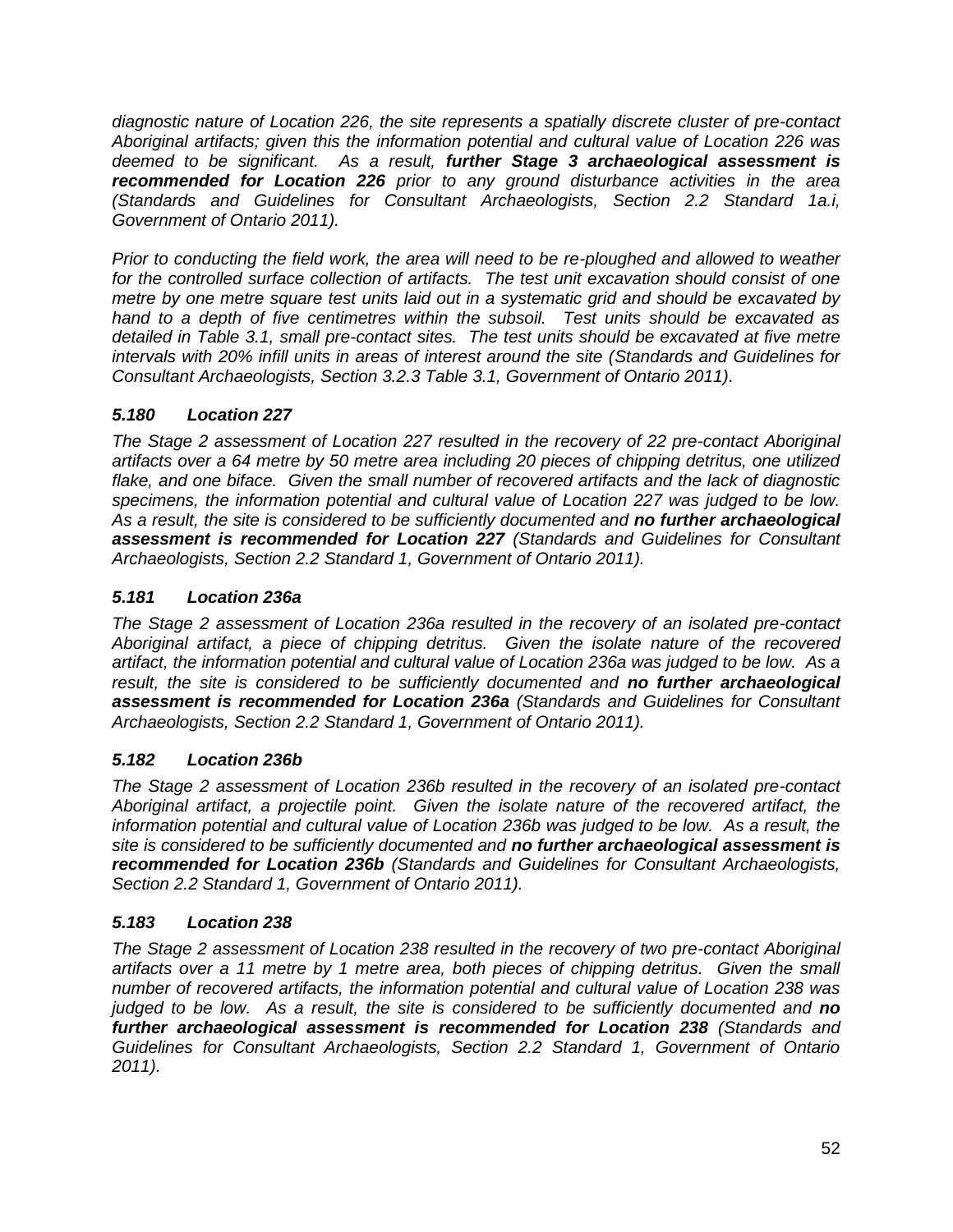*diagnostic nature of Location 226, the site represents a spatially discrete cluster of pre-contact Aboriginal artifacts; given this the information potential and cultural value of Location 226 was deemed to be significant. As a result, **further Stage 3 archaeological assessment is recommended for Location 226** prior to any ground disturbance activities in the area (Standards and Guidelines for Consultant Archaeologists, Section 2.2 Standard 1a.i, Government of Ontario 2011).*

*Prior to conducting the field work, the area will need to be re-ploughed and allowed to weather for the controlled surface collection of artifacts. The test unit excavation should consist of one metre by one metre square test units laid out in a systematic grid and should be excavated by hand to a depth of five centimetres within the subsoil. Test units should be excavated as detailed in Table 3.1, small pre-contact sites. The test units should be excavated at five metre intervals with 20% infill units in areas of interest around the site (Standards and Guidelines for Consultant Archaeologists, Section 3.2.3 Table 3.1, Government of Ontario 2011).*

### *5.180 Location 227*

*The Stage 2 assessment of Location 227 resulted in the recovery of 22 pre-contact Aboriginal artifacts over a 64 metre by 50 metre area including 20 pieces of chipping detritus, one utilized flake, and one biface. Given the small number of recovered artifacts and the lack of diagnostic specimens, the information potential and cultural value of Location 227 was judged to be low. As a result, the site is considered to be sufficiently documented and **no further archaeological assessment is recommended for Location 227** (Standards and Guidelines for Consultant Archaeologists, Section 2.2 Standard 1, Government of Ontario 2011).*

### *5.181 Location 236a*

*The Stage 2 assessment of Location 236a resulted in the recovery of an isolated pre-contact Aboriginal artifact, a piece of chipping detritus. Given the isolate nature of the recovered artifact, the information potential and cultural value of Location 236a was judged to be low. As a result, the site is considered to be sufficiently documented and **no further archaeological assessment is recommended for Location 236a** (Standards and Guidelines for Consultant Archaeologists, Section 2.2 Standard 1, Government of Ontario 2011).*

### *5.182 Location 236b*

*The Stage 2 assessment of Location 236b resulted in the recovery of an isolated pre-contact Aboriginal artifact, a projectile point. Given the isolate nature of the recovered artifact, the information potential and cultural value of Location 236b was judged to be low. As a result, the site is considered to be sufficiently documented and **no further archaeological assessment is recommended for Location 236b** (Standards and Guidelines for Consultant Archaeologists, Section 2.2 Standard 1, Government of Ontario 2011).*

### *5.183 Location 238*

*The Stage 2 assessment of Location 238 resulted in the recovery of two pre-contact Aboriginal artifacts over a 11 metre by 1 metre area, both pieces of chipping detritus. Given the small number of recovered artifacts, the information potential and cultural value of Location 238 was judged to be low. As a result, the site is considered to be sufficiently documented and **no further archaeological assessment is recommended for Location 238** (Standards and Guidelines for Consultant Archaeologists, Section 2.2 Standard 1, Government of Ontario 2011).*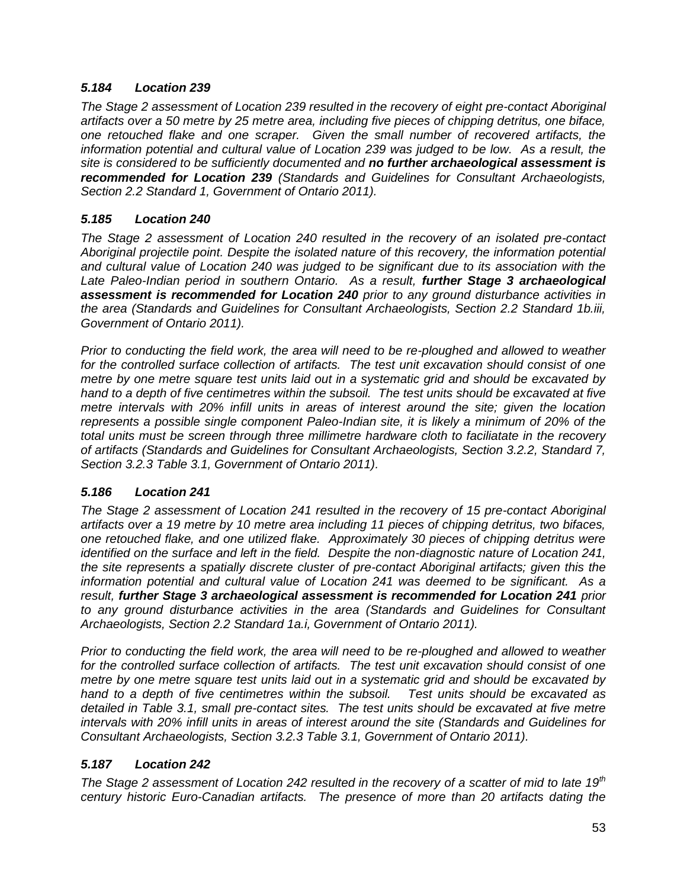### *5.184 Location 239*

*The Stage 2 assessment of Location 239 resulted in the recovery of eight pre-contact Aboriginal artifacts over a 50 metre by 25 metre area, including five pieces of chipping detritus, one biface, one retouched flake and one scraper. Given the small number of recovered artifacts, the information potential and cultural value of Location 239 was judged to be low. As a result, the site is considered to be sufficiently documented and* ***no further archaeological assessment is recommended for Location 239*** *(Standards and Guidelines for Consultant Archaeologists, Section 2.2 Standard 1, Government of Ontario 2011).*

### *5.185 Location 240*

*The Stage 2 assessment of Location 240 resulted in the recovery of an isolated pre-contact Aboriginal projectile point. Despite the isolated nature of this recovery, the information potential and cultural value of Location 240 was judged to be significant due to its association with the Late Paleo-Indian period in southern Ontario. As a result,* ***further Stage 3 archaeological assessment is recommended for Location 240*** *prior to any ground disturbance activities in the area (Standards and Guidelines for Consultant Archaeologists, Section 2.2 Standard 1b.iii, Government of Ontario 2011).*

*Prior to conducting the field work, the area will need to be re-ploughed and allowed to weather for the controlled surface collection of artifacts. The test unit excavation should consist of one metre by one metre square test units laid out in a systematic grid and should be excavated by hand to a depth of five centimetres within the subsoil. The test units should be excavated at five metre intervals with 20% infill units in areas of interest around the site; given the location represents a possible single component Paleo-Indian site, it is likely a minimum of 20% of the total units must be screen through three millimetre hardware cloth to faciliatate in the recovery of artifacts (Standards and Guidelines for Consultant Archaeologists, Section 3.2.2, Standard 7, Section 3.2.3 Table 3.1, Government of Ontario 2011).*

### *5.186 Location 241*

*The Stage 2 assessment of Location 241 resulted in the recovery of 15 pre-contact Aboriginal artifacts over a 19 metre by 10 metre area including 11 pieces of chipping detritus, two bifaces, one retouched flake, and one utilized flake. Approximately 30 pieces of chipping detritus were identified on the surface and left in the field. Despite the non-diagnostic nature of Location 241, the site represents a spatially discrete cluster of pre-contact Aboriginal artifacts; given this the information potential and cultural value of Location 241 was deemed to be significant. As a result,* ***further Stage 3 archaeological assessment is recommended for Location 241*** *prior to any ground disturbance activities in the area (Standards and Guidelines for Consultant Archaeologists, Section 2.2 Standard 1a.i, Government of Ontario 2011).*

*Prior to conducting the field work, the area will need to be re-ploughed and allowed to weather for the controlled surface collection of artifacts. The test unit excavation should consist of one metre by one metre square test units laid out in a systematic grid and should be excavated by hand to a depth of five centimetres within the subsoil. Test units should be excavated as detailed in Table 3.1, small pre-contact sites. The test units should be excavated at five metre intervals with 20% infill units in areas of interest around the site (Standards and Guidelines for Consultant Archaeologists, Section 3.2.3 Table 3.1, Government of Ontario 2011).*

### *5.187 Location 242*

*The Stage 2 assessment of Location 242 resulted in the recovery of a scatter of mid to late 19th century historic Euro-Canadian artifacts. The presence of more than 20 artifacts dating the*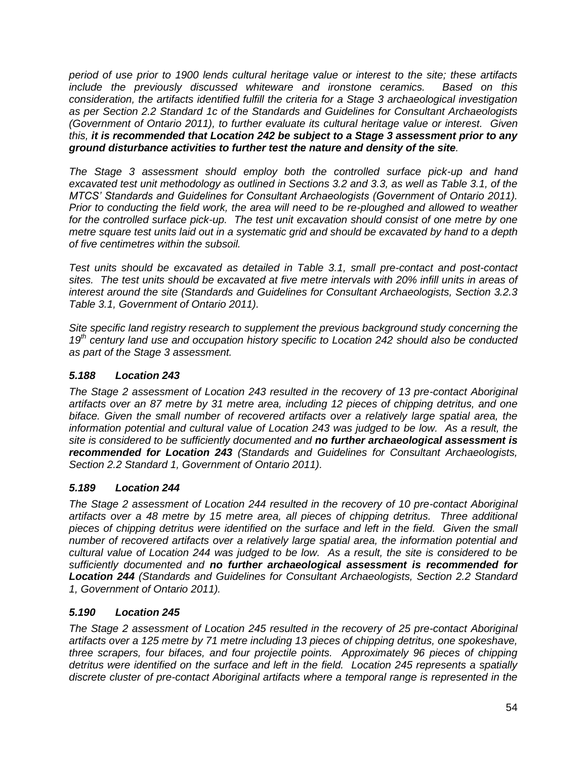*period of use prior to 1900 lends cultural heritage value or interest to the site; these artifacts include the previously discussed whiteware and ironstone ceramics. Based on this consideration, the artifacts identified fulfill the criteria for a Stage 3 archaeological investigation as per Section 2.2 Standard 1c of the Standards and Guidelines for Consultant Archaeologists (Government of Ontario 2011), to further evaluate its cultural heritage value or interest. Given this,* ***it is recommended that Location 242 be subject to a Stage 3 assessment prior to any ground disturbance activities to further test the nature and density of the site****.*

*The Stage 3 assessment should employ both the controlled surface pick-up and hand excavated test unit methodology as outlined in Sections 3.2 and 3.3, as well as Table 3.1, of the MTCS' Standards and Guidelines for Consultant Archaeologists (Government of Ontario 2011). Prior to conducting the field work, the area will need to be re-ploughed and allowed to weather for the controlled surface pick-up. The test unit excavation should consist of one metre by one metre square test units laid out in a systematic grid and should be excavated by hand to a depth of five centimetres within the subsoil.*

*Test units should be excavated as detailed in Table 3.1, small pre-contact and post-contact sites. The test units should be excavated at five metre intervals with 20% infill units in areas of interest around the site (Standards and Guidelines for Consultant Archaeologists, Section 3.2.3 Table 3.1, Government of Ontario 2011).*

*Site specific land registry research to supplement the previous background study concerning the 19th century land use and occupation history specific to Location 242 should also be conducted as part of the Stage 3 assessment.*

### *5.188 Location 243*

*The Stage 2 assessment of Location 243 resulted in the recovery of 13 pre-contact Aboriginal artifacts over an 87 metre by 31 metre area, including 12 pieces of chipping detritus, and one biface. Given the small number of recovered artifacts over a relatively large spatial area, the information potential and cultural value of Location 243 was judged to be low. As a result, the site is considered to be sufficiently documented and* ***no further archaeological assessment is recommended for Location 243*** *(Standards and Guidelines for Consultant Archaeologists, Section 2.2 Standard 1, Government of Ontario 2011).*

### *5.189 Location 244*

*The Stage 2 assessment of Location 244 resulted in the recovery of 10 pre-contact Aboriginal artifacts over a 48 metre by 15 metre area, all pieces of chipping detritus. Three additional pieces of chipping detritus were identified on the surface and left in the field. Given the small number of recovered artifacts over a relatively large spatial area, the information potential and cultural value of Location 244 was judged to be low. As a result, the site is considered to be sufficiently documented and* ***no further archaeological assessment is recommended for Location 244*** *(Standards and Guidelines for Consultant Archaeologists, Section 2.2 Standard 1, Government of Ontario 2011).*

### *5.190 Location 245*

*The Stage 2 assessment of Location 245 resulted in the recovery of 25 pre-contact Aboriginal artifacts over a 125 metre by 71 metre including 13 pieces of chipping detritus, one spokeshave, three scrapers, four bifaces, and four projectile points. Approximately 96 pieces of chipping detritus were identified on the surface and left in the field. Location 245 represents a spatially discrete cluster of pre-contact Aboriginal artifacts where a temporal range is represented in the*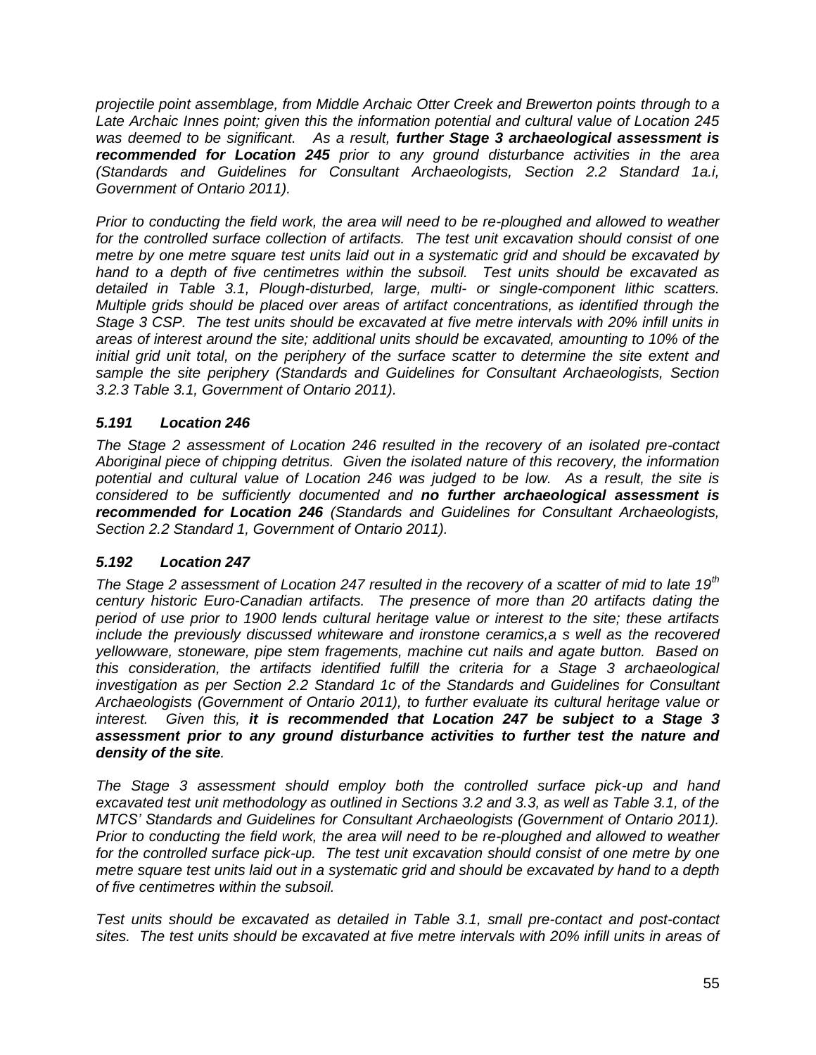*projectile point assemblage, from Middle Archaic Otter Creek and Brewerton points through to a Late Archaic Innes point; given this the information potential and cultural value of Location 245 was deemed to be significant. As a result, **further Stage 3 archaeological assessment is recommended for Location 245** prior to any ground disturbance activities in the area (Standards and Guidelines for Consultant Archaeologists, Section 2.2 Standard 1a.i, Government of Ontario 2011).*

*Prior to conducting the field work, the area will need to be re-ploughed and allowed to weather for the controlled surface collection of artifacts. The test unit excavation should consist of one metre by one metre square test units laid out in a systematic grid and should be excavated by hand to a depth of five centimetres within the subsoil. Test units should be excavated as detailed in Table 3.1, Plough-disturbed, large, multi- or single-component lithic scatters. Multiple grids should be placed over areas of artifact concentrations, as identified through the Stage 3 CSP. The test units should be excavated at five metre intervals with 20% infill units in areas of interest around the site; additional units should be excavated, amounting to 10% of the initial grid unit total, on the periphery of the surface scatter to determine the site extent and sample the site periphery (Standards and Guidelines for Consultant Archaeologists, Section 3.2.3 Table 3.1, Government of Ontario 2011).*

### *5.191 Location 246*

*The Stage 2 assessment of Location 246 resulted in the recovery of an isolated pre-contact Aboriginal piece of chipping detritus. Given the isolated nature of this recovery, the information potential and cultural value of Location 246 was judged to be low. As a result, the site is considered to be sufficiently documented and **no further archaeological assessment is recommended for Location 246** (Standards and Guidelines for Consultant Archaeologists, Section 2.2 Standard 1, Government of Ontario 2011).*

### *5.192 Location 247*

*The Stage 2 assessment of Location 247 resulted in the recovery of a scatter of mid to late 19th century historic Euro-Canadian artifacts. The presence of more than 20 artifacts dating the period of use prior to 1900 lends cultural heritage value or interest to the site; these artifacts include the previously discussed whiteware and ironstone ceramics,a s well as the recovered yellowware, stoneware, pipe stem fragements, machine cut nails and agate button. Based on this consideration, the artifacts identified fulfill the criteria for a Stage 3 archaeological investigation as per Section 2.2 Standard 1c of the Standards and Guidelines for Consultant Archaeologists (Government of Ontario 2011), to further evaluate its cultural heritage value or interest. Given this, **it is recommended that Location 247 be subject to a Stage 3 assessment prior to any ground disturbance activities to further test the nature and density of the site**.*

*The Stage 3 assessment should employ both the controlled surface pick-up and hand excavated test unit methodology as outlined in Sections 3.2 and 3.3, as well as Table 3.1, of the MTCS' Standards and Guidelines for Consultant Archaeologists (Government of Ontario 2011). Prior to conducting the field work, the area will need to be re-ploughed and allowed to weather for the controlled surface pick-up. The test unit excavation should consist of one metre by one metre square test units laid out in a systematic grid and should be excavated by hand to a depth of five centimetres within the subsoil.*

*Test units should be excavated as detailed in Table 3.1, small pre-contact and post-contact sites. The test units should be excavated at five metre intervals with 20% infill units in areas of*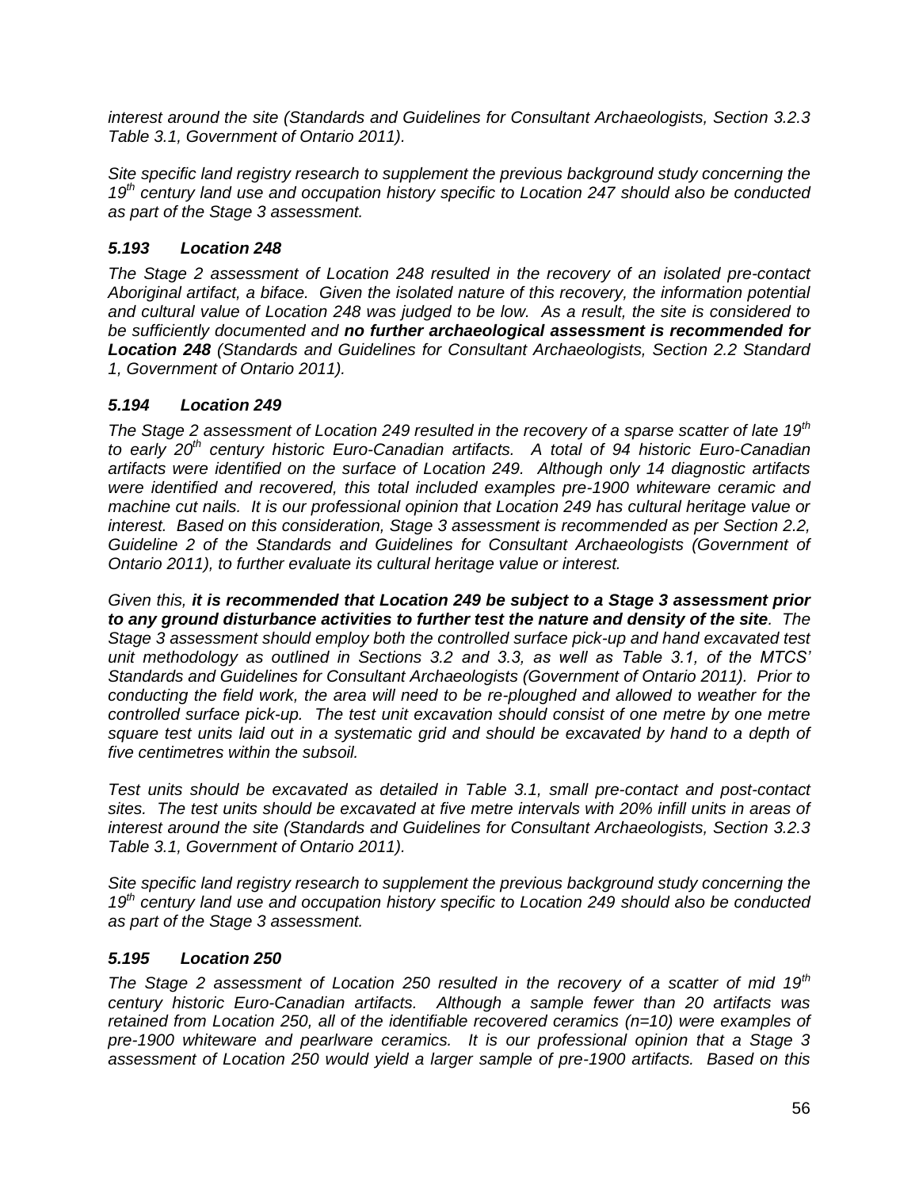*interest around the site (Standards and Guidelines for Consultant Archaeologists, Section 3.2.3 Table 3.1, Government of Ontario 2011).*

*Site specific land registry research to supplement the previous background study concerning the 19th century land use and occupation history specific to Location 247 should also be conducted as part of the Stage 3 assessment.*

### *5.193 Location 248*

*The Stage 2 assessment of Location 248 resulted in the recovery of an isolated pre-contact Aboriginal artifact, a biface. Given the isolated nature of this recovery, the information potential and cultural value of Location 248 was judged to be low. As a result, the site is considered to be sufficiently documented and* ***no further archaeological assessment is recommended for Location 248*** *(Standards and Guidelines for Consultant Archaeologists, Section 2.2 Standard 1, Government of Ontario 2011).*

### *5.194 Location 249*

*The Stage 2 assessment of Location 249 resulted in the recovery of a sparse scatter of late 19th to early 20th century historic Euro-Canadian artifacts. A total of 94 historic Euro-Canadian artifacts were identified on the surface of Location 249. Although only 14 diagnostic artifacts were identified and recovered, this total included examples pre-1900 whiteware ceramic and machine cut nails. It is our professional opinion that Location 249 has cultural heritage value or interest. Based on this consideration, Stage 3 assessment is recommended as per Section 2.2, Guideline 2 of the Standards and Guidelines for Consultant Archaeologists (Government of Ontario 2011), to further evaluate its cultural heritage value or interest.*

*Given this,* ***it is recommended that Location 249 be subject to a Stage 3 assessment prior to any ground disturbance activities to further test the nature and density of the site****. The Stage 3 assessment should employ both the controlled surface pick-up and hand excavated test unit methodology as outlined in Sections 3.2 and 3.3, as well as Table 3.1, of the MTCS' Standards and Guidelines for Consultant Archaeologists (Government of Ontario 2011). Prior to conducting the field work, the area will need to be re-ploughed and allowed to weather for the controlled surface pick-up. The test unit excavation should consist of one metre by one metre square test units laid out in a systematic grid and should be excavated by hand to a depth of five centimetres within the subsoil.*

*Test units should be excavated as detailed in Table 3.1, small pre-contact and post-contact sites. The test units should be excavated at five metre intervals with 20% infill units in areas of interest around the site (Standards and Guidelines for Consultant Archaeologists, Section 3.2.3 Table 3.1, Government of Ontario 2011).*

*Site specific land registry research to supplement the previous background study concerning the 19th century land use and occupation history specific to Location 249 should also be conducted as part of the Stage 3 assessment.*

### *5.195 Location 250*

*The Stage 2 assessment of Location 250 resulted in the recovery of a scatter of mid 19th century historic Euro-Canadian artifacts. Although a sample fewer than 20 artifacts was retained from Location 250, all of the identifiable recovered ceramics (n=10) were examples of pre-1900 whiteware and pearlware ceramics. It is our professional opinion that a Stage 3 assessment of Location 250 would yield a larger sample of pre-1900 artifacts. Based on this*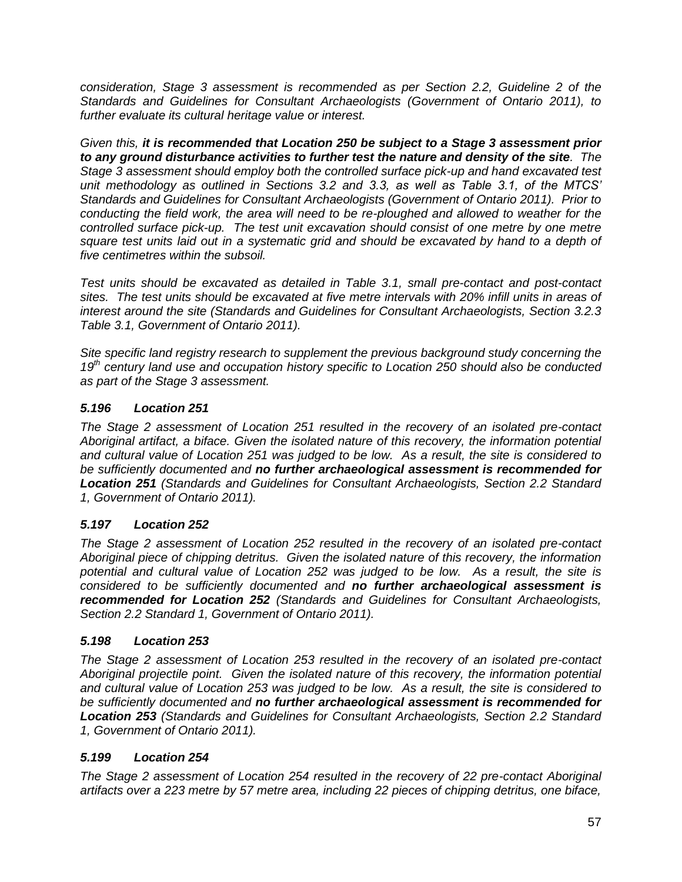*consideration, Stage 3 assessment is recommended as per Section 2.2, Guideline 2 of the Standards and Guidelines for Consultant Archaeologists (Government of Ontario 2011), to further evaluate its cultural heritage value or interest.*

*Given this, **it is recommended that Location 250 be subject to a Stage 3 assessment prior to any ground disturbance activities to further test the nature and density of the site**. The Stage 3 assessment should employ both the controlled surface pick-up and hand excavated test unit methodology as outlined in Sections 3.2 and 3.3, as well as Table 3.1, of the MTCS' Standards and Guidelines for Consultant Archaeologists (Government of Ontario 2011). Prior to conducting the field work, the area will need to be re-ploughed and allowed to weather for the controlled surface pick-up. The test unit excavation should consist of one metre by one metre square test units laid out in a systematic grid and should be excavated by hand to a depth of five centimetres within the subsoil.*

*Test units should be excavated as detailed in Table 3.1, small pre-contact and post-contact sites. The test units should be excavated at five metre intervals with 20% infill units in areas of interest around the site (Standards and Guidelines for Consultant Archaeologists, Section 3.2.3 Table 3.1, Government of Ontario 2011).*

*Site specific land registry research to supplement the previous background study concerning the 19th century land use and occupation history specific to Location 250 should also be conducted as part of the Stage 3 assessment.*

### *5.196 Location 251*

*The Stage 2 assessment of Location 251 resulted in the recovery of an isolated pre-contact Aboriginal artifact, a biface. Given the isolated nature of this recovery, the information potential and cultural value of Location 251 was judged to be low. As a result, the site is considered to be sufficiently documented and **no further archaeological assessment is recommended for Location 251** (Standards and Guidelines for Consultant Archaeologists, Section 2.2 Standard 1, Government of Ontario 2011).*

### *5.197 Location 252*

*The Stage 2 assessment of Location 252 resulted in the recovery of an isolated pre-contact Aboriginal piece of chipping detritus. Given the isolated nature of this recovery, the information potential and cultural value of Location 252 was judged to be low. As a result, the site is considered to be sufficiently documented and **no further archaeological assessment is recommended for Location 252** (Standards and Guidelines for Consultant Archaeologists, Section 2.2 Standard 1, Government of Ontario 2011).*

### *5.198 Location 253*

*The Stage 2 assessment of Location 253 resulted in the recovery of an isolated pre-contact Aboriginal projectile point. Given the isolated nature of this recovery, the information potential and cultural value of Location 253 was judged to be low. As a result, the site is considered to be sufficiently documented and **no further archaeological assessment is recommended for Location 253** (Standards and Guidelines for Consultant Archaeologists, Section 2.2 Standard 1, Government of Ontario 2011).*

### *5.199 Location 254*

*The Stage 2 assessment of Location 254 resulted in the recovery of 22 pre-contact Aboriginal artifacts over a 223 metre by 57 metre area, including 22 pieces of chipping detritus, one biface,*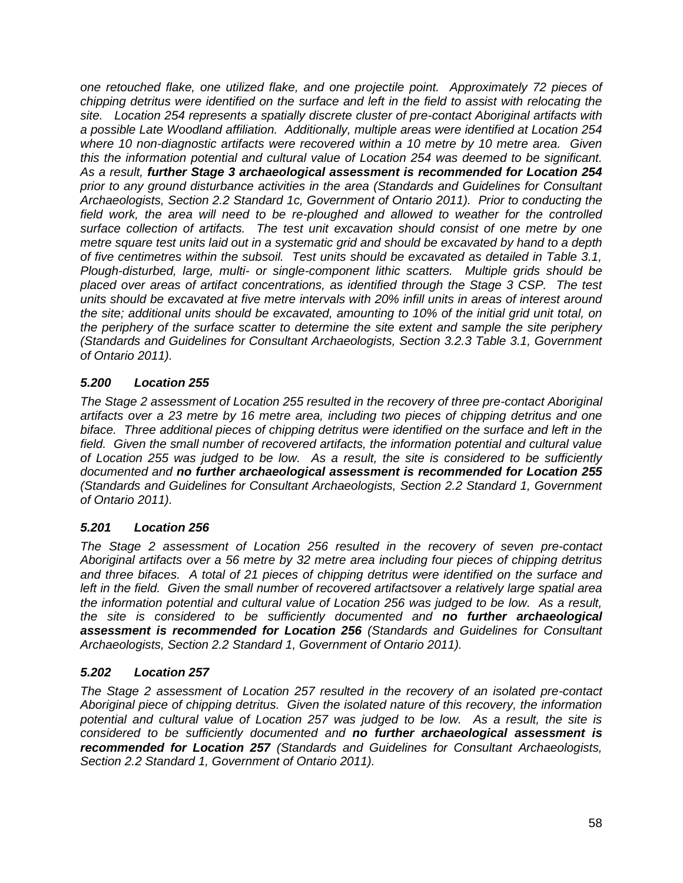*one retouched flake, one utilized flake, and one projectile point. Approximately 72 pieces of chipping detritus were identified on the surface and left in the field to assist with relocating the site. Location 254 represents a spatially discrete cluster of pre-contact Aboriginal artifacts with a possible Late Woodland affiliation. Additionally, multiple areas were identified at Location 254 where 10 non-diagnostic artifacts were recovered within a 10 metre by 10 metre area. Given this the information potential and cultural value of Location 254 was deemed to be significant. As a result,* ***further Stage 3 archaeological assessment is recommended for Location 254*** *prior to any ground disturbance activities in the area (Standards and Guidelines for Consultant Archaeologists, Section 2.2 Standard 1c, Government of Ontario 2011). Prior to conducting the field work, the area will need to be re-ploughed and allowed to weather for the controlled surface collection of artifacts. The test unit excavation should consist of one metre by one metre square test units laid out in a systematic grid and should be excavated by hand to a depth of five centimetres within the subsoil. Test units should be excavated as detailed in Table 3.1, Plough-disturbed, large, multi- or single-component lithic scatters. Multiple grids should be placed over areas of artifact concentrations, as identified through the Stage 3 CSP. The test units should be excavated at five metre intervals with 20% infill units in areas of interest around the site; additional units should be excavated, amounting to 10% of the initial grid unit total, on the periphery of the surface scatter to determine the site extent and sample the site periphery (Standards and Guidelines for Consultant Archaeologists, Section 3.2.3 Table 3.1, Government of Ontario 2011).*

### *5.200 Location 255*

*The Stage 2 assessment of Location 255 resulted in the recovery of three pre-contact Aboriginal artifacts over a 23 metre by 16 metre area, including two pieces of chipping detritus and one biface. Three additional pieces of chipping detritus were identified on the surface and left in the field. Given the small number of recovered artifacts, the information potential and cultural value of Location 255 was judged to be low. As a result, the site is considered to be sufficiently documented and* ***no further archaeological assessment is recommended for Location 255*** *(Standards and Guidelines for Consultant Archaeologists, Section 2.2 Standard 1, Government of Ontario 2011).*

### *5.201 Location 256*

*The Stage 2 assessment of Location 256 resulted in the recovery of seven pre-contact Aboriginal artifacts over a 56 metre by 32 metre area including four pieces of chipping detritus and three bifaces. A total of 21 pieces of chipping detritus were identified on the surface and left in the field. Given the small number of recovered artifactsover a relatively large spatial area the information potential and cultural value of Location 256 was judged to be low. As a result, the site is considered to be sufficiently documented and* ***no further archaeological assessment is recommended for Location 256*** *(Standards and Guidelines for Consultant Archaeologists, Section 2.2 Standard 1, Government of Ontario 2011).*

### *5.202 Location 257*

*The Stage 2 assessment of Location 257 resulted in the recovery of an isolated pre-contact Aboriginal piece of chipping detritus. Given the isolated nature of this recovery, the information potential and cultural value of Location 257 was judged to be low. As a result, the site is considered to be sufficiently documented and* ***no further archaeological assessment is recommended for Location 257*** *(Standards and Guidelines for Consultant Archaeologists, Section 2.2 Standard 1, Government of Ontario 2011).*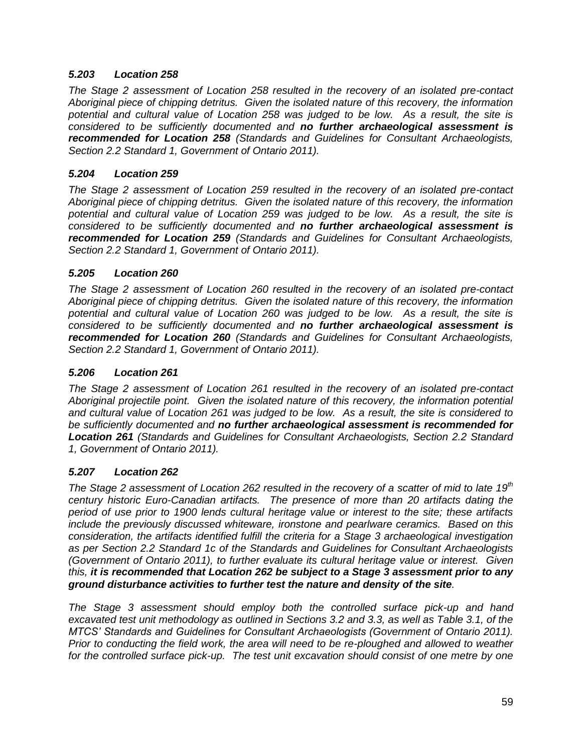### *5.203 Location 258*

*The Stage 2 assessment of Location 258 resulted in the recovery of an isolated pre-contact Aboriginal piece of chipping detritus. Given the isolated nature of this recovery, the information potential and cultural value of Location 258 was judged to be low. As a result, the site is considered to be sufficiently documented and **no further archaeological assessment is recommended for Location 258** (Standards and Guidelines for Consultant Archaeologists, Section 2.2 Standard 1, Government of Ontario 2011).*

### *5.204 Location 259*

*The Stage 2 assessment of Location 259 resulted in the recovery of an isolated pre-contact Aboriginal piece of chipping detritus. Given the isolated nature of this recovery, the information potential and cultural value of Location 259 was judged to be low. As a result, the site is considered to be sufficiently documented and **no further archaeological assessment is recommended for Location 259** (Standards and Guidelines for Consultant Archaeologists, Section 2.2 Standard 1, Government of Ontario 2011).*

### *5.205 Location 260*

*The Stage 2 assessment of Location 260 resulted in the recovery of an isolated pre-contact Aboriginal piece of chipping detritus. Given the isolated nature of this recovery, the information potential and cultural value of Location 260 was judged to be low. As a result, the site is considered to be sufficiently documented and **no further archaeological assessment is recommended for Location 260** (Standards and Guidelines for Consultant Archaeologists, Section 2.2 Standard 1, Government of Ontario 2011).*

### *5.206 Location 261*

*The Stage 2 assessment of Location 261 resulted in the recovery of an isolated pre-contact Aboriginal projectile point. Given the isolated nature of this recovery, the information potential and cultural value of Location 261 was judged to be low. As a result, the site is considered to be sufficiently documented and **no further archaeological assessment is recommended for Location 261** (Standards and Guidelines for Consultant Archaeologists, Section 2.2 Standard 1, Government of Ontario 2011).*

### *5.207 Location 262*

*The Stage 2 assessment of Location 262 resulted in the recovery of a scatter of mid to late 19th century historic Euro-Canadian artifacts. The presence of more than 20 artifacts dating the period of use prior to 1900 lends cultural heritage value or interest to the site; these artifacts include the previously discussed whiteware, ironstone and pearlware ceramics. Based on this consideration, the artifacts identified fulfill the criteria for a Stage 3 archaeological investigation as per Section 2.2 Standard 1c of the Standards and Guidelines for Consultant Archaeologists (Government of Ontario 2011), to further evaluate its cultural heritage value or interest. Given this, **it is recommended that Location 262 be subject to a Stage 3 assessment prior to any ground disturbance activities to further test the nature and density of the site**.*

*The Stage 3 assessment should employ both the controlled surface pick-up and hand excavated test unit methodology as outlined in Sections 3.2 and 3.3, as well as Table 3.1, of the MTCS' Standards and Guidelines for Consultant Archaeologists (Government of Ontario 2011). Prior to conducting the field work, the area will need to be re-ploughed and allowed to weather for the controlled surface pick-up. The test unit excavation should consist of one metre by one*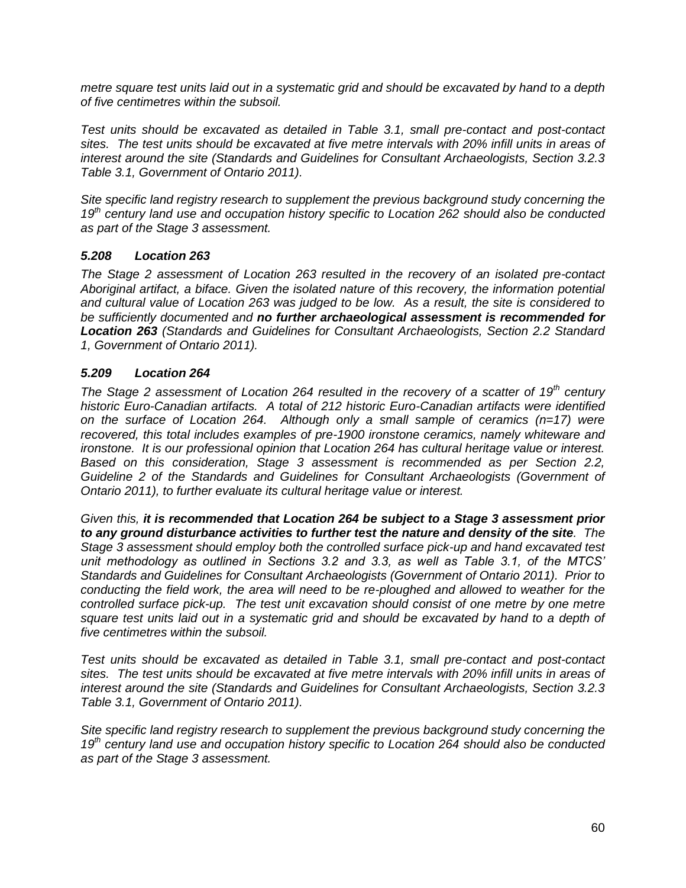*metre square test units laid out in a systematic grid and should be excavated by hand to a depth of five centimetres within the subsoil.*

*Test units should be excavated as detailed in Table 3.1, small pre-contact and post-contact sites. The test units should be excavated at five metre intervals with 20% infill units in areas of interest around the site (Standards and Guidelines for Consultant Archaeologists, Section 3.2.3 Table 3.1, Government of Ontario 2011).*

*Site specific land registry research to supplement the previous background study concerning the 19th century land use and occupation history specific to Location 262 should also be conducted as part of the Stage 3 assessment.*

### *5.208 Location 263*

*The Stage 2 assessment of Location 263 resulted in the recovery of an isolated pre-contact Aboriginal artifact, a biface. Given the isolated nature of this recovery, the information potential and cultural value of Location 263 was judged to be low. As a result, the site is considered to be sufficiently documented and* ***no further archaeological assessment is recommended for Location 263*** *(Standards and Guidelines for Consultant Archaeologists, Section 2.2 Standard 1, Government of Ontario 2011).*

### *5.209 Location 264*

*The Stage 2 assessment of Location 264 resulted in the recovery of a scatter of 19th century historic Euro-Canadian artifacts. A total of 212 historic Euro-Canadian artifacts were identified on the surface of Location 264. Although only a small sample of ceramics (n=17) were recovered, this total includes examples of pre-1900 ironstone ceramics, namely whiteware and ironstone. It is our professional opinion that Location 264 has cultural heritage value or interest. Based on this consideration, Stage 3 assessment is recommended as per Section 2.2, Guideline 2 of the Standards and Guidelines for Consultant Archaeologists (Government of Ontario 2011), to further evaluate its cultural heritage value or interest.*

*Given this,* ***it is recommended that Location 264 be subject to a Stage 3 assessment prior to any ground disturbance activities to further test the nature and density of the site****. The Stage 3 assessment should employ both the controlled surface pick-up and hand excavated test unit methodology as outlined in Sections 3.2 and 3.3, as well as Table 3.1, of the MTCS' Standards and Guidelines for Consultant Archaeologists (Government of Ontario 2011). Prior to conducting the field work, the area will need to be re-ploughed and allowed to weather for the controlled surface pick-up. The test unit excavation should consist of one metre by one metre square test units laid out in a systematic grid and should be excavated by hand to a depth of five centimetres within the subsoil.*

*Test units should be excavated as detailed in Table 3.1, small pre-contact and post-contact sites. The test units should be excavated at five metre intervals with 20% infill units in areas of interest around the site (Standards and Guidelines for Consultant Archaeologists, Section 3.2.3 Table 3.1, Government of Ontario 2011).*

*Site specific land registry research to supplement the previous background study concerning the 19th century land use and occupation history specific to Location 264 should also be conducted as part of the Stage 3 assessment.*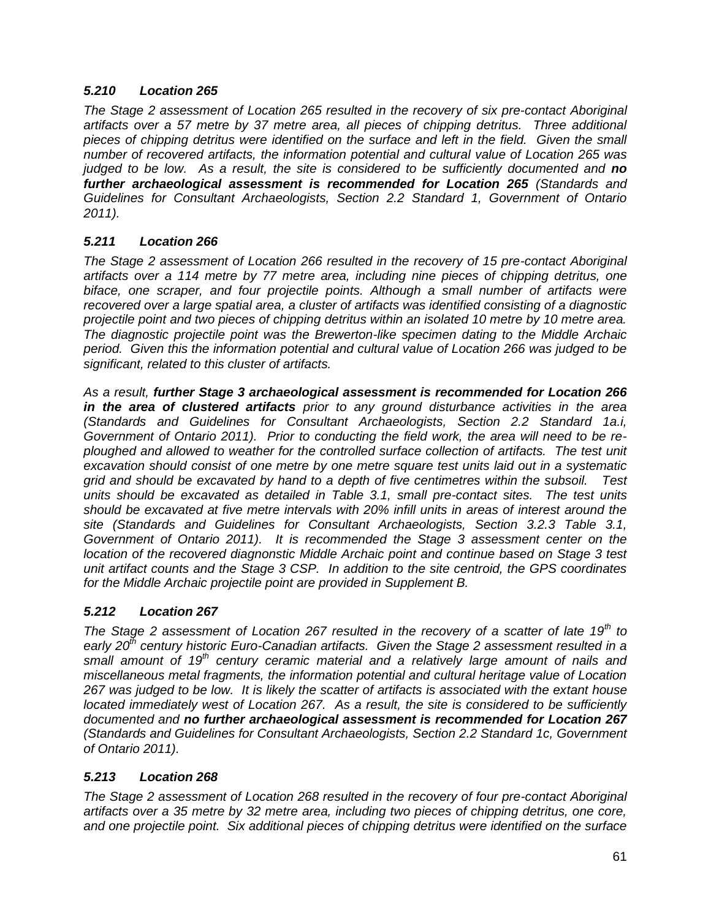### *5.210 Location 265*

*The Stage 2 assessment of Location 265 resulted in the recovery of six pre-contact Aboriginal artifacts over a 57 metre by 37 metre area, all pieces of chipping detritus. Three additional pieces of chipping detritus were identified on the surface and left in the field. Given the small number of recovered artifacts, the information potential and cultural value of Location 265 was judged to be low. As a result, the site is considered to be sufficiently documented and **no further archaeological assessment is recommended for Location 265** (Standards and Guidelines for Consultant Archaeologists, Section 2.2 Standard 1, Government of Ontario 2011).*

### *5.211 Location 266*

*The Stage 2 assessment of Location 266 resulted in the recovery of 15 pre-contact Aboriginal artifacts over a 114 metre by 77 metre area, including nine pieces of chipping detritus, one biface, one scraper, and four projectile points. Although a small number of artifacts were recovered over a large spatial area, a cluster of artifacts was identified consisting of a diagnostic projectile point and two pieces of chipping detritus within an isolated 10 metre by 10 metre area. The diagnostic projectile point was the Brewerton-like specimen dating to the Middle Archaic period. Given this the information potential and cultural value of Location 266 was judged to be significant, related to this cluster of artifacts.*

*As a result, **further Stage 3 archaeological assessment is recommended for Location 266 in the area of clustered artifacts** prior to any ground disturbance activities in the area (Standards and Guidelines for Consultant Archaeologists, Section 2.2 Standard 1a.i, Government of Ontario 2011). Prior to conducting the field work, the area will need to be re-ploughed and allowed to weather for the controlled surface collection of artifacts. The test unit excavation should consist of one metre by one metre square test units laid out in a systematic grid and should be excavated by hand to a depth of five centimetres within the subsoil. Test units should be excavated as detailed in Table 3.1, small pre-contact sites. The test units should be excavated at five metre intervals with 20% infill units in areas of interest around the site (Standards and Guidelines for Consultant Archaeologists, Section 3.2.3 Table 3.1, Government of Ontario 2011). It is recommended the Stage 3 assessment center on the location of the recovered diagnonstic Middle Archaic point and continue based on Stage 3 test unit artifact counts and the Stage 3 CSP. In addition to the site centroid, the GPS coordinates for the Middle Archaic projectile point are provided in Supplement B.*

### *5.212 Location 267*

*The Stage 2 assessment of Location 267 resulted in the recovery of a scatter of late 19th to early 20th century historic Euro-Canadian artifacts. Given the Stage 2 assessment resulted in a small amount of 19th century ceramic material and a relatively large amount of nails and miscellaneous metal fragments, the information potential and cultural heritage value of Location 267 was judged to be low. It is likely the scatter of artifacts is associated with the extant house located immediately west of Location 267. As a result, the site is considered to be sufficiently documented and **no further archaeological assessment is recommended for Location 267** (Standards and Guidelines for Consultant Archaeologists, Section 2.2 Standard 1c, Government of Ontario 2011).*

### *5.213 Location 268*

*The Stage 2 assessment of Location 268 resulted in the recovery of four pre-contact Aboriginal artifacts over a 35 metre by 32 metre area, including two pieces of chipping detritus, one core, and one projectile point. Six additional pieces of chipping detritus were identified on the surface*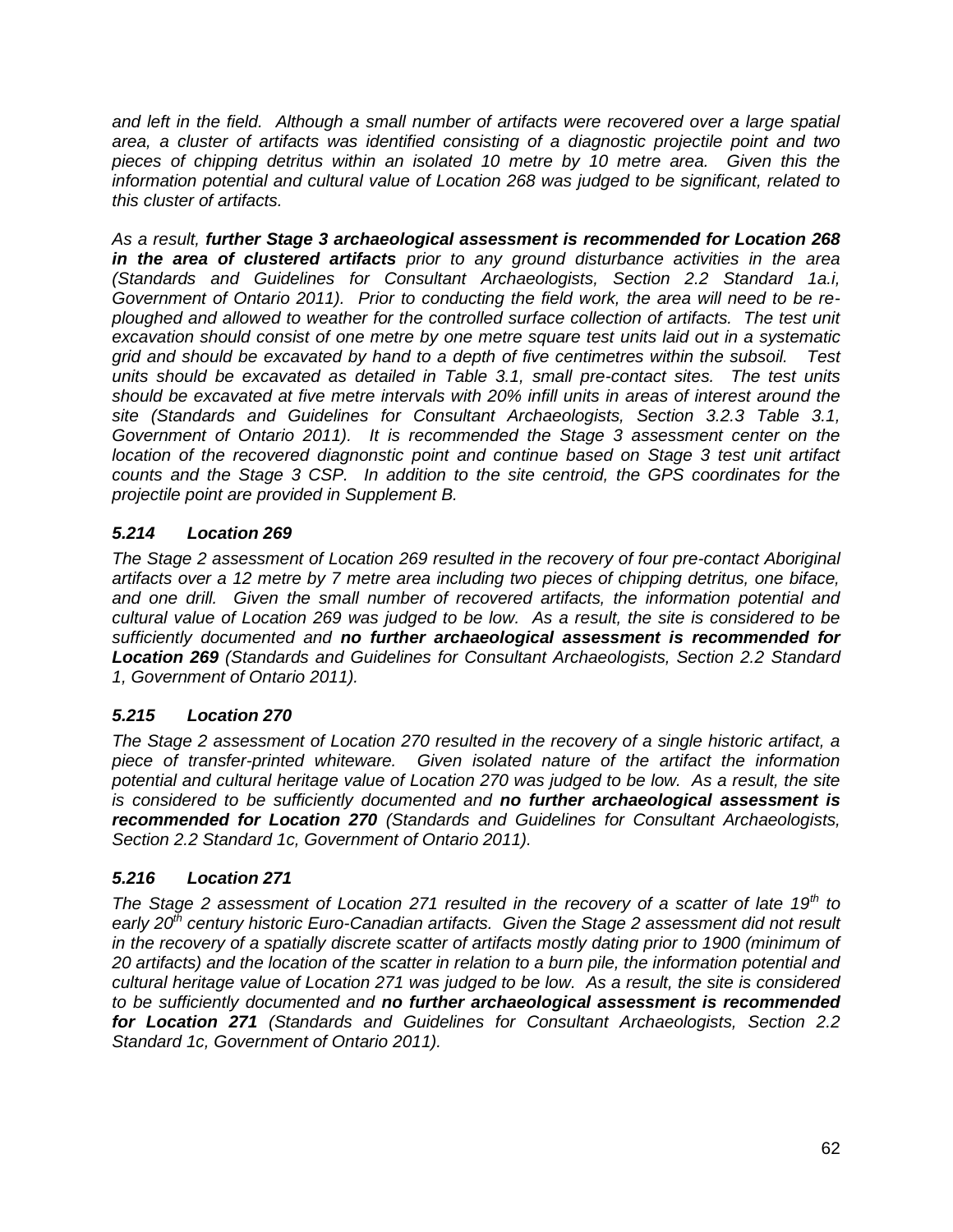*and left in the field. Although a small number of artifacts were recovered over a large spatial area, a cluster of artifacts was identified consisting of a diagnostic projectile point and two pieces of chipping detritus within an isolated 10 metre by 10 metre area. Given this the information potential and cultural value of Location 268 was judged to be significant, related to this cluster of artifacts.*

*As a result, **further Stage 3 archaeological assessment is recommended for Location 268 in the area of clustered artifacts** prior to any ground disturbance activities in the area (Standards and Guidelines for Consultant Archaeologists, Section 2.2 Standard 1a.i, Government of Ontario 2011). Prior to conducting the field work, the area will need to be re-ploughed and allowed to weather for the controlled surface collection of artifacts. The test unit excavation should consist of one metre by one metre square test units laid out in a systematic grid and should be excavated by hand to a depth of five centimetres within the subsoil. Test units should be excavated as detailed in Table 3.1, small pre-contact sites. The test units should be excavated at five metre intervals with 20% infill units in areas of interest around the site (Standards and Guidelines for Consultant Archaeologists, Section 3.2.3 Table 3.1, Government of Ontario 2011). It is recommended the Stage 3 assessment center on the location of the recovered diagnonstic point and continue based on Stage 3 test unit artifact counts and the Stage 3 CSP. In addition to the site centroid, the GPS coordinates for the projectile point are provided in Supplement B.*

### *5.214 Location 269*

*The Stage 2 assessment of Location 269 resulted in the recovery of four pre-contact Aboriginal artifacts over a 12 metre by 7 metre area including two pieces of chipping detritus, one biface, and one drill. Given the small number of recovered artifacts, the information potential and cultural value of Location 269 was judged to be low. As a result, the site is considered to be sufficiently documented and **no further archaeological assessment is recommended for Location 269** (Standards and Guidelines for Consultant Archaeologists, Section 2.2 Standard 1, Government of Ontario 2011).*

### *5.215 Location 270*

*The Stage 2 assessment of Location 270 resulted in the recovery of a single historic artifact, a piece of transfer-printed whiteware. Given isolated nature of the artifact the information potential and cultural heritage value of Location 270 was judged to be low. As a result, the site is considered to be sufficiently documented and **no further archaeological assessment is recommended for Location 270** (Standards and Guidelines for Consultant Archaeologists, Section 2.2 Standard 1c, Government of Ontario 2011).*

### *5.216 Location 271*

*The Stage 2 assessment of Location 271 resulted in the recovery of a scatter of late 19th to early 20th century historic Euro-Canadian artifacts. Given the Stage 2 assessment did not result in the recovery of a spatially discrete scatter of artifacts mostly dating prior to 1900 (minimum of 20 artifacts) and the location of the scatter in relation to a burn pile, the information potential and cultural heritage value of Location 271 was judged to be low. As a result, the site is considered to be sufficiently documented and **no further archaeological assessment is recommended for Location 271** (Standards and Guidelines for Consultant Archaeologists, Section 2.2 Standard 1c, Government of Ontario 2011).*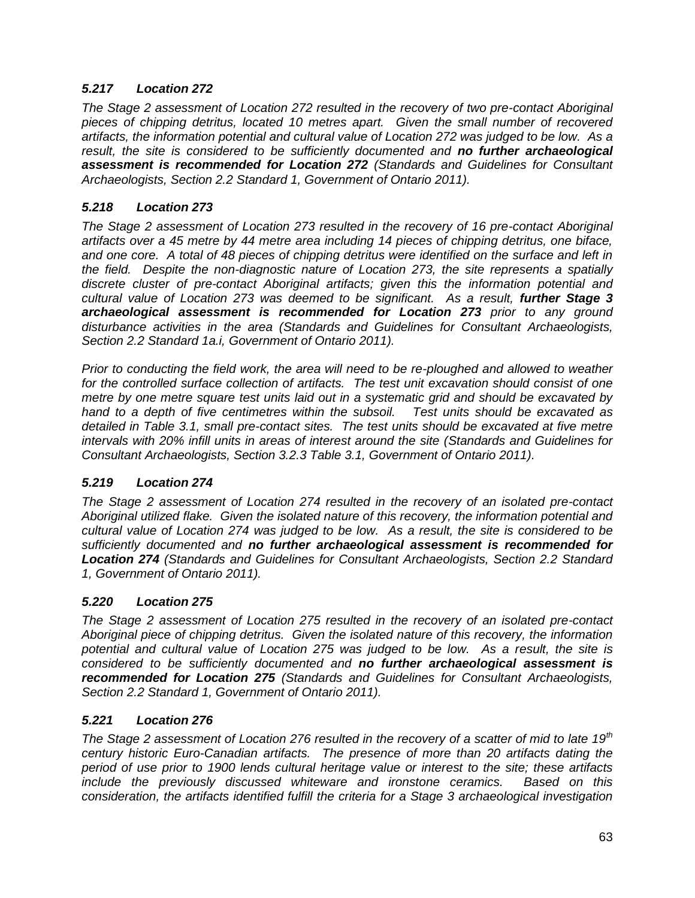### *5.217 Location 272*

*The Stage 2 assessment of Location 272 resulted in the recovery of two pre-contact Aboriginal pieces of chipping detritus, located 10 metres apart. Given the small number of recovered artifacts, the information potential and cultural value of Location 272 was judged to be low. As a result, the site is considered to be sufficiently documented and **no further archaeological assessment is recommended for Location 272** (Standards and Guidelines for Consultant Archaeologists, Section 2.2 Standard 1, Government of Ontario 2011).*

### *5.218 Location 273*

*The Stage 2 assessment of Location 273 resulted in the recovery of 16 pre-contact Aboriginal artifacts over a 45 metre by 44 metre area including 14 pieces of chipping detritus, one biface, and one core. A total of 48 pieces of chipping detritus were identified on the surface and left in the field. Despite the non-diagnostic nature of Location 273, the site represents a spatially discrete cluster of pre-contact Aboriginal artifacts; given this the information potential and cultural value of Location 273 was deemed to be significant. As a result, **further Stage 3 archaeological assessment is recommended for Location 273** prior to any ground disturbance activities in the area (Standards and Guidelines for Consultant Archaeologists, Section 2.2 Standard 1a.i, Government of Ontario 2011).*

*Prior to conducting the field work, the area will need to be re-ploughed and allowed to weather for the controlled surface collection of artifacts. The test unit excavation should consist of one metre by one metre square test units laid out in a systematic grid and should be excavated by hand to a depth of five centimetres within the subsoil. Test units should be excavated as detailed in Table 3.1, small pre-contact sites. The test units should be excavated at five metre intervals with 20% infill units in areas of interest around the site (Standards and Guidelines for Consultant Archaeologists, Section 3.2.3 Table 3.1, Government of Ontario 2011).*

### *5.219 Location 274*

*The Stage 2 assessment of Location 274 resulted in the recovery of an isolated pre-contact Aboriginal utilized flake. Given the isolated nature of this recovery, the information potential and cultural value of Location 274 was judged to be low. As a result, the site is considered to be sufficiently documented and **no further archaeological assessment is recommended for Location 274** (Standards and Guidelines for Consultant Archaeologists, Section 2.2 Standard 1, Government of Ontario 2011).*

### *5.220 Location 275*

*The Stage 2 assessment of Location 275 resulted in the recovery of an isolated pre-contact Aboriginal piece of chipping detritus. Given the isolated nature of this recovery, the information potential and cultural value of Location 275 was judged to be low. As a result, the site is considered to be sufficiently documented and **no further archaeological assessment is recommended for Location 275** (Standards and Guidelines for Consultant Archaeologists, Section 2.2 Standard 1, Government of Ontario 2011).*

### *5.221 Location 276*

*The Stage 2 assessment of Location 276 resulted in the recovery of a scatter of mid to late 19th century historic Euro-Canadian artifacts. The presence of more than 20 artifacts dating the period of use prior to 1900 lends cultural heritage value or interest to the site; these artifacts include the previously discussed whiteware and ironstone ceramics. Based on this consideration, the artifacts identified fulfill the criteria for a Stage 3 archaeological investigation*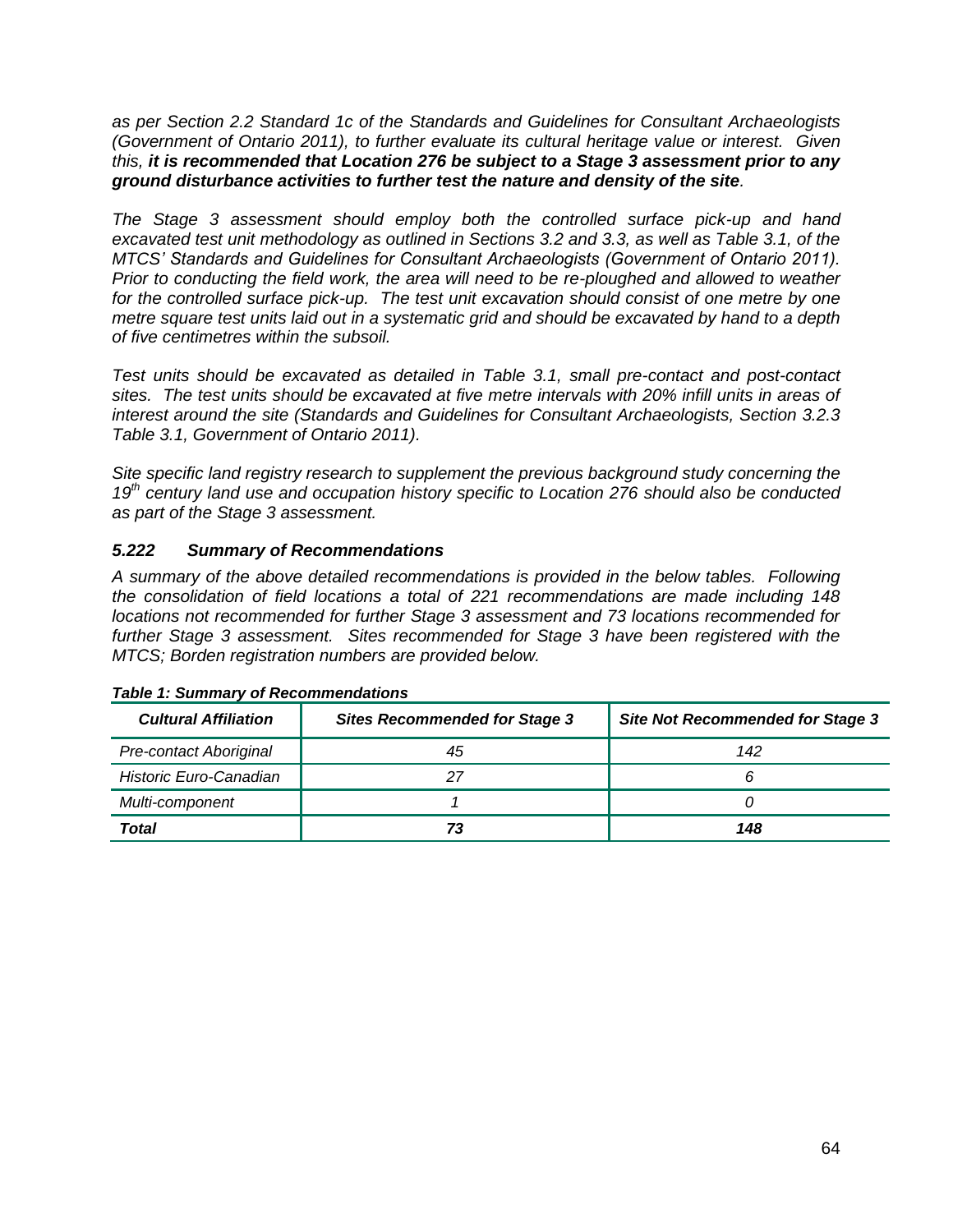*as per Section 2.2 Standard 1c of the Standards and Guidelines for Consultant Archaeologists (Government of Ontario 2011), to further evaluate its cultural heritage value or interest. Given this,* ***it is recommended that Location 276 be subject to a Stage 3 assessment prior to any ground disturbance activities to further test the nature and density of the site****.*

*The Stage 3 assessment should employ both the controlled surface pick-up and hand excavated test unit methodology as outlined in Sections 3.2 and 3.3, as well as Table 3.1, of the MTCS' Standards and Guidelines for Consultant Archaeologists (Government of Ontario 2011). Prior to conducting the field work, the area will need to be re-ploughed and allowed to weather for the controlled surface pick-up. The test unit excavation should consist of one metre by one metre square test units laid out in a systematic grid and should be excavated by hand to a depth of five centimetres within the subsoil.*

*Test units should be excavated as detailed in Table 3.1, small pre-contact and post-contact sites. The test units should be excavated at five metre intervals with 20% infill units in areas of interest around the site (Standards and Guidelines for Consultant Archaeologists, Section 3.2.3 Table 3.1, Government of Ontario 2011).*

*Site specific land registry research to supplement the previous background study concerning the 19th century land use and occupation history specific to Location 276 should also be conducted as part of the Stage 3 assessment.*

### *5.222 Summary of Recommendations*

*A summary of the above detailed recommendations is provided in the below tables. Following the consolidation of field locations a total of 221 recommendations are made including 148 locations not recommended for further Stage 3 assessment and 73 locations recommended for further Stage 3 assessment. Sites recommended for Stage 3 have been registered with the MTCS; Borden registration numbers are provided below.*

***Table 1: Summary of Recommendations***

| *Cultural Affiliation* | *Sites Recommended for Stage 3* | *Site Not Recommended for Stage 3* |
|---|---|---|
| *Pre-contact Aboriginal* | *45* | *142* |
| *Historic Euro-Canadian* | *27* | *6* |
| *Multi-component* | *1* | *0* |
| ***Total*** | ***73*** | ***148*** |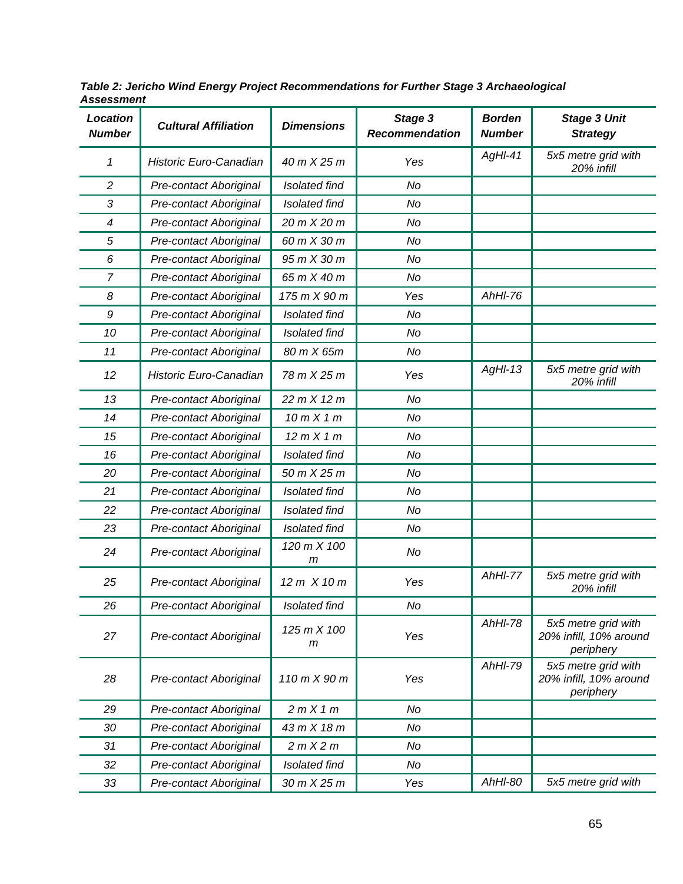***Table 2: Jericho Wind Energy Project Recommendations for Further Stage 3 Archaeological Assessment***

| *Location Number* | *Cultural Affiliation* | *Dimensions* | *Stage 3 Recommendation* | *Borden Number* | *Stage 3 Unit Strategy* |
|---|---|---|---|---|---|
| *1* | *Historic Euro-Canadian* | *40 m X 25 m* | *Yes* | *AgHl-41* | *5x5 metre grid with 20% infill* |
| *2* | *Pre-contact Aboriginal* | *Isolated find* | *No* | | |
| *3* | *Pre-contact Aboriginal* | *Isolated find* | *No* | | |
| *4* | *Pre-contact Aboriginal* | *20 m X 20 m* | *No* | | |
| *5* | *Pre-contact Aboriginal* | *60 m X 30 m* | *No* | | |
| *6* | *Pre-contact Aboriginal* | *95 m X 30 m* | *No* | | |
| *7* | *Pre-contact Aboriginal* | *65 m X 40 m* | *No* | | |
| *8* | *Pre-contact Aboriginal* | *175 m X 90 m* | *Yes* | *AhHl-76* | |
| *9* | *Pre-contact Aboriginal* | *Isolated find* | *No* | | |
| *10* | *Pre-contact Aboriginal* | *Isolated find* | *No* | | |
| *11* | *Pre-contact Aboriginal* | *80 m X 65m* | *No* | | |
| *12* | *Historic Euro-Canadian* | *78 m X 25 m* | *Yes* | *AgHl-13* | *5x5 metre grid with 20% infill* |
| *13* | *Pre-contact Aboriginal* | *22 m X 12 m* | *No* | | |
| *14* | *Pre-contact Aboriginal* | *10 m X 1 m* | *No* | | |
| *15* | *Pre-contact Aboriginal* | *12 m X 1 m* | *No* | | |
| *16* | *Pre-contact Aboriginal* | *Isolated find* | *No* | | |
| *20* | *Pre-contact Aboriginal* | *50 m X 25 m* | *No* | | |
| *21* | *Pre-contact Aboriginal* | *Isolated find* | *No* | | |
| *22* | *Pre-contact Aboriginal* | *Isolated find* | *No* | | |
| *23* | *Pre-contact Aboriginal* | *Isolated find* | *No* | | |
| *24* | *Pre-contact Aboriginal* | *120 m X 100 m* | *No* | | |
| *25* | *Pre-contact Aboriginal* | *12 m X 10 m* | *Yes* | *AhHl-77* | *5x5 metre grid with 20% infill* |
| *26* | *Pre-contact Aboriginal* | *Isolated find* | *No* | | |
| *27* | *Pre-contact Aboriginal* | *125 m X 100 m* | *Yes* | *AhHl-78* | *5x5 metre grid with 20% infill, 10% around periphery* |
| *28* | *Pre-contact Aboriginal* | *110 m X 90 m* | *Yes* | *AhHl-79* | *5x5 metre grid with 20% infill, 10% around periphery* |
| *29* | *Pre-contact Aboriginal* | *2 m X 1 m* | *No* | | |
| *30* | *Pre-contact Aboriginal* | *43 m X 18 m* | *No* | | |
| *31* | *Pre-contact Aboriginal* | *2 m X 2 m* | *No* | | |
| *32* | *Pre-contact Aboriginal* | *Isolated find* | *No* | | |
| *33* | *Pre-contact Aboriginal* | *30 m X 25 m* | *Yes* | *AhHl-80* | *5x5 metre grid with* |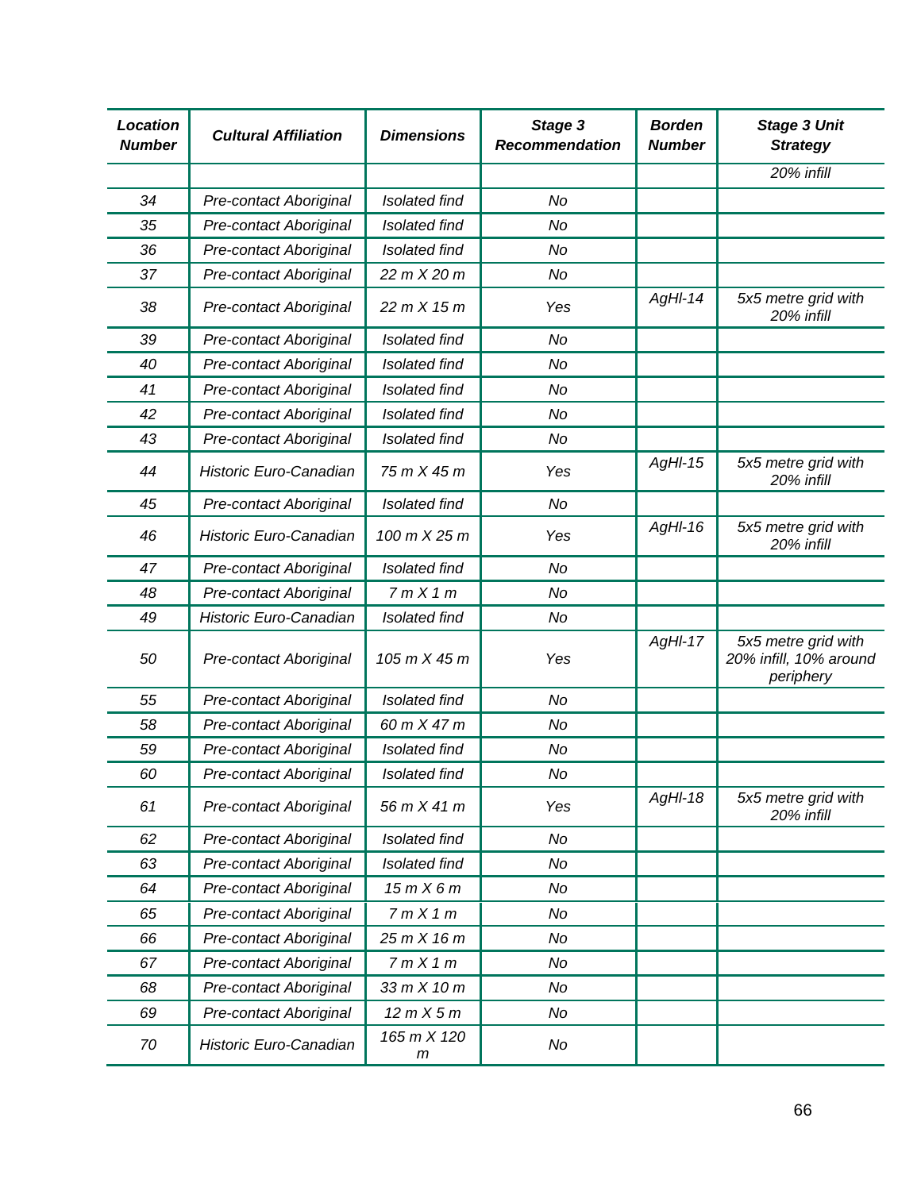| Location Number | Cultural Affiliation | Dimensions | Stage 3 Recommendation | Borden Number | Stage 3 Unit Strategy |
|---|---|---|---|---|---|
| | | | | | 20% infill |
| 34 | Pre-contact Aboriginal | Isolated find | No | | |
| 35 | Pre-contact Aboriginal | Isolated find | No | | |
| 36 | Pre-contact Aboriginal | Isolated find | No | | |
| 37 | Pre-contact Aboriginal | 22 m X 20 m | No | | |
| 38 | Pre-contact Aboriginal | 22 m X 15 m | Yes | AgHl-14 | 5x5 metre grid with 20% infill |
| 39 | Pre-contact Aboriginal | Isolated find | No | | |
| 40 | Pre-contact Aboriginal | Isolated find | No | | |
| 41 | Pre-contact Aboriginal | Isolated find | No | | |
| 42 | Pre-contact Aboriginal | Isolated find | No | | |
| 43 | Pre-contact Aboriginal | Isolated find | No | | |
| 44 | Historic Euro-Canadian | 75 m X 45 m | Yes | AgHl-15 | 5x5 metre grid with 20% infill |
| 45 | Pre-contact Aboriginal | Isolated find | No | | |
| 46 | Historic Euro-Canadian | 100 m X 25 m | Yes | AgHl-16 | 5x5 metre grid with 20% infill |
| 47 | Pre-contact Aboriginal | Isolated find | No | | |
| 48 | Pre-contact Aboriginal | 7 m X 1 m | No | | |
| 49 | Historic Euro-Canadian | Isolated find | No | | |
| 50 | Pre-contact Aboriginal | 105 m X 45 m | Yes | AgHl-17 | 5x5 metre grid with 20% infill, 10% around periphery |
| 55 | Pre-contact Aboriginal | Isolated find | No | | |
| 58 | Pre-contact Aboriginal | 60 m X 47 m | No | | |
| 59 | Pre-contact Aboriginal | Isolated find | No | | |
| 60 | Pre-contact Aboriginal | Isolated find | No | | |
| 61 | Pre-contact Aboriginal | 56 m X 41 m | Yes | AgHl-18 | 5x5 metre grid with 20% infill |
| 62 | Pre-contact Aboriginal | Isolated find | No | | |
| 63 | Pre-contact Aboriginal | Isolated find | No | | |
| 64 | Pre-contact Aboriginal | 15 m X 6 m | No | | |
| 65 | Pre-contact Aboriginal | 7 m X 1 m | No | | |
| 66 | Pre-contact Aboriginal | 25 m X 16 m | No | | |
| 67 | Pre-contact Aboriginal | 7 m X 1 m | No | | |
| 68 | Pre-contact Aboriginal | 33 m X 10 m | No | | |
| 69 | Pre-contact Aboriginal | 12 m X 5 m | No | | |
| 70 | Historic Euro-Canadian | 165 m X 120 m | No | | |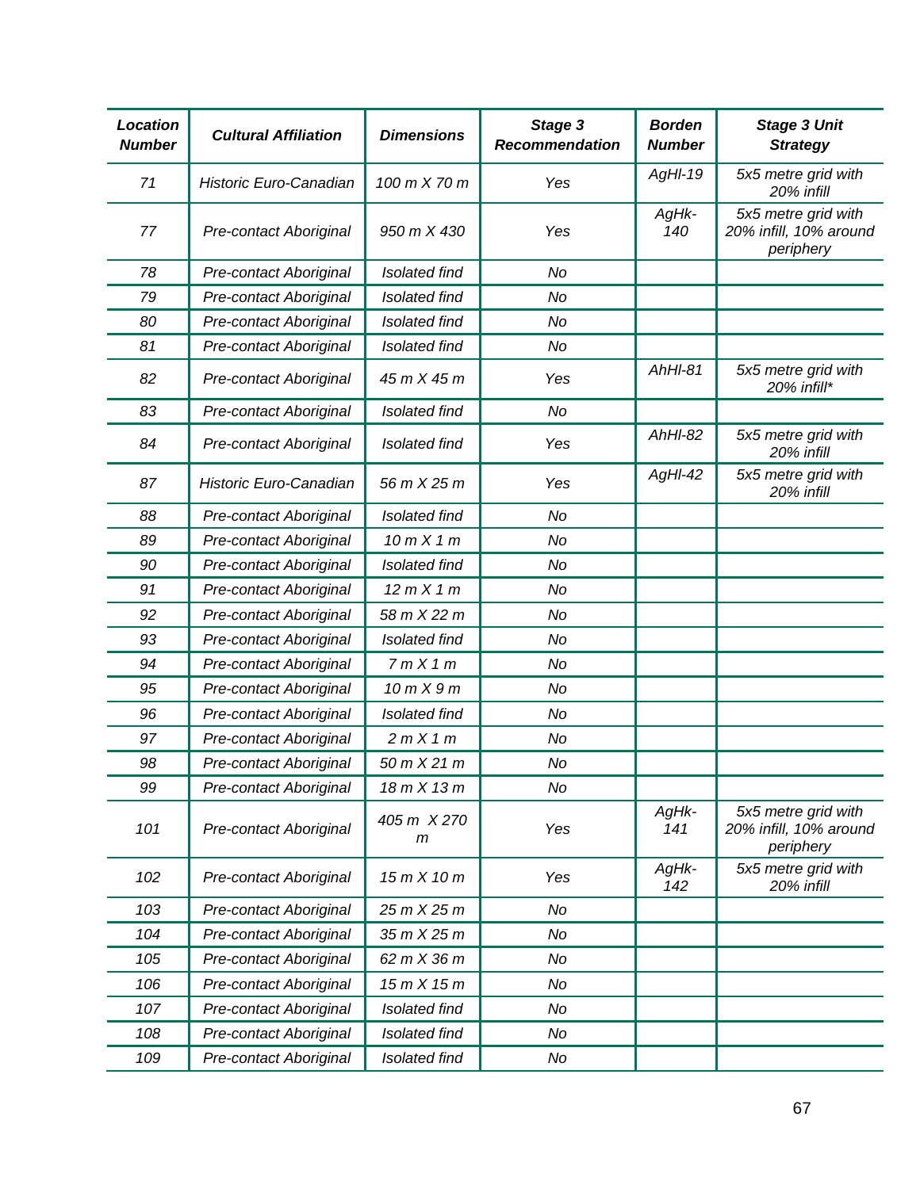| Location Number | Cultural Affiliation | Dimensions | Stage 3 Recommendation | Borden Number | Stage 3 Unit Strategy |
|---|---|---|---|---|---|
| 71 | Historic Euro-Canadian | 100 m X 70 m | Yes | AgHl-19 | 5x5 metre grid with 20% infill |
| 77 | Pre-contact Aboriginal | 950 m X 430 | Yes | AgHk-140 | 5x5 metre grid with 20% infill, 10% around periphery |
| 78 | Pre-contact Aboriginal | Isolated find | No | | |
| 79 | Pre-contact Aboriginal | Isolated find | No | | |
| 80 | Pre-contact Aboriginal | Isolated find | No | | |
| 81 | Pre-contact Aboriginal | Isolated find | No | | |
| 82 | Pre-contact Aboriginal | 45 m X 45 m | Yes | AhHl-81 | 5x5 metre grid with 20% infill* |
| 83 | Pre-contact Aboriginal | Isolated find | No | | |
| 84 | Pre-contact Aboriginal | Isolated find | Yes | AhHl-82 | 5x5 metre grid with 20% infill |
| 87 | Historic Euro-Canadian | 56 m X 25 m | Yes | AgHl-42 | 5x5 metre grid with 20% infill |
| 88 | Pre-contact Aboriginal | Isolated find | No | | |
| 89 | Pre-contact Aboriginal | 10 m X 1 m | No | | |
| 90 | Pre-contact Aboriginal | Isolated find | No | | |
| 91 | Pre-contact Aboriginal | 12 m X 1 m | No | | |
| 92 | Pre-contact Aboriginal | 58 m X 22 m | No | | |
| 93 | Pre-contact Aboriginal | Isolated find | No | | |
| 94 | Pre-contact Aboriginal | 7 m X 1 m | No | | |
| 95 | Pre-contact Aboriginal | 10 m X 9 m | No | | |
| 96 | Pre-contact Aboriginal | Isolated find | No | | |
| 97 | Pre-contact Aboriginal | 2 m X 1 m | No | | |
| 98 | Pre-contact Aboriginal | 50 m X 21 m | No | | |
| 99 | Pre-contact Aboriginal | 18 m X 13 m | No | | |
| 101 | Pre-contact Aboriginal | 405 m X 270 m | Yes | AgHk-141 | 5x5 metre grid with 20% infill, 10% around periphery |
| 102 | Pre-contact Aboriginal | 15 m X 10 m | Yes | AgHk-142 | 5x5 metre grid with 20% infill |
| 103 | Pre-contact Aboriginal | 25 m X 25 m | No | | |
| 104 | Pre-contact Aboriginal | 35 m X 25 m | No | | |
| 105 | Pre-contact Aboriginal | 62 m X 36 m | No | | |
| 106 | Pre-contact Aboriginal | 15 m X 15 m | No | | |
| 107 | Pre-contact Aboriginal | Isolated find | No | | |
| 108 | Pre-contact Aboriginal | Isolated find | No | | |
| 109 | Pre-contact Aboriginal | Isolated find | No | | |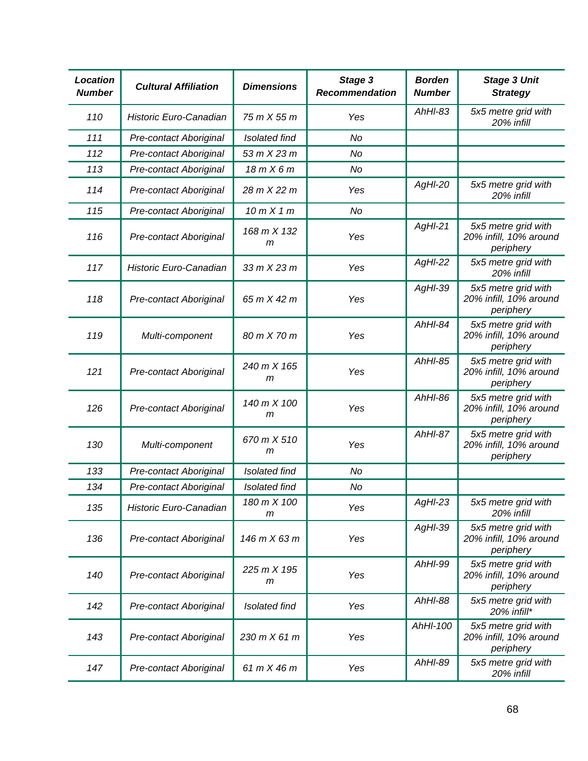| Location Number | Cultural Affiliation | Dimensions | Stage 3 Recommendation | Borden Number | Stage 3 Unit Strategy |
|---|---|---|---|---|---|
| 110 | Historic Euro-Canadian | 75 m X 55 m | Yes | AhHl-83 | 5x5 metre grid with 20% infill |
| 111 | Pre-contact Aboriginal | Isolated find | No | | |
| 112 | Pre-contact Aboriginal | 53 m X 23 m | No | | |
| 113 | Pre-contact Aboriginal | 18 m X 6 m | No | | |
| 114 | Pre-contact Aboriginal | 28 m X 22 m | Yes | AgHl-20 | 5x5 metre grid with 20% infill |
| 115 | Pre-contact Aboriginal | 10 m X 1 m | No | | |
| 116 | Pre-contact Aboriginal | 168 m X 132 m | Yes | AgHl-21 | 5x5 metre grid with 20% infill, 10% around periphery |
| 117 | Historic Euro-Canadian | 33 m X 23 m | Yes | AgHl-22 | 5x5 metre grid with 20% infill |
| 118 | Pre-contact Aboriginal | 65 m X 42 m | Yes | AgHl-39 | 5x5 metre grid with 20% infill, 10% around periphery |
| 119 | Multi-component | 80 m X 70 m | Yes | AhHl-84 | 5x5 metre grid with 20% infill, 10% around periphery |
| 121 | Pre-contact Aboriginal | 240 m X 165 m | Yes | AhHl-85 | 5x5 metre grid with 20% infill, 10% around periphery |
| 126 | Pre-contact Aboriginal | 140 m X 100 m | Yes | AhHl-86 | 5x5 metre grid with 20% infill, 10% around periphery |
| 130 | Multi-component | 670 m X 510 m | Yes | AhHl-87 | 5x5 metre grid with 20% infill, 10% around periphery |
| 133 | Pre-contact Aboriginal | Isolated find | No | | |
| 134 | Pre-contact Aboriginal | Isolated find | No | | |
| 135 | Historic Euro-Canadian | 180 m X 100 m | Yes | AgHl-23 | 5x5 metre grid with 20% infill |
| 136 | Pre-contact Aboriginal | 146 m X 63 m | Yes | AgHl-39 | 5x5 metre grid with 20% infill, 10% around periphery |
| 140 | Pre-contact Aboriginal | 225 m X 195 m | Yes | AhHl-99 | 5x5 metre grid with 20% infill, 10% around periphery |
| 142 | Pre-contact Aboriginal | Isolated find | Yes | AhHl-88 | 5x5 metre grid with 20% infill* |
| 143 | Pre-contact Aboriginal | 230 m X 61 m | Yes | AhHl-100 | 5x5 metre grid with 20% infill, 10% around periphery |
| 147 | Pre-contact Aboriginal | 61 m X 46 m | Yes | AhHl-89 | 5x5 metre grid with 20% infill |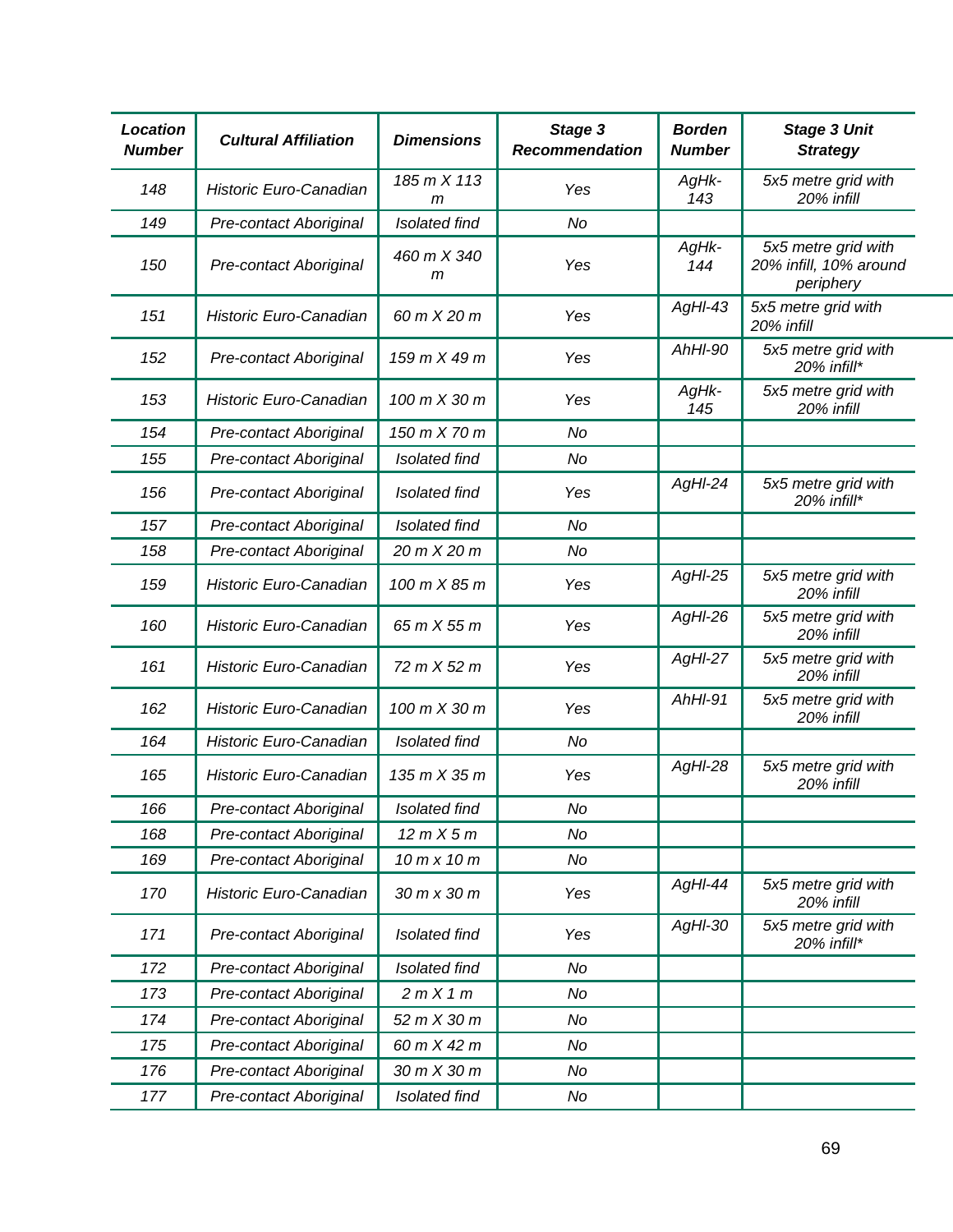| Location Number | Cultural Affiliation | Dimensions | Stage 3 Recommendation | Borden Number | Stage 3 Unit Strategy |
|---|---|---|---|---|---|
| 148 | Historic Euro-Canadian | 185 m X 113 m | Yes | AgHk-143 | 5x5 metre grid with 20% infill |
| 149 | Pre-contact Aboriginal | Isolated find | No | | |
| 150 | Pre-contact Aboriginal | 460 m X 340 m | Yes | AgHk-144 | 5x5 metre grid with 20% infill, 10% around periphery |
| 151 | Historic Euro-Canadian | 60 m X 20 m | Yes | AgHl-43 | 5x5 metre grid with 20% infill |
| 152 | Pre-contact Aboriginal | 159 m X 49 m | Yes | AhHl-90 | 5x5 metre grid with 20% infill* |
| 153 | Historic Euro-Canadian | 100 m X 30 m | Yes | AgHk-145 | 5x5 metre grid with 20% infill |
| 154 | Pre-contact Aboriginal | 150 m X 70 m | No | | |
| 155 | Pre-contact Aboriginal | Isolated find | No | | |
| 156 | Pre-contact Aboriginal | Isolated find | Yes | AgHl-24 | 5x5 metre grid with 20% infill* |
| 157 | Pre-contact Aboriginal | Isolated find | No | | |
| 158 | Pre-contact Aboriginal | 20 m X 20 m | No | | |
| 159 | Historic Euro-Canadian | 100 m X 85 m | Yes | AgHl-25 | 5x5 metre grid with 20% infill |
| 160 | Historic Euro-Canadian | 65 m X 55 m | Yes | AgHl-26 | 5x5 metre grid with 20% infill |
| 161 | Historic Euro-Canadian | 72 m X 52 m | Yes | AgHl-27 | 5x5 metre grid with 20% infill |
| 162 | Historic Euro-Canadian | 100 m X 30 m | Yes | AhHl-91 | 5x5 metre grid with 20% infill |
| 164 | Historic Euro-Canadian | Isolated find | No | | |
| 165 | Historic Euro-Canadian | 135 m X 35 m | Yes | AgHl-28 | 5x5 metre grid with 20% infill |
| 166 | Pre-contact Aboriginal | Isolated find | No | | |
| 168 | Pre-contact Aboriginal | 12 m X 5 m | No | | |
| 169 | Pre-contact Aboriginal | 10 m x 10 m | No | | |
| 170 | Historic Euro-Canadian | 30 m x 30 m | Yes | AgHl-44 | 5x5 metre grid with 20% infill |
| 171 | Pre-contact Aboriginal | Isolated find | Yes | AgHl-30 | 5x5 metre grid with 20% infill* |
| 172 | Pre-contact Aboriginal | Isolated find | No | | |
| 173 | Pre-contact Aboriginal | 2 m X 1 m | No | | |
| 174 | Pre-contact Aboriginal | 52 m X 30 m | No | | |
| 175 | Pre-contact Aboriginal | 60 m X 42 m | No | | |
| 176 | Pre-contact Aboriginal | 30 m X 30 m | No | | |
| 177 | Pre-contact Aboriginal | Isolated find | No | | |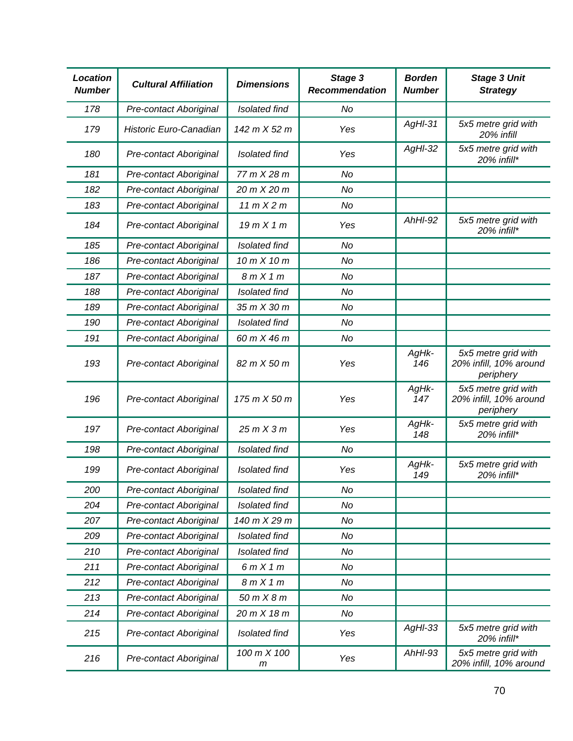| Location Number | Cultural Affiliation | Dimensions | Stage 3 Recommendation | Borden Number | Stage 3 Unit Strategy |
|---|---|---|---|---|---|
| 178 | Pre-contact Aboriginal | Isolated find | No | | |
| 179 | Historic Euro-Canadian | 142 m X 52 m | Yes | AgHl-31 | 5x5 metre grid with 20% infill |
| 180 | Pre-contact Aboriginal | Isolated find | Yes | AgHl-32 | 5x5 metre grid with 20% infill* |
| 181 | Pre-contact Aboriginal | 77 m X 28 m | No | | |
| 182 | Pre-contact Aboriginal | 20 m X 20 m | No | | |
| 183 | Pre-contact Aboriginal | 11 m X 2 m | No | | |
| 184 | Pre-contact Aboriginal | 19 m X 1 m | Yes | AhHl-92 | 5x5 metre grid with 20% infill* |
| 185 | Pre-contact Aboriginal | Isolated find | No | | |
| 186 | Pre-contact Aboriginal | 10 m X 10 m | No | | |
| 187 | Pre-contact Aboriginal | 8 m X 1 m | No | | |
| 188 | Pre-contact Aboriginal | Isolated find | No | | |
| 189 | Pre-contact Aboriginal | 35 m X 30 m | No | | |
| 190 | Pre-contact Aboriginal | Isolated find | No | | |
| 191 | Pre-contact Aboriginal | 60 m X 46 m | No | | |
| 193 | Pre-contact Aboriginal | 82 m X 50 m | Yes | AgHk-146 | 5x5 metre grid with 20% infill, 10% around periphery |
| 196 | Pre-contact Aboriginal | 175 m X 50 m | Yes | AgHk-147 | 5x5 metre grid with 20% infill, 10% around periphery |
| 197 | Pre-contact Aboriginal | 25 m X 3 m | Yes | AgHk-148 | 5x5 metre grid with 20% infill* |
| 198 | Pre-contact Aboriginal | Isolated find | No | | |
| 199 | Pre-contact Aboriginal | Isolated find | Yes | AgHk-149 | 5x5 metre grid with 20% infill* |
| 200 | Pre-contact Aboriginal | Isolated find | No | | |
| 204 | Pre-contact Aboriginal | Isolated find | No | | |
| 207 | Pre-contact Aboriginal | 140 m X 29 m | No | | |
| 209 | Pre-contact Aboriginal | Isolated find | No | | |
| 210 | Pre-contact Aboriginal | Isolated find | No | | |
| 211 | Pre-contact Aboriginal | 6 m X 1 m | No | | |
| 212 | Pre-contact Aboriginal | 8 m X 1 m | No | | |
| 213 | Pre-contact Aboriginal | 50 m X 8 m | No | | |
| 214 | Pre-contact Aboriginal | 20 m X 18 m | No | | |
| 215 | Pre-contact Aboriginal | Isolated find | Yes | AgHl-33 | 5x5 metre grid with 20% infill* |
| 216 | Pre-contact Aboriginal | 100 m X 100 m | Yes | AhHl-93 | 5x5 metre grid with 20% infill, 10% around |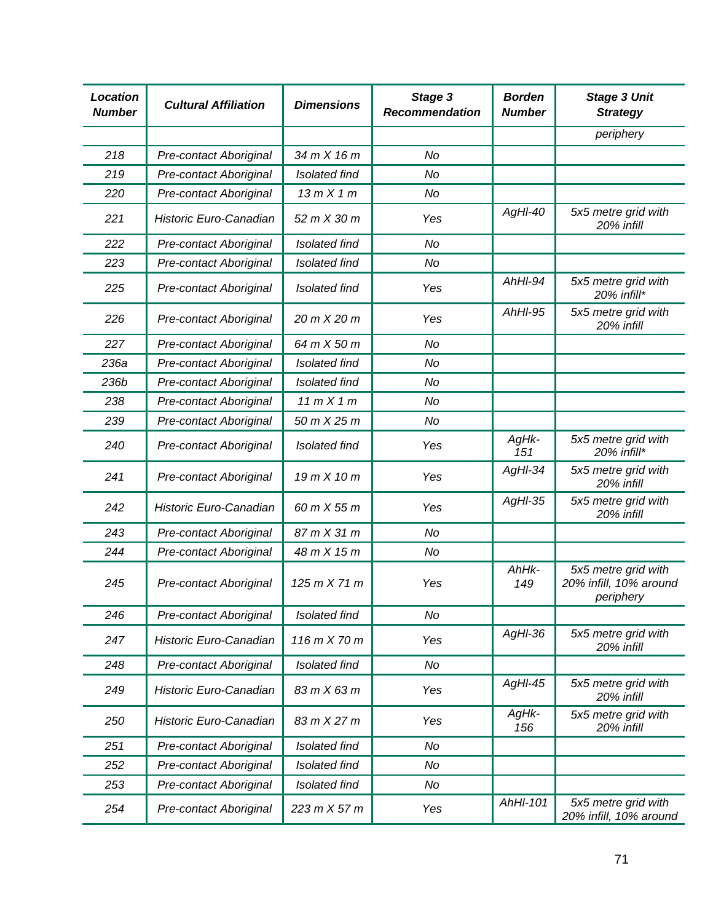| Location Number | Cultural Affiliation | Dimensions | Stage 3 Recommendation | Borden Number | Stage 3 Unit Strategy |
|---|---|---|---|---|---|
| | | | | | periphery |
| 218 | Pre-contact Aboriginal | 34 m X 16 m | No | | |
| 219 | Pre-contact Aboriginal | Isolated find | No | | |
| 220 | Pre-contact Aboriginal | 13 m X 1 m | No | | |
| 221 | Historic Euro-Canadian | 52 m X 30 m | Yes | AgHl-40 | 5x5 metre grid with 20% infill |
| 222 | Pre-contact Aboriginal | Isolated find | No | | |
| 223 | Pre-contact Aboriginal | Isolated find | No | | |
| 225 | Pre-contact Aboriginal | Isolated find | Yes | AhHl-94 | 5x5 metre grid with 20% infill* |
| 226 | Pre-contact Aboriginal | 20 m X 20 m | Yes | AhHl-95 | 5x5 metre grid with 20% infill |
| 227 | Pre-contact Aboriginal | 64 m X 50 m | No | | |
| 236a | Pre-contact Aboriginal | Isolated find | No | | |
| 236b | Pre-contact Aboriginal | Isolated find | No | | |
| 238 | Pre-contact Aboriginal | 11 m X 1 m | No | | |
| 239 | Pre-contact Aboriginal | 50 m X 25 m | No | | |
| 240 | Pre-contact Aboriginal | Isolated find | Yes | AgHk-151 | 5x5 metre grid with 20% infill* |
| 241 | Pre-contact Aboriginal | 19 m X 10 m | Yes | AgHl-34 | 5x5 metre grid with 20% infill |
| 242 | Historic Euro-Canadian | 60 m X 55 m | Yes | AgHl-35 | 5x5 metre grid with 20% infill |
| 243 | Pre-contact Aboriginal | 87 m X 31 m | No | | |
| 244 | Pre-contact Aboriginal | 48 m X 15 m | No | | |
| 245 | Pre-contact Aboriginal | 125 m X 71 m | Yes | AhHk-149 | 5x5 metre grid with 20% infill, 10% around periphery |
| 246 | Pre-contact Aboriginal | Isolated find | No | | |
| 247 | Historic Euro-Canadian | 116 m X 70 m | Yes | AgHl-36 | 5x5 metre grid with 20% infill |
| 248 | Pre-contact Aboriginal | Isolated find | No | | |
| 249 | Historic Euro-Canadian | 83 m X 63 m | Yes | AgHl-45 | 5x5 metre grid with 20% infill |
| 250 | Historic Euro-Canadian | 83 m X 27 m | Yes | AgHk-156 | 5x5 metre grid with 20% infill |
| 251 | Pre-contact Aboriginal | Isolated find | No | | |
| 252 | Pre-contact Aboriginal | Isolated find | No | | |
| 253 | Pre-contact Aboriginal | Isolated find | No | | |
| 254 | Pre-contact Aboriginal | 223 m X 57 m | Yes | AhHl-101 | 5x5 metre grid with 20% infill, 10% around |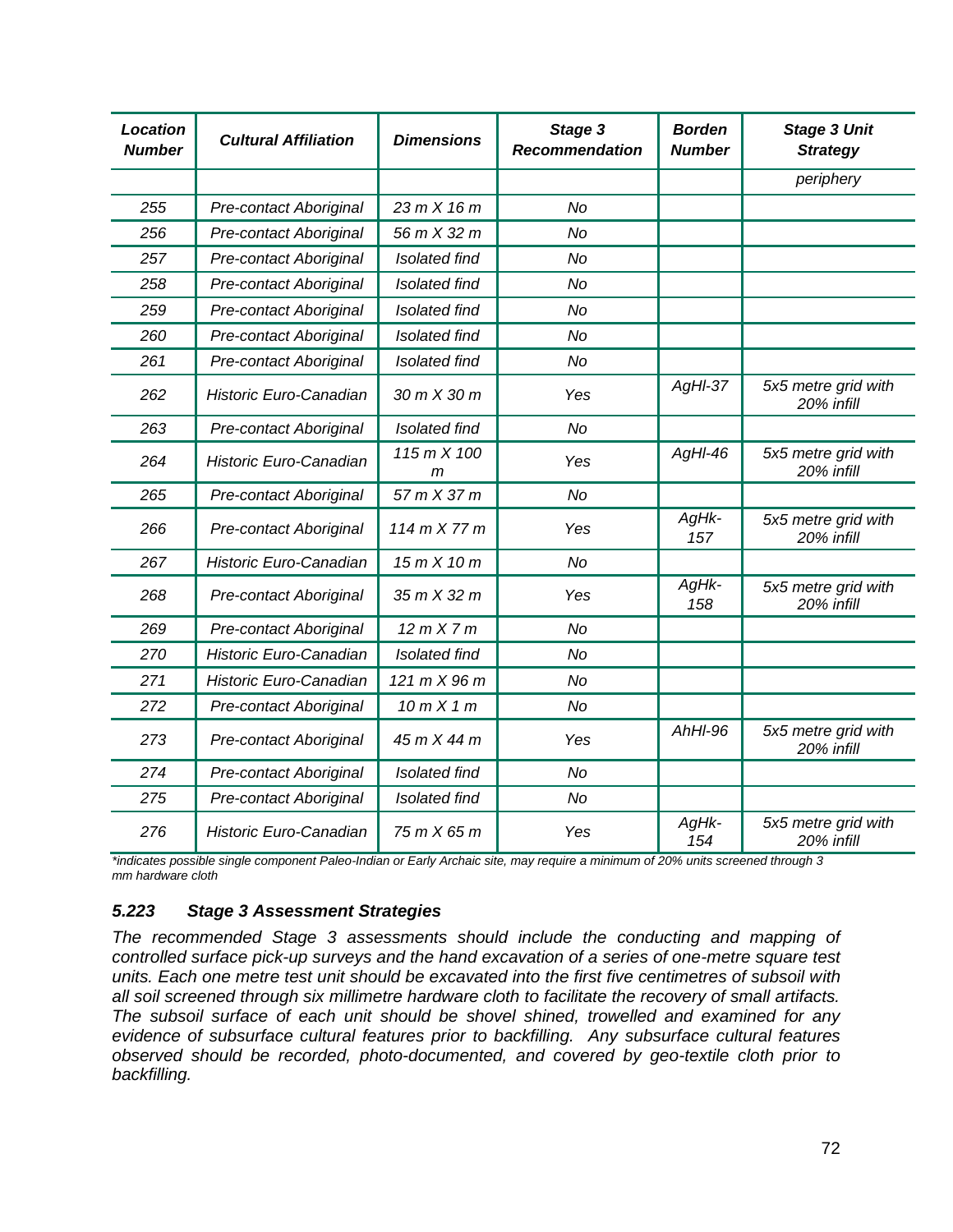| *Location Number* | *Cultural Affiliation* | *Dimensions* | *Stage 3 Recommendation* | *Borden Number* | *Stage 3 Unit Strategy* |
|---|---|---|---|---|---|
| | | | | | *periphery* |
| *255* | *Pre-contact Aboriginal* | *23 m X 16 m* | *No* | | |
| *256* | *Pre-contact Aboriginal* | *56 m X 32 m* | *No* | | |
| *257* | *Pre-contact Aboriginal* | *Isolated find* | *No* | | |
| *258* | *Pre-contact Aboriginal* | *Isolated find* | *No* | | |
| *259* | *Pre-contact Aboriginal* | *Isolated find* | *No* | | |
| *260* | *Pre-contact Aboriginal* | *Isolated find* | *No* | | |
| *261* | *Pre-contact Aboriginal* | *Isolated find* | *No* | | |
| *262* | *Historic Euro-Canadian* | *30 m X 30 m* | *Yes* | *AgHl-37* | *5x5 metre grid with 20% infill* |
| *263* | *Pre-contact Aboriginal* | *Isolated find* | *No* | | |
| *264* | *Historic Euro-Canadian* | *115 m X 100 m* | *Yes* | *AgHl-46* | *5x5 metre grid with 20% infill* |
| *265* | *Pre-contact Aboriginal* | *57 m X 37 m* | *No* | | |
| *266* | *Pre-contact Aboriginal* | *114 m X 77 m* | *Yes* | *AgHk-157* | *5x5 metre grid with 20% infill* |
| *267* | *Historic Euro-Canadian* | *15 m X 10 m* | *No* | | |
| *268* | *Pre-contact Aboriginal* | *35 m X 32 m* | *Yes* | *AgHk-158* | *5x5 metre grid with 20% infill* |
| *269* | *Pre-contact Aboriginal* | *12 m X 7 m* | *No* | | |
| *270* | *Historic Euro-Canadian* | *Isolated find* | *No* | | |
| *271* | *Historic Euro-Canadian* | *121 m X 96 m* | *No* | | |
| *272* | *Pre-contact Aboriginal* | *10 m X 1 m* | *No* | | |
| *273* | *Pre-contact Aboriginal* | *45 m X 44 m* | *Yes* | *AhHl-96* | *5x5 metre grid with 20% infill* |
| *274* | *Pre-contact Aboriginal* | *Isolated find* | *No* | | |
| *275* | *Pre-contact Aboriginal* | *Isolated find* | *No* | | |
| *276* | *Historic Euro-Canadian* | *75 m X 65 m* | *Yes* | *AgHk-154* | *5x5 metre grid with 20% infill* |

*\*indicates possible single component Paleo-Indian or Early Archaic site, may require a minimum of 20% units screened through 3 mm hardware cloth*

### *5.223 Stage 3 Assessment Strategies*

*The recommended Stage 3 assessments should include the conducting and mapping of controlled surface pick-up surveys and the hand excavation of a series of one-metre square test units. Each one metre test unit should be excavated into the first five centimetres of subsoil with all soil screened through six millimetre hardware cloth to facilitate the recovery of small artifacts. The subsoil surface of each unit should be shovel shined, trowelled and examined for any evidence of subsurface cultural features prior to backfilling. Any subsurface cultural features observed should be recorded, photo-documented, and covered by geo-textile cloth prior to backfilling.*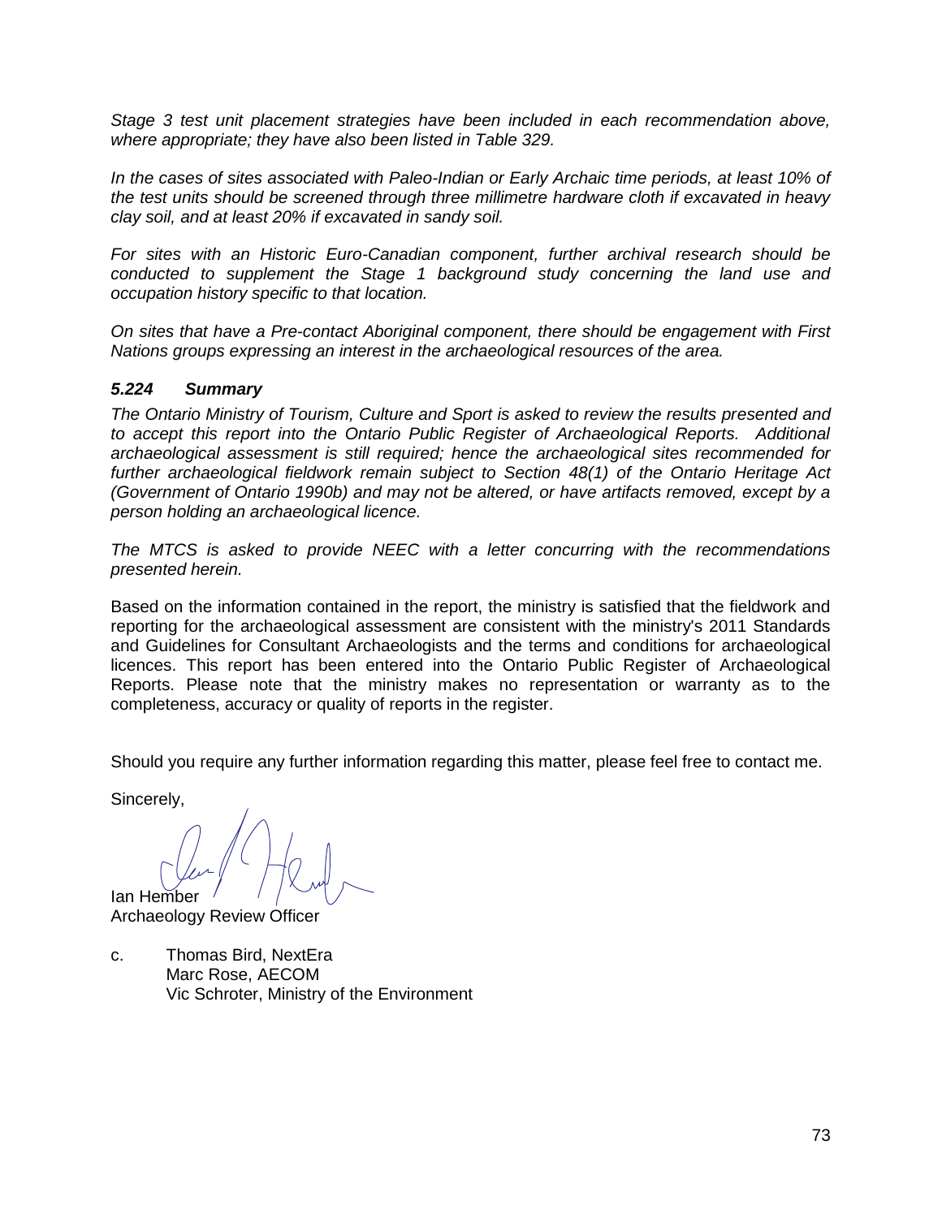*Stage 3 test unit placement strategies have been included in each recommendation above, where appropriate; they have also been listed in Table 329.*

*In the cases of sites associated with Paleo-Indian or Early Archaic time periods, at least 10% of the test units should be screened through three millimetre hardware cloth if excavated in heavy clay soil, and at least 20% if excavated in sandy soil.*

*For sites with an Historic Euro-Canadian component, further archival research should be conducted to supplement the Stage 1 background study concerning the land use and occupation history specific to that location.*

*On sites that have a Pre-contact Aboriginal component, there should be engagement with First Nations groups expressing an interest in the archaeological resources of the area.*

### *5.224 Summary*

*The Ontario Ministry of Tourism, Culture and Sport is asked to review the results presented and to accept this report into the Ontario Public Register of Archaeological Reports. Additional archaeological assessment is still required; hence the archaeological sites recommended for further archaeological fieldwork remain subject to Section 48(1) of the Ontario Heritage Act (Government of Ontario 1990b) and may not be altered, or have artifacts removed, except by a person holding an archaeological licence.*

*The MTCS is asked to provide NEEC with a letter concurring with the recommendations presented herein.*

Based on the information contained in the report, the ministry is satisfied that the fieldwork and reporting for the archaeological assessment are consistent with the ministry's 2011 Standards and Guidelines for Consultant Archaeologists and the terms and conditions for archaeological licences. This report has been entered into the Ontario Public Register of Archaeological Reports. Please note that the ministry makes no representation or warranty as to the completeness, accuracy or quality of reports in the register.

Should you require any further information regarding this matter, please feel free to contact me.

Sincerely,

Ian Hember
Archaeology Review Officer

c. Thomas Bird, NextEra
Marc Rose, AECOM
Vic Schroter, Ministry of the Environment